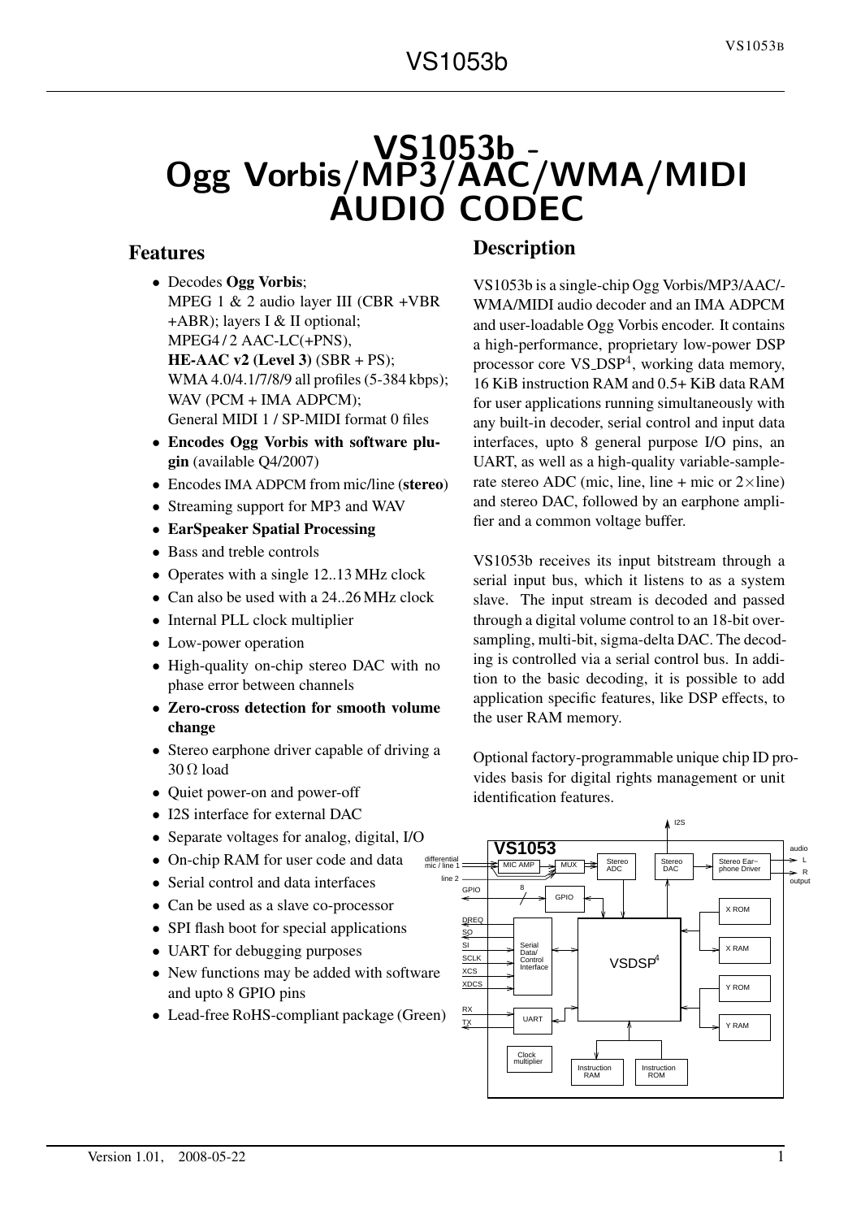# VS1053b - Ogg Vorbis/MP3/AAC/WMA/MIDI AUDIO CODEC

## Features

- Decodes **Ogg Vorbis**;
  MPEG 1 & 2 audio layer III (CBR +VBR +ABR); layers I & II optional;
  MPEG4 / 2 AAC-LC(+PNS),
  **HE-AAC v2 (Level 3)** (SBR + PS);
  WMA 4.0/4.1/7/8/9 all profiles (5-384 kbps);
  WAV (PCM + IMA ADPCM);
  General MIDI 1 / SP-MIDI format 0 files
- **Encodes Ogg Vorbis with software plugin** (available Q4/2007)
- Encodes IMA ADPCM from mic/line (**stereo**)
- Streaming support for MP3 and WAV
- **EarSpeaker Spatial Processing**
- Bass and treble controls
- Operates with a single 12..13 MHz clock
- Can also be used with a 24..26 MHz clock
- Internal PLL clock multiplier
- Low-power operation
- High-quality on-chip stereo DAC with no phase error between channels
- **Zero-cross detection for smooth volume change**
- Stereo earphone driver capable of driving a 30 Ω load
- Quiet power-on and power-off
- I2S interface for external DAC
- Separate voltages for analog, digital, I/O
- On-chip RAM for user code and data
- Serial control and data interfaces
- Can be used as a slave co-processor
- SPI flash boot for special applications
- UART for debugging purposes
- New functions may be added with software and upto 8 GPIO pins
- Lead-free RoHS-compliant package (Green)

## Description

VS1053b is a single-chip Ogg Vorbis/MP3/AAC/-WMA/MIDI audio decoder and an IMA ADPCM and user-loadable Ogg Vorbis encoder. It contains a high-performance, proprietary low-power DSP processor core VS_DSP$^4$, working data memory, 16 KiB instruction RAM and 0.5+ KiB data RAM for user applications running simultaneously with any built-in decoder, serial control and input data interfaces, upto 8 general purpose I/O pins, an UART, as well as a high-quality variable-sample-rate stereo ADC (mic, line, line + mic or 2×line) and stereo DAC, followed by an earphone amplifier and a common voltage buffer.

VS1053b receives its input bitstream through a serial input bus, which it listens to as a system slave. The input stream is decoded and passed through a digital volume control to an 18-bit oversampling, multi-bit, sigma-delta DAC. The decoding is controlled via a serial control bus. In addition to the basic decoding, it is possible to add application specific features, like DSP effects, to the user RAM memory.

Optional factory-programmable unique chip ID provides basis for digital rights management or unit identification features.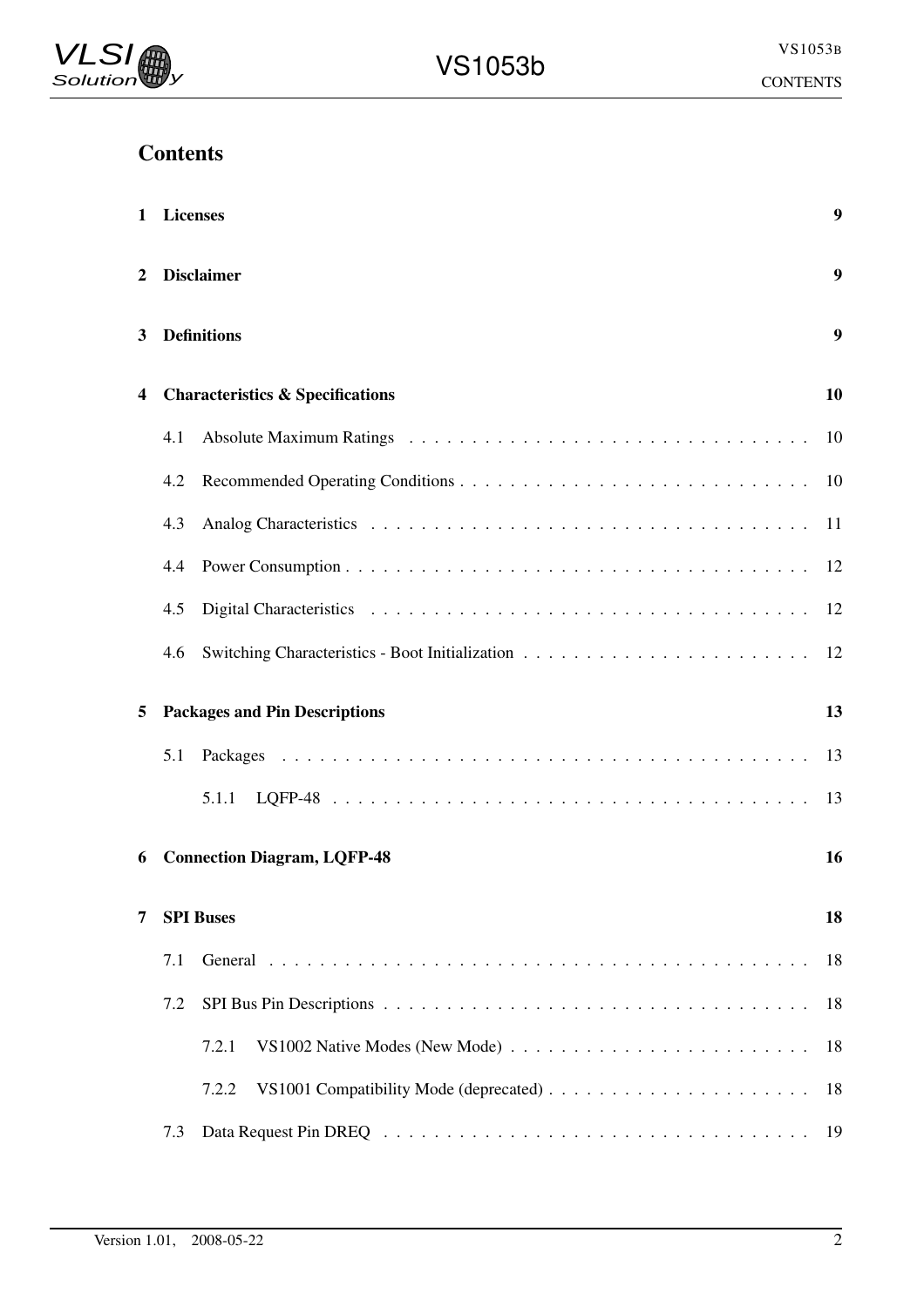# Contents

**1 Licenses** **9**

**2 Disclaimer** **9**

**3 Definitions** **9**

**4 Characteristics & Specifications** **10**

- 4.1 Absolute Maximum Ratings . . . . . . . . . . 10
- 4.2 Recommended Operating Conditions . . . . . . . . . . 10
- 4.3 Analog Characteristics . . . . . . . . . . 11
- 4.4 Power Consumption . . . . . . . . . . 12
- 4.5 Digital Characteristics . . . . . . . . . . 12
- 4.6 Switching Characteristics - Boot Initialization . . . . . . . . . . 12

**5 Packages and Pin Descriptions** **13**

- 5.1 Packages . . . . . . . . . . 13
  - 5.1.1 LQFP-48 . . . . . . . . . . 13

**6 Connection Diagram, LQFP-48** **16**

**7 SPI Buses** **18**

- 7.1 General . . . . . . . . . . 18
- 7.2 SPI Bus Pin Descriptions . . . . . . . . . . 18
  - 7.2.1 VS1002 Native Modes (New Mode) . . . . . . . . . . 18
  - 7.2.2 VS1001 Compatibility Mode (deprecated) . . . . . . . . . . 18
- 7.3 Data Request Pin DREQ . . . . . . . . . . 19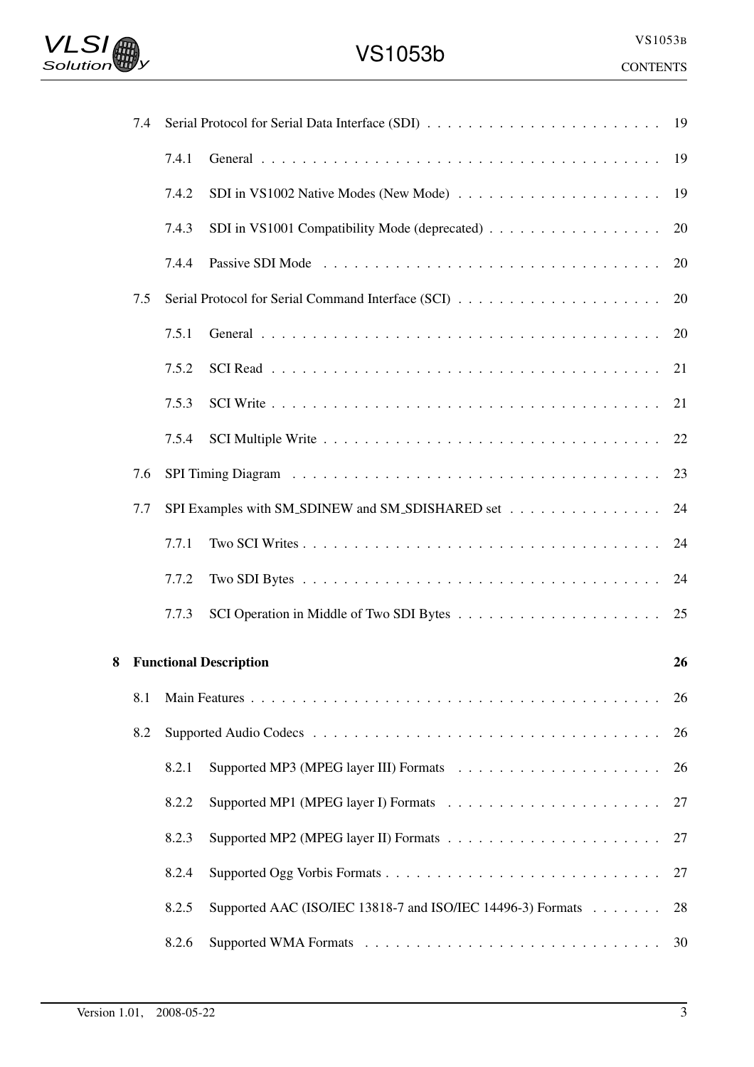7.4 Serial Protocol for Serial Data Interface (SDI) . . . . . . . . . . . . . . . . . . . . . . . 19

7.4.1 General . . . . . . . . . . . . . . . . . . . . . . . . . . . . . . . . . . . . . . . . 19

7.4.2 SDI in VS1002 Native Modes (New Mode) . . . . . . . . . . . . . . . . . . . . 19

7.4.3 SDI in VS1001 Compatibility Mode (deprecated) . . . . . . . . . . . . . . . . . 20

7.4.4 Passive SDI Mode . . . . . . . . . . . . . . . . . . . . . . . . . . . . . . . . . 20

7.5 Serial Protocol for Serial Command Interface (SCI) . . . . . . . . . . . . . . . . . . . . 20

7.5.1 General . . . . . . . . . . . . . . . . . . . . . . . . . . . . . . . . . . . . . . . . 20

7.5.2 SCI Read . . . . . . . . . . . . . . . . . . . . . . . . . . . . . . . . . . . . . . . 21

7.5.3 SCI Write . . . . . . . . . . . . . . . . . . . . . . . . . . . . . . . . . . . . . . . 21

7.5.4 SCI Multiple Write . . . . . . . . . . . . . . . . . . . . . . . . . . . . . . . . . . 22

7.6 SPI Timing Diagram . . . . . . . . . . . . . . . . . . . . . . . . . . . . . . . . . . . . . 23

7.7 SPI Examples with SM_SDINEW and SM_SDISHARED set . . . . . . . . . . . . . . . 24

7.7.1 Two SCI Writes . . . . . . . . . . . . . . . . . . . . . . . . . . . . . . . . . . . . 24

7.7.2 Two SDI Bytes . . . . . . . . . . . . . . . . . . . . . . . . . . . . . . . . . . . . 24

7.7.3 SCI Operation in Middle of Two SDI Bytes . . . . . . . . . . . . . . . . . . . . . 25

**8 Functional Description 26**

8.1 Main Features . . . . . . . . . . . . . . . . . . . . . . . . . . . . . . . . . . . . . . . . . 26

8.2 Supported Audio Codecs . . . . . . . . . . . . . . . . . . . . . . . . . . . . . . . . . . 26

8.2.1 Supported MP3 (MPEG layer III) Formats . . . . . . . . . . . . . . . . . . . . . 26

8.2.2 Supported MP1 (MPEG layer I) Formats . . . . . . . . . . . . . . . . . . . . . . 27

8.2.3 Supported MP2 (MPEG layer II) Formats . . . . . . . . . . . . . . . . . . . . . . 27

8.2.4 Supported Ogg Vorbis Formats . . . . . . . . . . . . . . . . . . . . . . . . . . . . 27

8.2.5 Supported AAC (ISO/IEC 13818-7 and ISO/IEC 14496-3) Formats . . . . . . . . 28

8.2.6 Supported WMA Formats . . . . . . . . . . . . . . . . . . . . . . . . . . . . . . 30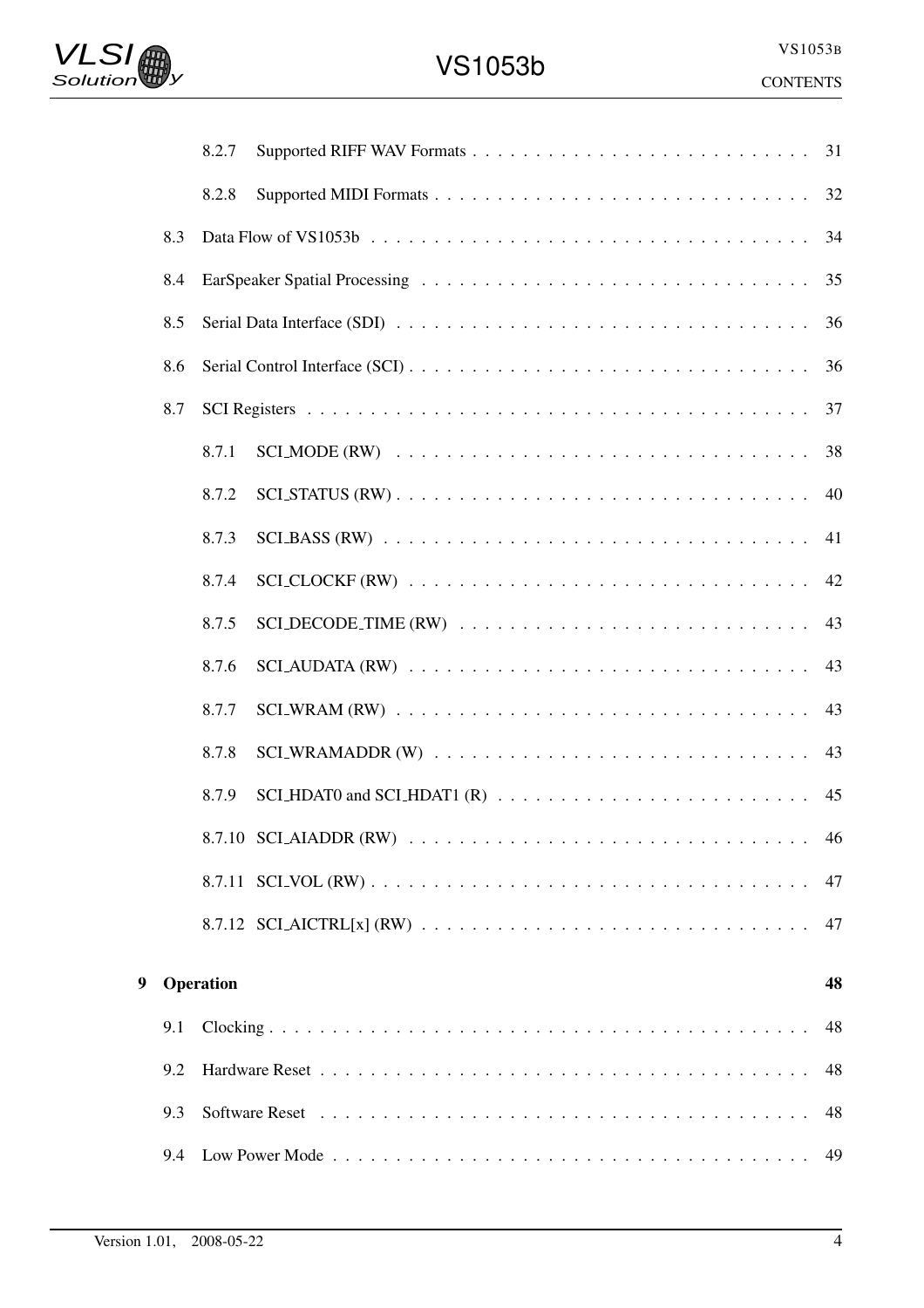8.2.7 Supported RIFF WAV Formats . . . . . . . . . . . . . . . . . . . . . . . . . . 31

8.2.8 Supported MIDI Formats . . . . . . . . . . . . . . . . . . . . . . . . . . . . . 32

8.3 Data Flow of VS1053b . . . . . . . . . . . . . . . . . . . . . . . . . . . . . . . . . . 34

8.4 EarSpeaker Spatial Processing . . . . . . . . . . . . . . . . . . . . . . . . . . . . . 35

8.5 Serial Data Interface (SDI) . . . . . . . . . . . . . . . . . . . . . . . . . . . . . . . 36

8.6 Serial Control Interface (SCI) . . . . . . . . . . . . . . . . . . . . . . . . . . . . . . 36

8.7 SCI Registers . . . . . . . . . . . . . . . . . . . . . . . . . . . . . . . . . . . . . . . 37

8.7.1 SCI_MODE (RW) . . . . . . . . . . . . . . . . . . . . . . . . . . . . . . . . . 38

8.7.2 SCI_STATUS (RW) . . . . . . . . . . . . . . . . . . . . . . . . . . . . . . . . 40

8.7.3 SCI_BASS (RW) . . . . . . . . . . . . . . . . . . . . . . . . . . . . . . . . . . 41

8.7.4 SCI_CLOCKF (RW) . . . . . . . . . . . . . . . . . . . . . . . . . . . . . . . . 42

8.7.5 SCI_DECODE_TIME (RW) . . . . . . . . . . . . . . . . . . . . . . . . . . . . 43

8.7.6 SCI_AUDATA (RW) . . . . . . . . . . . . . . . . . . . . . . . . . . . . . . . . 43

8.7.7 SCI_WRAM (RW) . . . . . . . . . . . . . . . . . . . . . . . . . . . . . . . . . 43

8.7.8 SCI_WRAMADDR (W) . . . . . . . . . . . . . . . . . . . . . . . . . . . . . . 43

8.7.9 SCI_HDAT0 and SCI_HDAT1 (R) . . . . . . . . . . . . . . . . . . . . . . . . . 45

8.7.10 SCI_AIADDR (RW) . . . . . . . . . . . . . . . . . . . . . . . . . . . . . . . . 46

8.7.11 SCI_VOL (RW) . . . . . . . . . . . . . . . . . . . . . . . . . . . . . . . . . . . 47

8.7.12 SCI_AICTRL[x] (RW) . . . . . . . . . . . . . . . . . . . . . . . . . . . . . . . 47

**9 Operation** **48**

9.1 Clocking . . . . . . . . . . . . . . . . . . . . . . . . . . . . . . . . . . . . . . . . . 48

9.2 Hardware Reset . . . . . . . . . . . . . . . . . . . . . . . . . . . . . . . . . . . . . 48

9.3 Software Reset . . . . . . . . . . . . . . . . . . . . . . . . . . . . . . . . . . . . . . 48

9.4 Low Power Mode . . . . . . . . . . . . . . . . . . . . . . . . . . . . . . . . . . . . . 49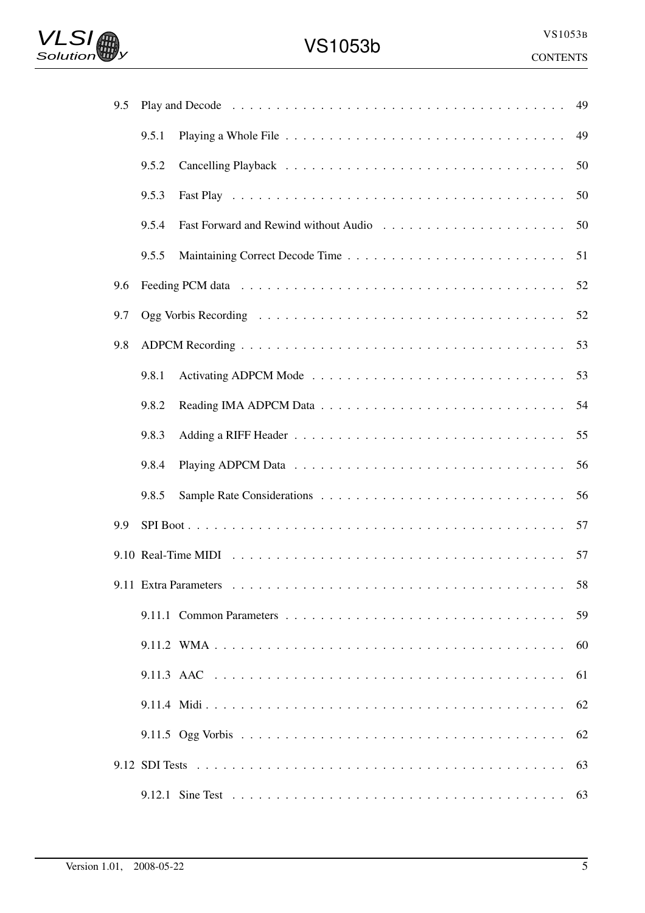9.5 Play and Decode . . . . . . . . . . . . . . . . . . . . . . . . . . . . . . . . . . . . . . . 49

9.5.1 Playing a Whole File . . . . . . . . . . . . . . . . . . . . . . . . . . . . . . . . . 49

9.5.2 Cancelling Playback . . . . . . . . . . . . . . . . . . . . . . . . . . . . . . . . . 50

9.5.3 Fast Play . . . . . . . . . . . . . . . . . . . . . . . . . . . . . . . . . . . . . . . 50

9.5.4 Fast Forward and Rewind without Audio . . . . . . . . . . . . . . . . . . . . . 50

9.5.5 Maintaining Correct Decode Time . . . . . . . . . . . . . . . . . . . . . . . . . 51

9.6 Feeding PCM data . . . . . . . . . . . . . . . . . . . . . . . . . . . . . . . . . . . . . 52

9.7 Ogg Vorbis Recording . . . . . . . . . . . . . . . . . . . . . . . . . . . . . . . . . . . 52

9.8 ADPCM Recording . . . . . . . . . . . . . . . . . . . . . . . . . . . . . . . . . . . . . 53

9.8.1 Activating ADPCM Mode . . . . . . . . . . . . . . . . . . . . . . . . . . . . . . 53

9.8.2 Reading IMA ADPCM Data . . . . . . . . . . . . . . . . . . . . . . . . . . . . . 54

9.8.3 Adding a RIFF Header . . . . . . . . . . . . . . . . . . . . . . . . . . . . . . . . 55

9.8.4 Playing ADPCM Data . . . . . . . . . . . . . . . . . . . . . . . . . . . . . . . . 56

9.8.5 Sample Rate Considerations . . . . . . . . . . . . . . . . . . . . . . . . . . . . 56

9.9 SPI Boot . . . . . . . . . . . . . . . . . . . . . . . . . . . . . . . . . . . . . . . . . . 57

9.10 Real-Time MIDI . . . . . . . . . . . . . . . . . . . . . . . . . . . . . . . . . . . . . . 57

9.11 Extra Parameters . . . . . . . . . . . . . . . . . . . . . . . . . . . . . . . . . . . . . 58

9.11.1 Common Parameters . . . . . . . . . . . . . . . . . . . . . . . . . . . . . . . . 59

9.11.2 WMA . . . . . . . . . . . . . . . . . . . . . . . . . . . . . . . . . . . . . . . . 60

9.11.3 AAC . . . . . . . . . . . . . . . . . . . . . . . . . . . . . . . . . . . . . . . . . 61

9.11.4 Midi . . . . . . . . . . . . . . . . . . . . . . . . . . . . . . . . . . . . . . . . . 62

9.11.5 Ogg Vorbis . . . . . . . . . . . . . . . . . . . . . . . . . . . . . . . . . . . . . 62

9.12 SDI Tests . . . . . . . . . . . . . . . . . . . . . . . . . . . . . . . . . . . . . . . . . 63

9.12.1 Sine Test . . . . . . . . . . . . . . . . . . . . . . . . . . . . . . . . . . . . . . 63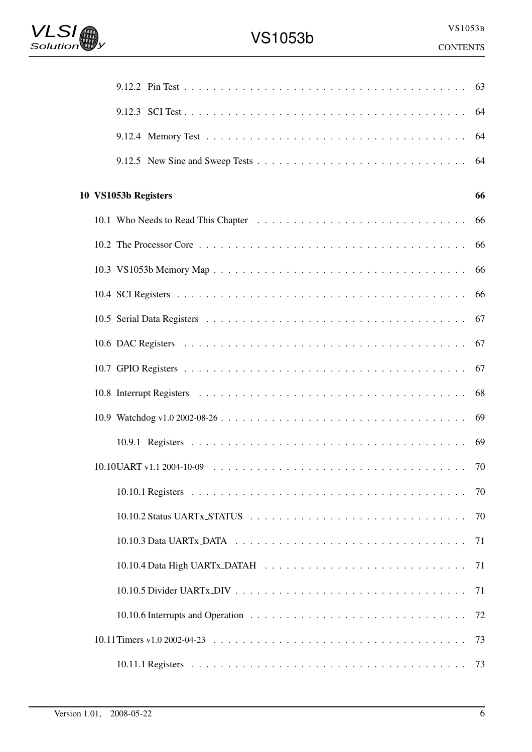9.12.2 Pin Test . . . . . . . . . . . . . . . . . . . . . . . . . . . . . . . . . . . . . . . 63

9.12.3 SCI Test . . . . . . . . . . . . . . . . . . . . . . . . . . . . . . . . . . . . . . . 64

9.12.4 Memory Test . . . . . . . . . . . . . . . . . . . . . . . . . . . . . . . . . . . . 64

9.12.5 New Sine and Sweep Tests . . . . . . . . . . . . . . . . . . . . . . . . . . . . 64

**10 VS1053b Registers** **66**

10.1 Who Needs to Read This Chapter . . . . . . . . . . . . . . . . . . . . . . . . . . . 66

10.2 The Processor Core . . . . . . . . . . . . . . . . . . . . . . . . . . . . . . . . . . . 66

10.3 VS1053b Memory Map . . . . . . . . . . . . . . . . . . . . . . . . . . . . . . . . . 66

10.4 SCI Registers . . . . . . . . . . . . . . . . . . . . . . . . . . . . . . . . . . . . . . 66

10.5 Serial Data Registers . . . . . . . . . . . . . . . . . . . . . . . . . . . . . . . . . . 67

10.6 DAC Registers . . . . . . . . . . . . . . . . . . . . . . . . . . . . . . . . . . . . . 67

10.7 GPIO Registers . . . . . . . . . . . . . . . . . . . . . . . . . . . . . . . . . . . . . 67

10.8 Interrupt Registers . . . . . . . . . . . . . . . . . . . . . . . . . . . . . . . . . . . 68

10.9 Watchdog v1.0 2002-08-26 . . . . . . . . . . . . . . . . . . . . . . . . . . . . . . . 69

10.9.1 Registers . . . . . . . . . . . . . . . . . . . . . . . . . . . . . . . . . . . . . . 69

10.10 UART v1.1 2004-10-09 . . . . . . . . . . . . . . . . . . . . . . . . . . . . . . . . 70

10.10.1 Registers . . . . . . . . . . . . . . . . . . . . . . . . . . . . . . . . . . . . . 70

10.10.2 Status UARTx_STATUS . . . . . . . . . . . . . . . . . . . . . . . . . . . . . 70

10.10.3 Data UARTx_DATA . . . . . . . . . . . . . . . . . . . . . . . . . . . . . . . 71

10.10.4 Data High UARTx_DATAH . . . . . . . . . . . . . . . . . . . . . . . . . . . 71

10.10.5 Divider UARTx_DIV . . . . . . . . . . . . . . . . . . . . . . . . . . . . . . . 71

10.10.6 Interrupts and Operation . . . . . . . . . . . . . . . . . . . . . . . . . . . . . 72

10.11 Timers v1.0 2002-04-23 . . . . . . . . . . . . . . . . . . . . . . . . . . . . . . . . 73

10.11.1 Registers . . . . . . . . . . . . . . . . . . . . . . . . . . . . . . . . . . . . . 73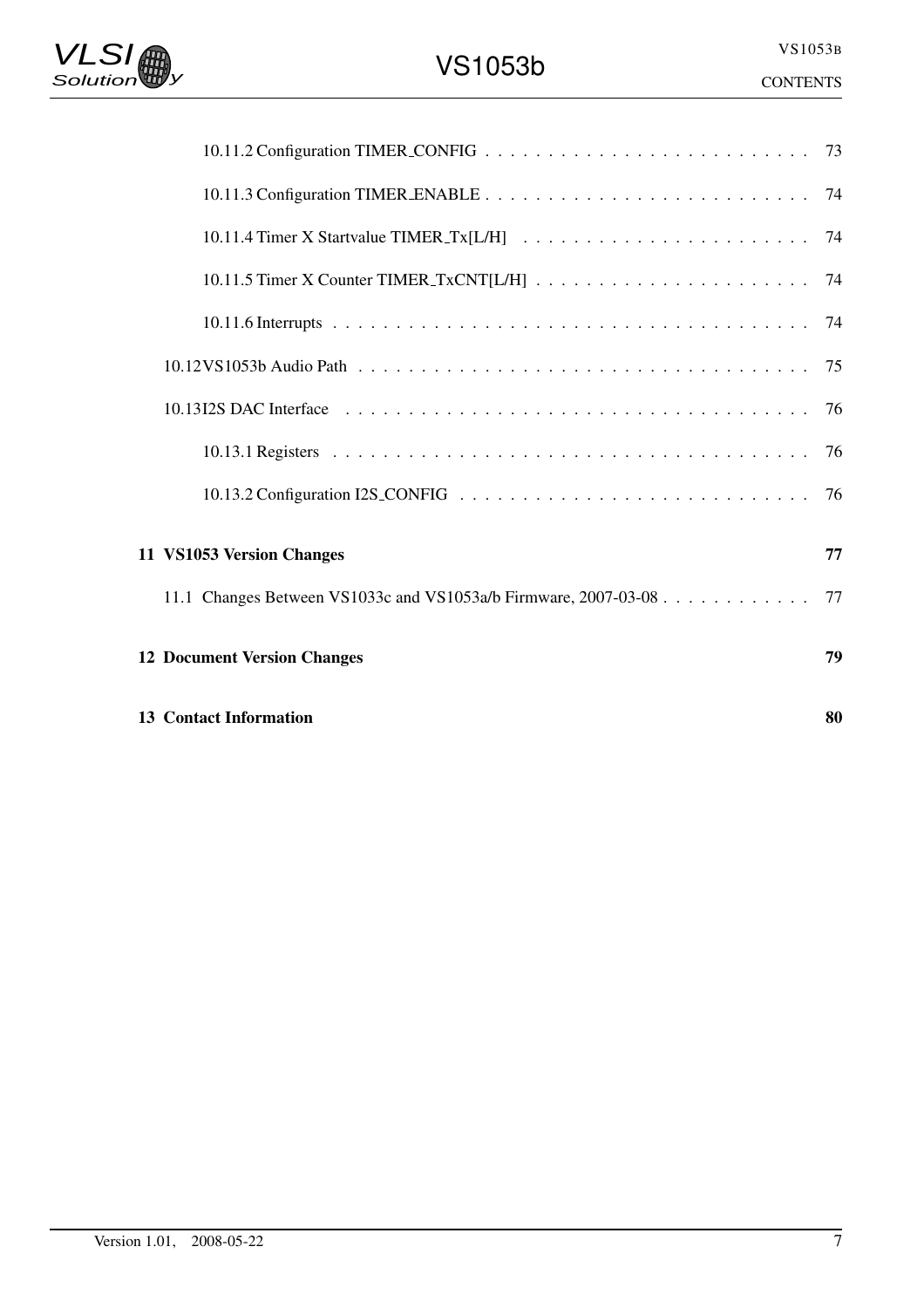10.11.2 Configuration TIMER_CONFIG . . . . . . . . . . . . . . . . . . . . . . . . . . 73

10.11.3 Configuration TIMER_ENABLE . . . . . . . . . . . . . . . . . . . . . . . . . . 74

10.11.4 Timer X Startvalue TIMER_Tx[L/H] . . . . . . . . . . . . . . . . . . . . . . . 74

10.11.5 Timer X Counter TIMER_TxCNT[L/H] . . . . . . . . . . . . . . . . . . . . . . 74

10.11.6 Interrupts . . . . . . . . . . . . . . . . . . . . . . . . . . . . . . . . . . . . . . 74

10.12 VS1053b Audio Path . . . . . . . . . . . . . . . . . . . . . . . . . . . . . . . . . . 75

10.13 I2S DAC Interface . . . . . . . . . . . . . . . . . . . . . . . . . . . . . . . . . . . 76

10.13.1 Registers . . . . . . . . . . . . . . . . . . . . . . . . . . . . . . . . . . . . . . 76

10.13.2 Configuration I2S_CONFIG . . . . . . . . . . . . . . . . . . . . . . . . . . . 76

**11 VS1053 Version Changes** **77**

11.1 Changes Between VS1033c and VS1053a/b Firmware, 2007-03-08 . . . . . . . . . . . . 77

**12 Document Version Changes** **79**

**13 Contact Information** **80**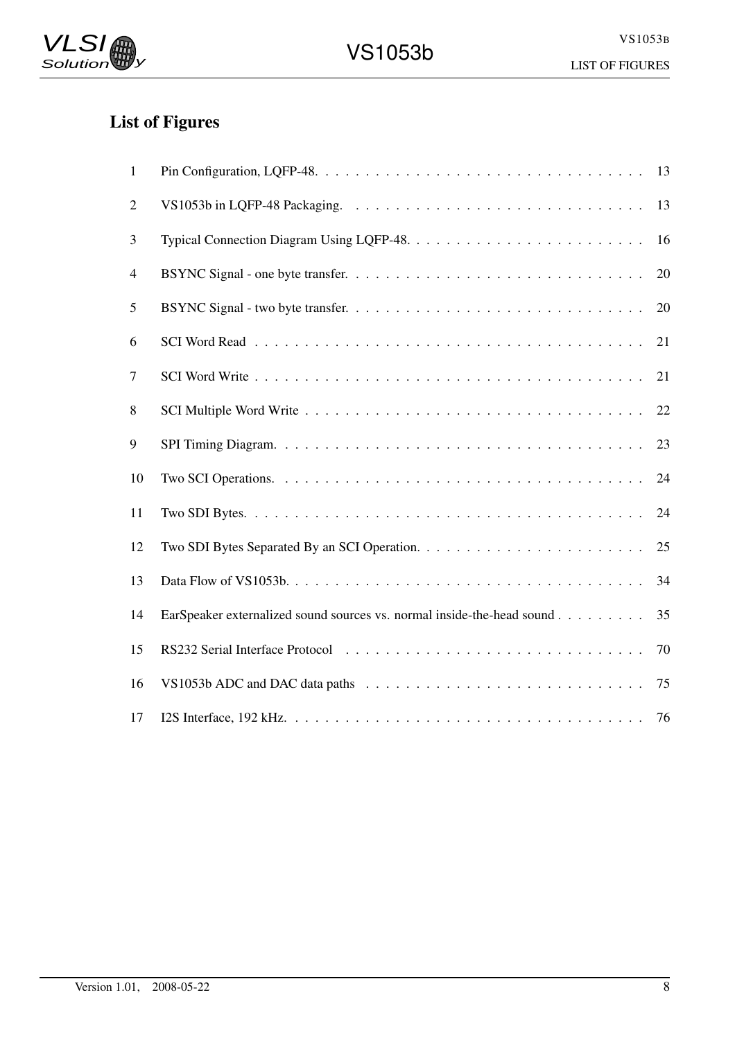## List of Figures

| | | |
|---|---|---|
| 1 | Pin Configuration, LQFP-48. | 13 |
| 2 | VS1053b in LQFP-48 Packaging. | 13 |
| 3 | Typical Connection Diagram Using LQFP-48. | 16 |
| 4 | BSYNC Signal - one byte transfer. | 20 |
| 5 | BSYNC Signal - two byte transfer. | 20 |
| 6 | SCI Word Read | 21 |
| 7 | SCI Word Write | 21 |
| 8 | SCI Multiple Word Write | 22 |
| 9 | SPI Timing Diagram. | 23 |
| 10 | Two SCI Operations. | 24 |
| 11 | Two SDI Bytes. | 24 |
| 12 | Two SDI Bytes Separated By an SCI Operation. | 25 |
| 13 | Data Flow of VS1053b. | 34 |
| 14 | EarSpeaker externalized sound sources vs. normal inside-the-head sound | 35 |
| 15 | RS232 Serial Interface Protocol | 70 |
| 16 | VS1053b ADC and DAC data paths | 75 |
| 17 | I2S Interface, 192 kHz. | 76 |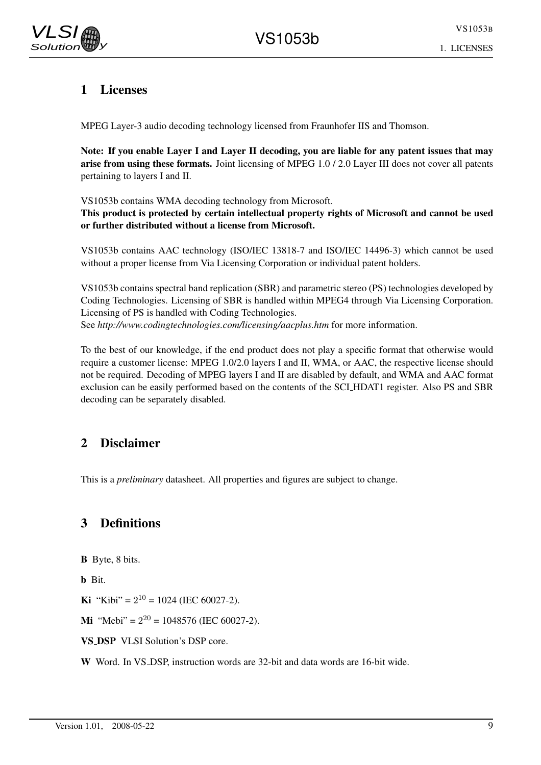# 1 Licenses

MPEG Layer-3 audio decoding technology licensed from Fraunhofer IIS and Thomson.

**Note: If you enable Layer I and Layer II decoding, you are liable for any patent issues that may arise from using these formats.** Joint licensing of MPEG 1.0 / 2.0 Layer III does not cover all patents pertaining to layers I and II.

VS1053b contains WMA decoding technology from Microsoft.
**This product is protected by certain intellectual property rights of Microsoft and cannot be used or further distributed without a license from Microsoft.**

VS1053b contains AAC technology (ISO/IEC 13818-7 and ISO/IEC 14496-3) which cannot be used without a proper license from Via Licensing Corporation or individual patent holders.

VS1053b contains spectral band replication (SBR) and parametric stereo (PS) technologies developed by Coding Technologies. Licensing of SBR is handled within MPEG4 through Via Licensing Corporation. Licensing of PS is handled with Coding Technologies.
See *http://www.codingtechnologies.com/licensing/aacplus.htm* for more information.

To the best of our knowledge, if the end product does not play a specific format that otherwise would require a customer license: MPEG 1.0/2.0 layers I and II, WMA, or AAC, the respective license should not be required. Decoding of MPEG layers I and II are disabled by default, and WMA and AAC format exclusion can be easily performed based on the contents of the SCI_HDAT1 register. Also PS and SBR decoding can be separately disabled.

# 2 Disclaimer

This is a *preliminary* datasheet. All properties and figures are subject to change.

# 3 Definitions

**B** Byte, 8 bits.

**b** Bit.

**Ki** "Kibi" = $2^{10}$ = 1024 (IEC 60027-2).

**Mi** "Mebi" = $2^{20}$ = 1048576 (IEC 60027-2).

**VS_DSP** VLSI Solution's DSP core.

**W** Word. In VS_DSP, instruction words are 32-bit and data words are 16-bit wide.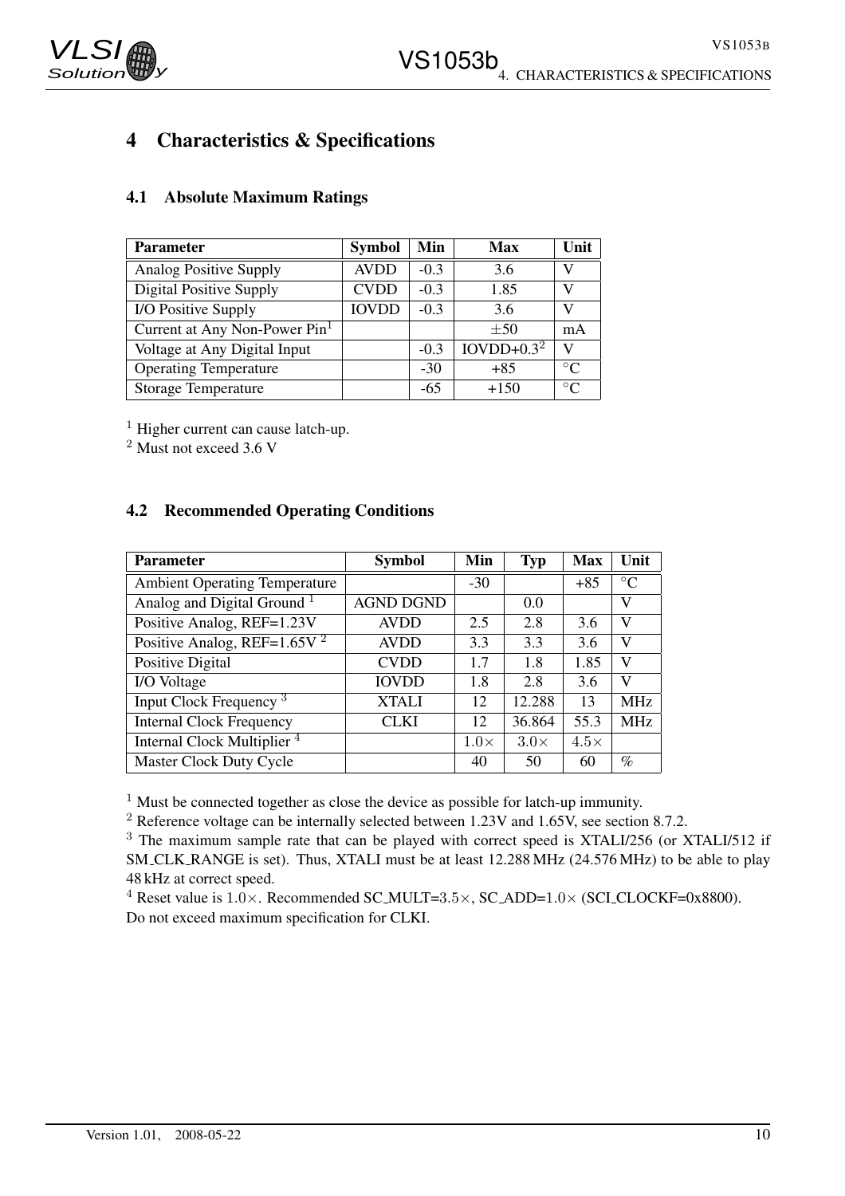# 4 Characteristics & Specifications

## 4.1 Absolute Maximum Ratings

| Parameter | Symbol | Min | Max | Unit |
|---|---|---|---|---|
| Analog Positive Supply | AVDD | -0.3 | 3.6 | V |
| Digital Positive Supply | CVDD | -0.3 | 1.85 | V |
| I/O Positive Supply | IOVDD | -0.3 | 3.6 | V |
| Current at Any Non-Power Pin[1] | | | $\pm 50$ | mA |
| Voltage at Any Digital Input | | -0.3 | IOVDD+0.3[2] | V |
| Operating Temperature | | -30 | +85 | °C |
| Storage Temperature | | -65 | +150 | °C |

[1] Higher current can cause latch-up.
[2] Must not exceed 3.6 V

## 4.2 Recommended Operating Conditions

| Parameter | Symbol | Min | Typ | Max | Unit |
|---|---|---|---|---|---|
| Ambient Operating Temperature | | -30 | | +85 | °C |
| Analog and Digital Ground [1] | AGND DGND | | 0.0 | | V |
| Positive Analog, REF=1.23V | AVDD | 2.5 | 2.8 | 3.6 | V |
| Positive Analog, REF=1.65V [2] | AVDD | 3.3 | 3.3 | 3.6 | V |
| Positive Digital | CVDD | 1.7 | 1.8 | 1.85 | V |
| I/O Voltage | IOVDD | 1.8 | 2.8 | 3.6 | V |
| Input Clock Frequency [3] | XTALI | 12 | 12.288 | 13 | MHz |
| Internal Clock Frequency | CLKI | 12 | 36.864 | 55.3 | MHz |
| Internal Clock Multiplier [4] | | $1.0\times$ | $3.0\times$ | $4.5\times$ | |
| Master Clock Duty Cycle | | 40 | 50 | 60 | % |

[1] Must be connected together as close the device as possible for latch-up immunity.
[2] Reference voltage can be internally selected between 1.23V and 1.65V, see section 8.7.2.
[3] The maximum sample rate that can be played with correct speed is XTALI/256 (or XTALI/512 if SM_CLK_RANGE is set). Thus, XTALI must be at least 12.288 MHz (24.576 MHz) to be able to play 48 kHz at correct speed.
[4] Reset value is $1.0\times$. Recommended SC_MULT=$3.5\times$, SC_ADD=$1.0\times$ (SCI_CLOCKF=0x8800). Do not exceed maximum specification for CLKI.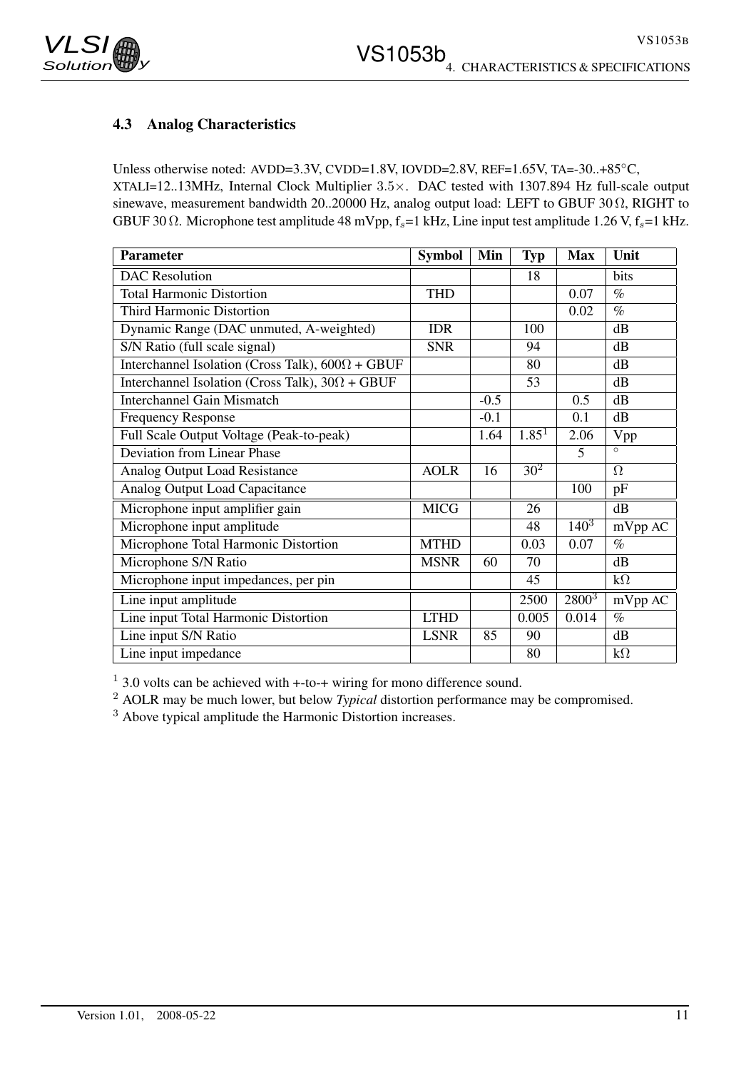### 4.3 Analog Characteristics

Unless otherwise noted: AVDD=3.3V, CVDD=1.8V, IOVDD=2.8V, REF=1.65V, TA=-30..+85°C, XTALI=12..13MHz, Internal Clock Multiplier $3.5\times$. DAC tested with 1307.894 Hz full-scale output sinewave, measurement bandwidth 20..20000 Hz, analog output load: LEFT to GBUF 30 Ω, RIGHT to GBUF 30 Ω. Microphone test amplitude 48 mVpp, $f_s$=1 kHz, Line input test amplitude 1.26 V, $f_s$=1 kHz.

| Parameter | Symbol | Min | Typ | Max | Unit |
|---|---|---|---|---|---|
| DAC Resolution | | | 18 | | bits |
| Total Harmonic Distortion | THD | | | 0.07 | % |
| Third Harmonic Distortion | | | | 0.02 | % |
| Dynamic Range (DAC unmuted, A-weighted) | IDR | | 100 | | dB |
| S/N Ratio (full scale signal) | SNR | | 94 | | dB |
| Interchannel Isolation (Cross Talk), 600Ω + GBUF | | | 80 | | dB |
| Interchannel Isolation (Cross Talk), 30Ω + GBUF | | | 53 | | dB |
| Interchannel Gain Mismatch | | -0.5 | | 0.5 | dB |
| Frequency Response | | -0.1 | | 0.1 | dB |
| Full Scale Output Voltage (Peak-to-peak) | | 1.64 | 1.85[1] | 2.06 | Vpp |
| Deviation from Linear Phase | | | | 5 | ° |
| Analog Output Load Resistance | AOLR | 16 | 30[2] | | Ω |
| Analog Output Load Capacitance | | | | 100 | pF |
| Microphone input amplifier gain | MICG | | 26 | | dB |
| Microphone input amplitude | | | 48 | 140[3] | mVpp AC |
| Microphone Total Harmonic Distortion | MTHD | | 0.03 | 0.07 | % |
| Microphone S/N Ratio | MSNR | 60 | 70 | | dB |
| Microphone input impedances, per pin | | | 45 | | kΩ |
| Line input amplitude | | | 2500 | 2800[3] | mVpp AC |
| Line input Total Harmonic Distortion | LTHD | | 0.005 | 0.014 | % |
| Line input S/N Ratio | LSNR | 85 | 90 | | dB |
| Line input impedance | | | 80 | | kΩ |

[1] 3.0 volts can be achieved with +-to-+ wiring for mono difference sound.
[2] AOLR may be much lower, but below *Typical* distortion performance may be compromised.
[3] Above typical amplitude the Harmonic Distortion increases.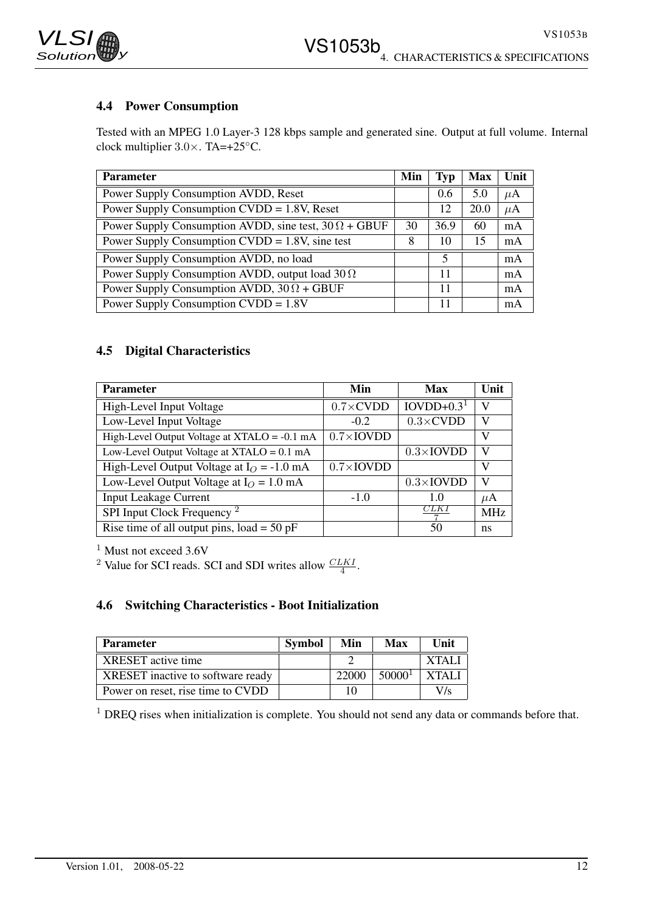### 4.4 Power Consumption

Tested with an MPEG 1.0 Layer-3 128 kbps sample and generated sine. Output at full volume. Internal clock multiplier $3.0\times$. TA=+25°C.

| Parameter | Min | Typ | Max | Unit |
|---|---|---|---|---|
| Power Supply Consumption AVDD, Reset | | 0.6 | 5.0 | $\mu$A |
| Power Supply Consumption CVDD = 1.8V, Reset | | 12 | 20.0 | $\mu$A |
| Power Supply Consumption AVDD, sine test, $30\,\Omega$ + GBUF | 30 | 36.9 | 60 | mA |
| Power Supply Consumption CVDD = 1.8V, sine test | 8 | 10 | 15 | mA |
| Power Supply Consumption AVDD, no load | | 5 | | mA |
| Power Supply Consumption AVDD, output load $30\,\Omega$ | | 11 | | mA |
| Power Supply Consumption AVDD, $30\,\Omega$ + GBUF | | 11 | | mA |
| Power Supply Consumption CVDD = 1.8V | | 11 | | mA |

### 4.5 Digital Characteristics

| Parameter | Min | Max | Unit |
|---|---|---|---|
| High-Level Input Voltage | $0.7\times$CVDD | IOVDD+0.3[1] | V |
| Low-Level Input Voltage | -0.2 | $0.3\times$CVDD | V |
| High-Level Output Voltage at XTALO = -0.1 mA | $0.7\times$IOVDD | | V |
| Low-Level Output Voltage at XTALO = 0.1 mA | | $0.3\times$IOVDD | V |
| High-Level Output Voltage at $I_O$ = -1.0 mA | $0.7\times$IOVDD | | V |
| Low-Level Output Voltage at $I_O$ = 1.0 mA | | $0.3\times$IOVDD | V |
| Input Leakage Current | -1.0 | 1.0 | $\mu$A |
| SPI Input Clock Frequency [2] | | $\frac{CLKI}{7}$ | MHz |
| Rise time of all output pins, load = 50 pF | | 50 | ns |

[1] Must not exceed 3.6V

[2] Value for SCI reads. SCI and SDI writes allow $\frac{CLKI}{4}$.

### 4.6 Switching Characteristics - Boot Initialization

| Parameter | Symbol | Min | Max | Unit |
|---|---|---|---|---|
| XRESET active time | | 2 | | XTALI |
| XRESET inactive to software ready | | 22000 | 50000[1] | XTALI |
| Power on reset, rise time to CVDD | | 10 | | V/s |

[1] DREQ rises when initialization is complete. You should not send any data or commands before that.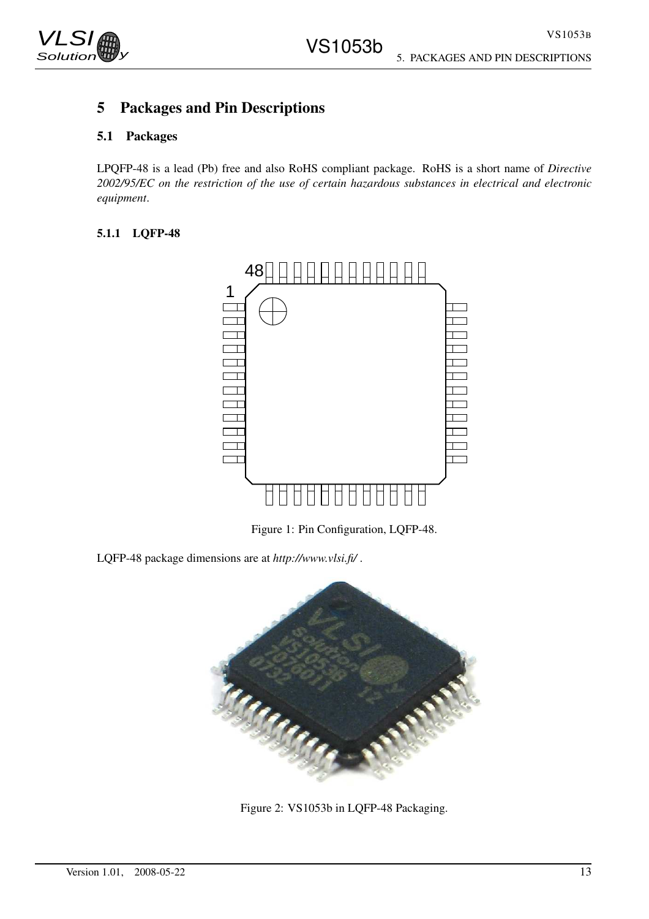# 5 Packages and Pin Descriptions

## 5.1 Packages

LPQFP-48 is a lead (Pb) free and also RoHS compliant package. RoHS is a short name of *Directive 2002/95/EC on the restriction of the use of certain hazardous substances in electrical and electronic equipment*.

### 5.1.1 LQFP-48

Figure 1: Pin Configuration, LQFP-48.

LQFP-48 package dimensions are at *http://www.vlsi.fi/* .

Figure 2: VS1053b in LQFP-48 Packaging.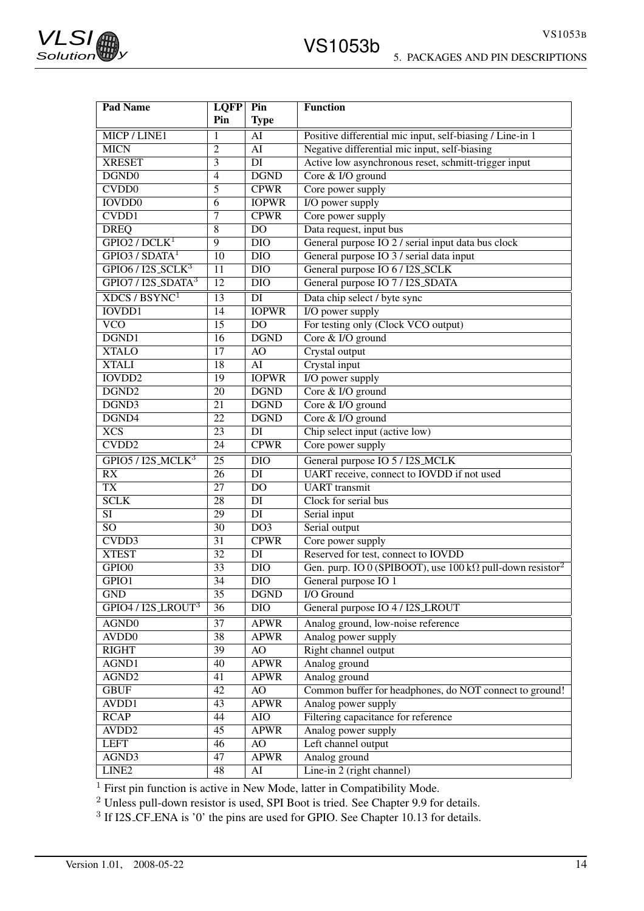| Pad Name | LQFP Pin | Pin Type | Function |
|---|---|---|---|
| MICP / LINE1 | 1 | AI | Positive differential mic input, self-biasing / Line-in 1 |
| MICN | 2 | AI | Negative differential mic input, self-biasing |
| XRESET | 3 | DI | Active low asynchronous reset, schmitt-trigger input |
| DGND0 | 4 | DGND | Core & I/O ground |
| CVDD0 | 5 | CPWR | Core power supply |
| IOVDD0 | 6 | IOPWR | I/O power supply |
| CVDD1 | 7 | CPWR | Core power supply |
| DREQ | 8 | DO | Data request, input bus |
| GPIO2 / DCLK[1] | 9 | DIO | General purpose IO 2 / serial input data bus clock |
| GPIO3 / SDATA[1] | 10 | DIO | General purpose IO 3 / serial data input |
| GPIO6 / I2S_SCLK[3] | 11 | DIO | General purpose IO 6 / I2S_SCLK |
| GPIO7 / I2S_SDATA[3] | 12 | DIO | General purpose IO 7 / I2S_SDATA |
| XDCS / BSYNC[1] | 13 | DI | Data chip select / byte sync |
| IOVDD1 | 14 | IOPWR | I/O power supply |
| VCO | 15 | DO | For testing only (Clock VCO output) |
| DGND1 | 16 | DGND | Core & I/O ground |
| XTALO | 17 | AO | Crystal output |
| XTALI | 18 | AI | Crystal input |
| IOVDD2 | 19 | IOPWR | I/O power supply |
| DGND2 | 20 | DGND | Core & I/O ground |
| DGND3 | 21 | DGND | Core & I/O ground |
| DGND4 | 22 | DGND | Core & I/O ground |
| XCS | 23 | DI | Chip select input (active low) |
| CVDD2 | 24 | CPWR | Core power supply |
| GPIO5 / I2S_MCLK[3] | 25 | DIO | General purpose IO 5 / I2S_MCLK |
| RX | 26 | DI | UART receive, connect to IOVDD if not used |
| TX | 27 | DO | UART transmit |
| SCLK | 28 | DI | Clock for serial bus |
| SI | 29 | DI | Serial input |
| SO | 30 | DO3 | Serial output |
| CVDD3 | 31 | CPWR | Core power supply |
| XTEST | 32 | DI | Reserved for test, connect to IOVDD |
| GPIO0 | 33 | DIO | Gen. purp. IO 0 (SPIBOOT), use 100 kΩ pull-down resistor[2] |
| GPIO1 | 34 | DIO | General purpose IO 1 |
| GND | 35 | DGND | I/O Ground |
| GPIO4 / I2S_LROUT[3] | 36 | DIO | General purpose IO 4 / I2S_LROUT |
| AGND0 | 37 | APWR | Analog ground, low-noise reference |
| AVDD0 | 38 | APWR | Analog power supply |
| RIGHT | 39 | AO | Right channel output |
| AGND1 | 40 | APWR | Analog ground |
| AGND2 | 41 | APWR | Analog ground |
| GBUF | 42 | AO | Common buffer for headphones, do NOT connect to ground! |
| AVDD1 | 43 | APWR | Analog power supply |
| RCAP | 44 | AIO | Filtering capacitance for reference |
| AVDD2 | 45 | APWR | Analog power supply |
| LEFT | 46 | AO | Left channel output |
| AGND3 | 47 | APWR | Analog ground |
| LINE2 | 48 | AI | Line-in 2 (right channel) |

[1] First pin function is active in New Mode, latter in Compatibility Mode.

[2] Unless pull-down resistor is used, SPI Boot is tried. See Chapter 9.9 for details.

[3] If I2S_CF_ENA is '0' the pins are used for GPIO. See Chapter 10.13 for details.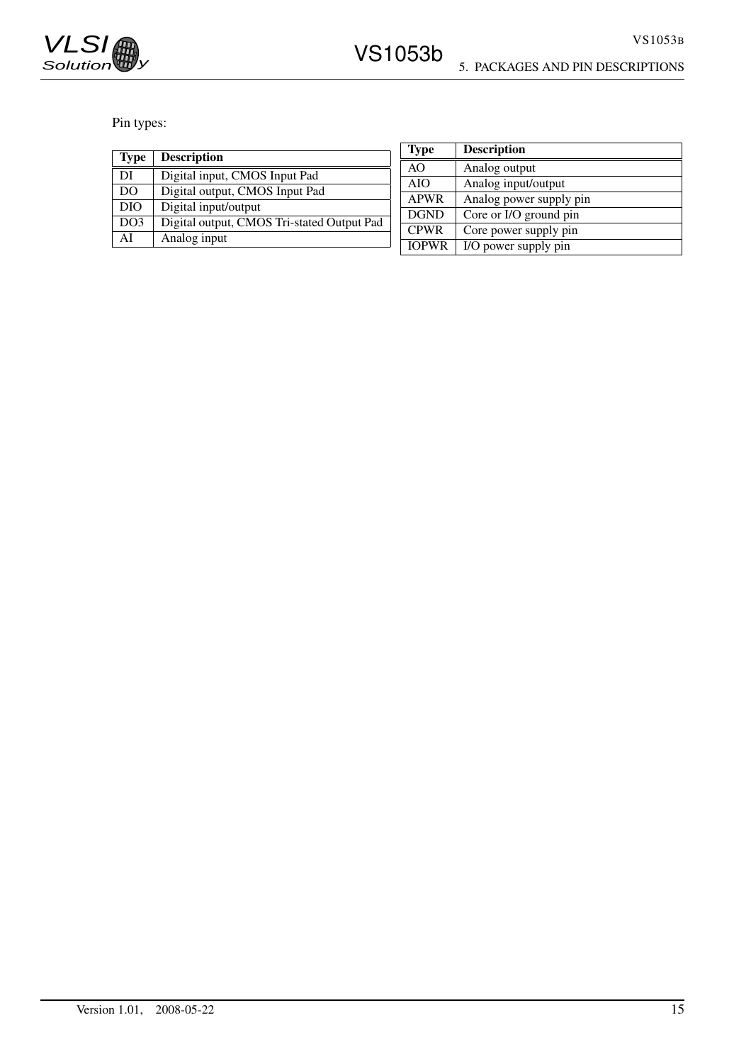Pin types:

| Type | Description |
| --- | --- |
| DI | Digital input, CMOS Input Pad |
| DO | Digital output, CMOS Input Pad |
| DIO | Digital input/output |
| DO3 | Digital output, CMOS Tri-stated Output Pad |
| AI | Analog input |

| Type | Description |
| --- | --- |
| AO | Analog output |
| AIO | Analog input/output |
| APWR | Analog power supply pin |
| DGND | Core or I/O ground pin |
| CPWR | Core power supply pin |
| IOPWR | I/O power supply pin |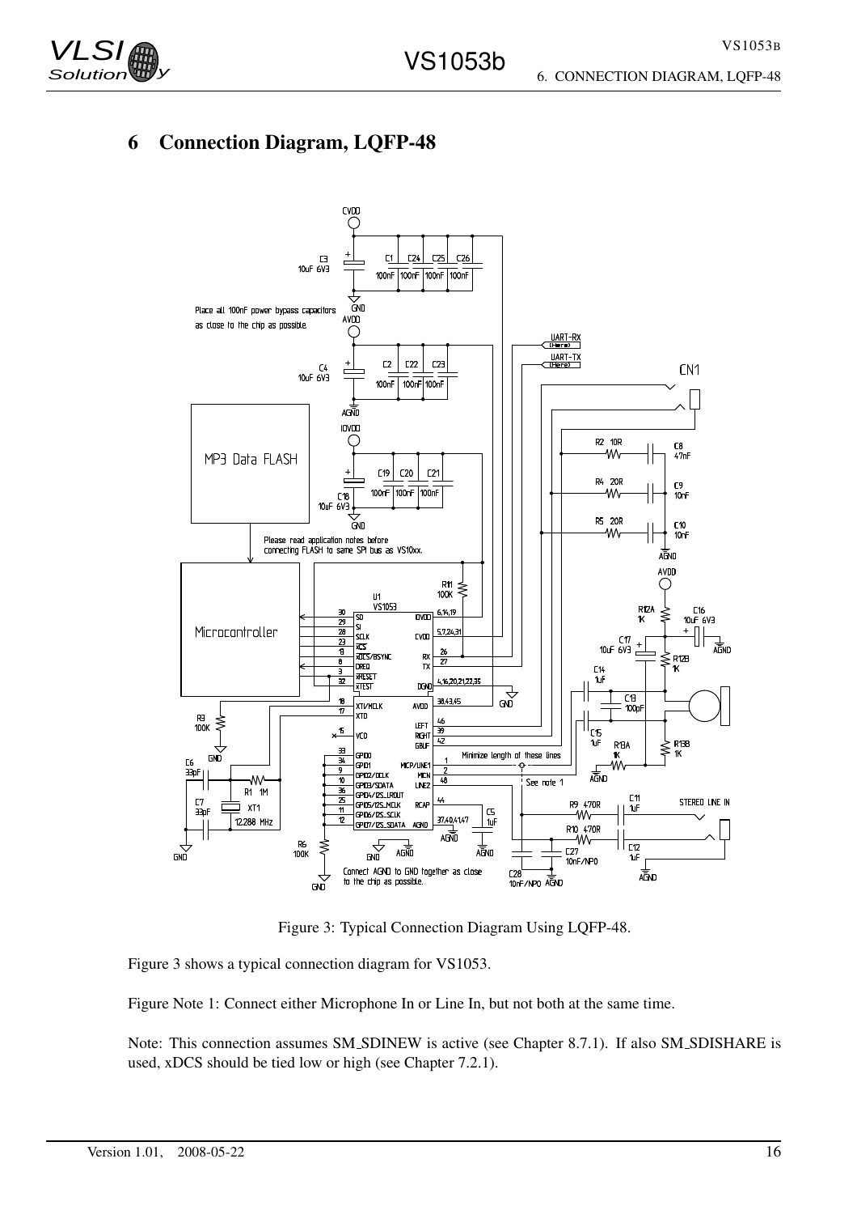# 6 Connection Diagram, LQFP-48

Figure 3: Typical Connection Diagram Using LQFP-48.

Figure 3 shows a typical connection diagram for VS1053.

Figure Note 1: Connect either Microphone In or Line In, but not both at the same time.

Note: This connection assumes SM_SDINEW is active (see Chapter 8.7.1). If also SM_SDISHARE is used, xDCS should be tied low or high (see Chapter 7.2.1).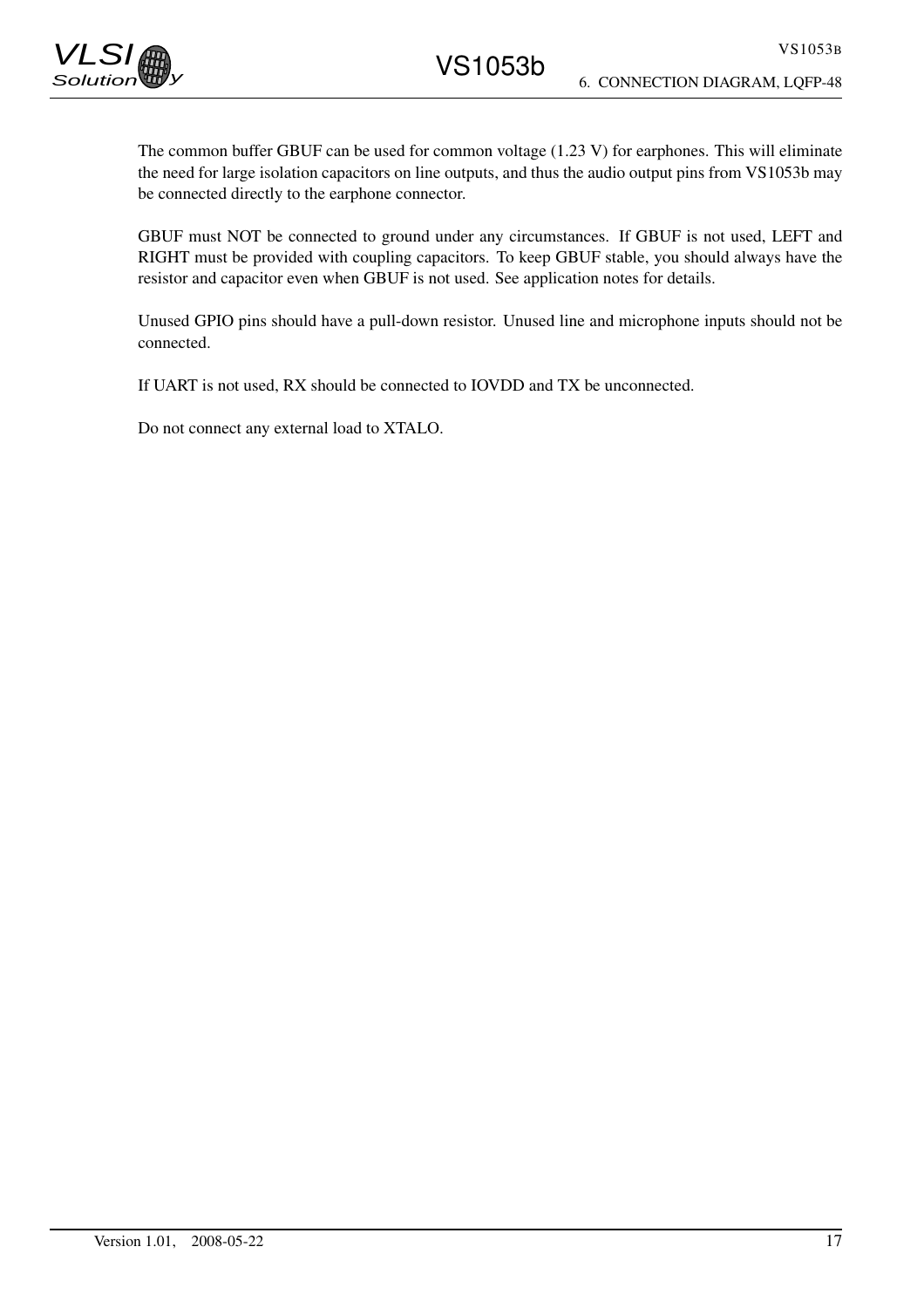The common buffer GBUF can be used for common voltage (1.23 V) for earphones. This will eliminate the need for large isolation capacitors on line outputs, and thus the audio output pins from VS1053b may be connected directly to the earphone connector.

GBUF must NOT be connected to ground under any circumstances. If GBUF is not used, LEFT and RIGHT must be provided with coupling capacitors. To keep GBUF stable, you should always have the resistor and capacitor even when GBUF is not used. See application notes for details.

Unused GPIO pins should have a pull-down resistor. Unused line and microphone inputs should not be connected.

If UART is not used, RX should be connected to IOVDD and TX be unconnected.

Do not connect any external load to XTALO.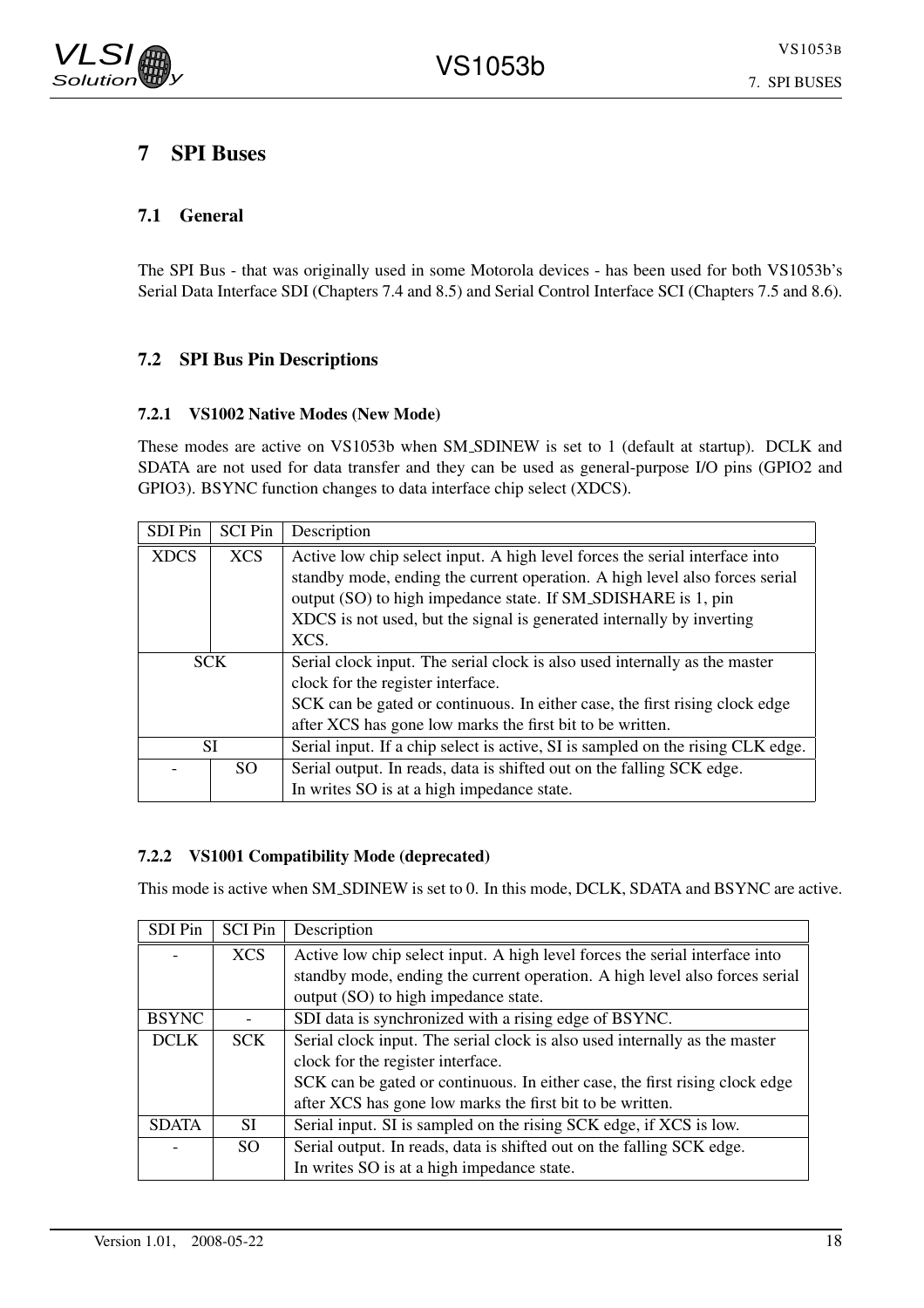# 7 SPI Buses

## 7.1 General

The SPI Bus - that was originally used in some Motorola devices - has been used for both VS1053b's Serial Data Interface SDI (Chapters 7.4 and 8.5) and Serial Control Interface SCI (Chapters 7.5 and 8.6).

## 7.2 SPI Bus Pin Descriptions

### 7.2.1 VS1002 Native Modes (New Mode)

These modes are active on VS1053b when SM_SDINEW is set to 1 (default at startup). DCLK and SDATA are not used for data transfer and they can be used as general-purpose I/O pins (GPIO2 and GPIO3). BSYNC function changes to data interface chip select (XDCS).

| SDI Pin | SCI Pin | Description |
|---|---|---|
| XDCS | XCS | Active low chip select input. A high level forces the serial interface into standby mode, ending the current operation. A high level also forces serial output (SO) to high impedance state. If SM_SDISHARE is 1, pin XDCS is not used, but the signal is generated internally by inverting XCS. |
| SCK | | Serial clock input. The serial clock is also used internally as the master clock for the register interface. SCK can be gated or continuous. In either case, the first rising clock edge after XCS has gone low marks the first bit to be written. |
| SI | | Serial input. If a chip select is active, SI is sampled on the rising CLK edge. |
| - | SO | Serial output. In reads, data is shifted out on the falling SCK edge. In writes SO is at a high impedance state. |

### 7.2.2 VS1001 Compatibility Mode (deprecated)

This mode is active when SM_SDINEW is set to 0. In this mode, DCLK, SDATA and BSYNC are active.

| SDI Pin | SCI Pin | Description |
|---|---|---|
| - | XCS | Active low chip select input. A high level forces the serial interface into standby mode, ending the current operation. A high level also forces serial output (SO) to high impedance state. |
| BSYNC | - | SDI data is synchronized with a rising edge of BSYNC. |
| DCLK | SCK | Serial clock input. The serial clock is also used internally as the master clock for the register interface. SCK can be gated or continuous. In either case, the first rising clock edge after XCS has gone low marks the first bit to be written. |
| SDATA | SI | Serial input. SI is sampled on the rising SCK edge, if XCS is low. |
| - | SO | Serial output. In reads, data is shifted out on the falling SCK edge. In writes SO is at a high impedance state. |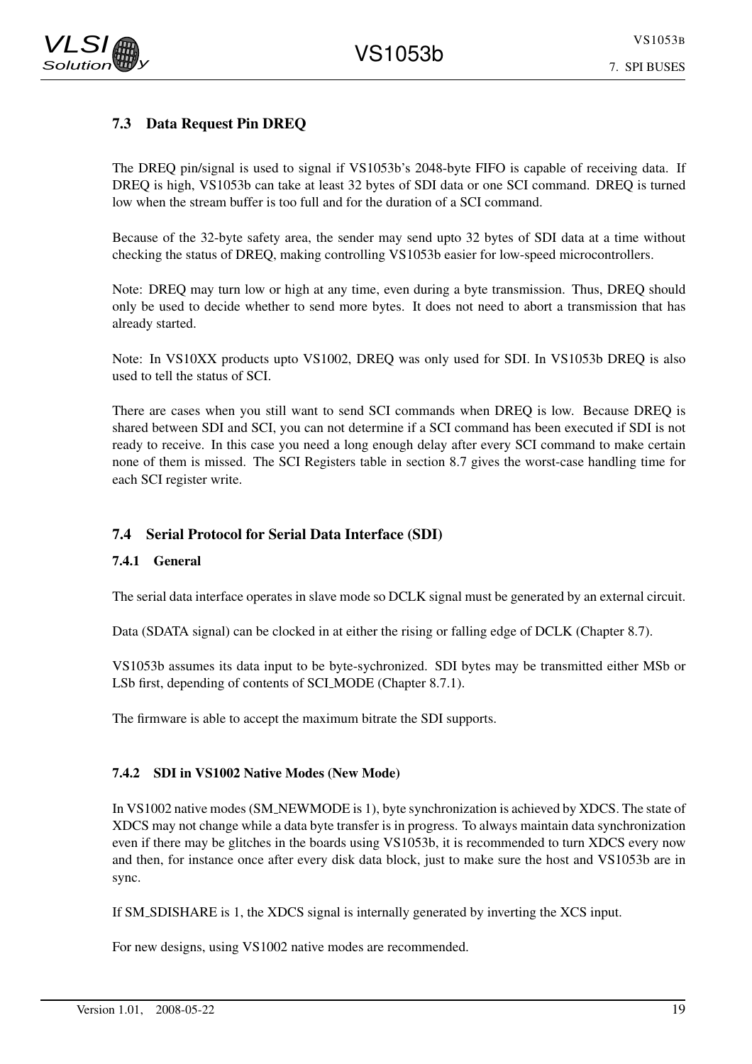## 7.3 Data Request Pin DREQ

The DREQ pin/signal is used to signal if VS1053b's 2048-byte FIFO is capable of receiving data. If DREQ is high, VS1053b can take at least 32 bytes of SDI data or one SCI command. DREQ is turned low when the stream buffer is too full and for the duration of a SCI command.

Because of the 32-byte safety area, the sender may send upto 32 bytes of SDI data at a time without checking the status of DREQ, making controlling VS1053b easier for low-speed microcontrollers.

Note: DREQ may turn low or high at any time, even during a byte transmission. Thus, DREQ should only be used to decide whether to send more bytes. It does not need to abort a transmission that has already started.

Note: In VS10XX products upto VS1002, DREQ was only used for SDI. In VS1053b DREQ is also used to tell the status of SCI.

There are cases when you still want to send SCI commands when DREQ is low. Because DREQ is shared between SDI and SCI, you can not determine if a SCI command has been executed if SDI is not ready to receive. In this case you need a long enough delay after every SCI command to make certain none of them is missed. The SCI Registers table in section 8.7 gives the worst-case handling time for each SCI register write.

## 7.4 Serial Protocol for Serial Data Interface (SDI)

### 7.4.1 General

The serial data interface operates in slave mode so DCLK signal must be generated by an external circuit.

Data (SDATA signal) can be clocked in at either the rising or falling edge of DCLK (Chapter 8.7).

VS1053b assumes its data input to be byte-sychronized. SDI bytes may be transmitted either MSb or LSb first, depending of contents of SCI_MODE (Chapter 8.7.1).

The firmware is able to accept the maximum bitrate the SDI supports.

### 7.4.2 SDI in VS1002 Native Modes (New Mode)

In VS1002 native modes (SM_NEWMODE is 1), byte synchronization is achieved by XDCS. The state of XDCS may not change while a data byte transfer is in progress. To always maintain data synchronization even if there may be glitches in the boards using VS1053b, it is recommended to turn XDCS every now and then, for instance once after every disk data block, just to make sure the host and VS1053b are in sync.

If SM_SDISHARE is 1, the XDCS signal is internally generated by inverting the XCS input.

For new designs, using VS1002 native modes are recommended.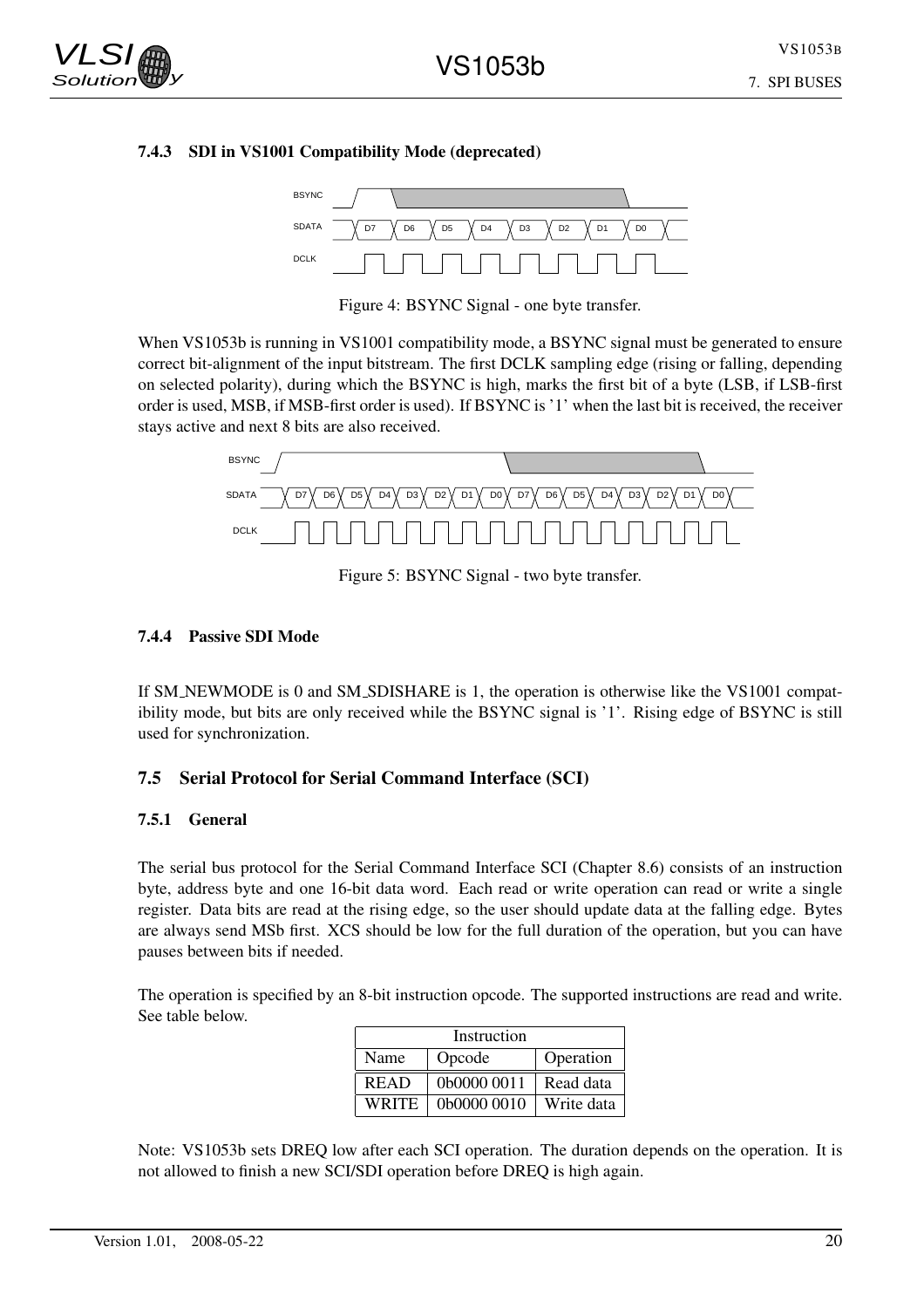### 7.4.3 SDI in VS1001 Compatibility Mode (deprecated)

Figure 4: BSYNC Signal - one byte transfer.

When VS1053b is running in VS1001 compatibility mode, a BSYNC signal must be generated to ensure correct bit-alignment of the input bitstream. The first DCLK sampling edge (rising or falling, depending on selected polarity), during which the BSYNC is high, marks the first bit of a byte (LSB, if LSB-first order is used, MSB, if MSB-first order is used). If BSYNC is '1' when the last bit is received, the receiver stays active and next 8 bits are also received.

Figure 5: BSYNC Signal - two byte transfer.

### 7.4.4 Passive SDI Mode

If SM_NEWMODE is 0 and SM_SDISHARE is 1, the operation is otherwise like the VS1001 compatibility mode, but bits are only received while the BSYNC signal is '1'. Rising edge of BSYNC is still used for synchronization.

## 7.5 Serial Protocol for Serial Command Interface (SCI)

### 7.5.1 General

The serial bus protocol for the Serial Command Interface SCI (Chapter 8.6) consists of an instruction byte, address byte and one 16-bit data word. Each read or write operation can read or write a single register. Data bits are read at the rising edge, so the user should update data at the falling edge. Bytes are always send MSb first. XCS should be low for the full duration of the operation, but you can have pauses between bits if needed.

The operation is specified by an 8-bit instruction opcode. The supported instructions are read and write. See table below.

| Instruction | | |
|---|---|---|
| Name | Opcode | Operation |
| READ | 0b0000 0011 | Read data |
| WRITE | 0b0000 0010 | Write data |

Note: VS1053b sets DREQ low after each SCI operation. The duration depends on the operation. It is not allowed to finish a new SCI/SDI operation before DREQ is high again.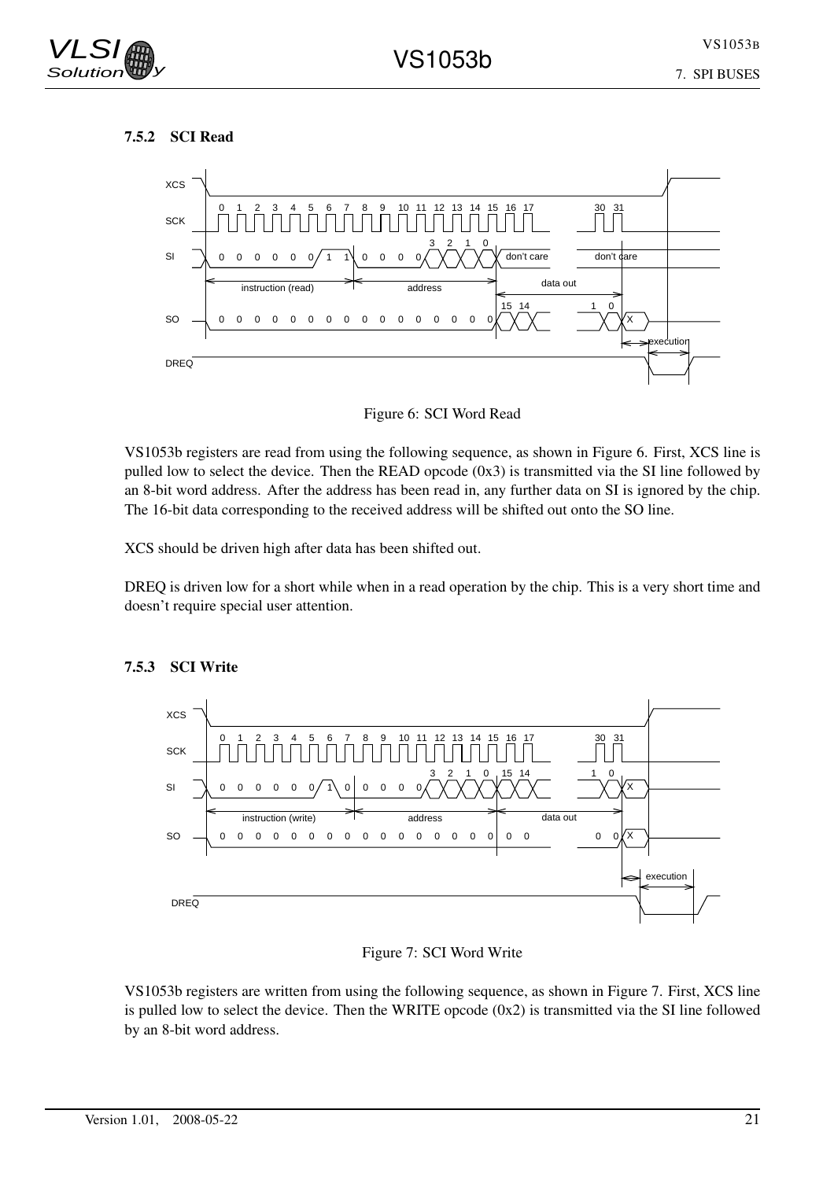### 7.5.2 SCI Read

Figure 6: SCI Word Read

VS1053b registers are read from using the following sequence, as shown in Figure 6. First, XCS line is pulled low to select the device. Then the READ opcode (0x3) is transmitted via the SI line followed by an 8-bit word address. After the address has been read in, any further data on SI is ignored by the chip. The 16-bit data corresponding to the received address will be shifted out onto the SO line.

XCS should be driven high after data has been shifted out.

DREQ is driven low for a short while when in a read operation by the chip. This is a very short time and doesn't require special user attention.

### 7.5.3 SCI Write

Figure 7: SCI Word Write

VS1053b registers are written from using the following sequence, as shown in Figure 7. First, XCS line is pulled low to select the device. Then the WRITE opcode (0x2) is transmitted via the SI line followed by an 8-bit word address.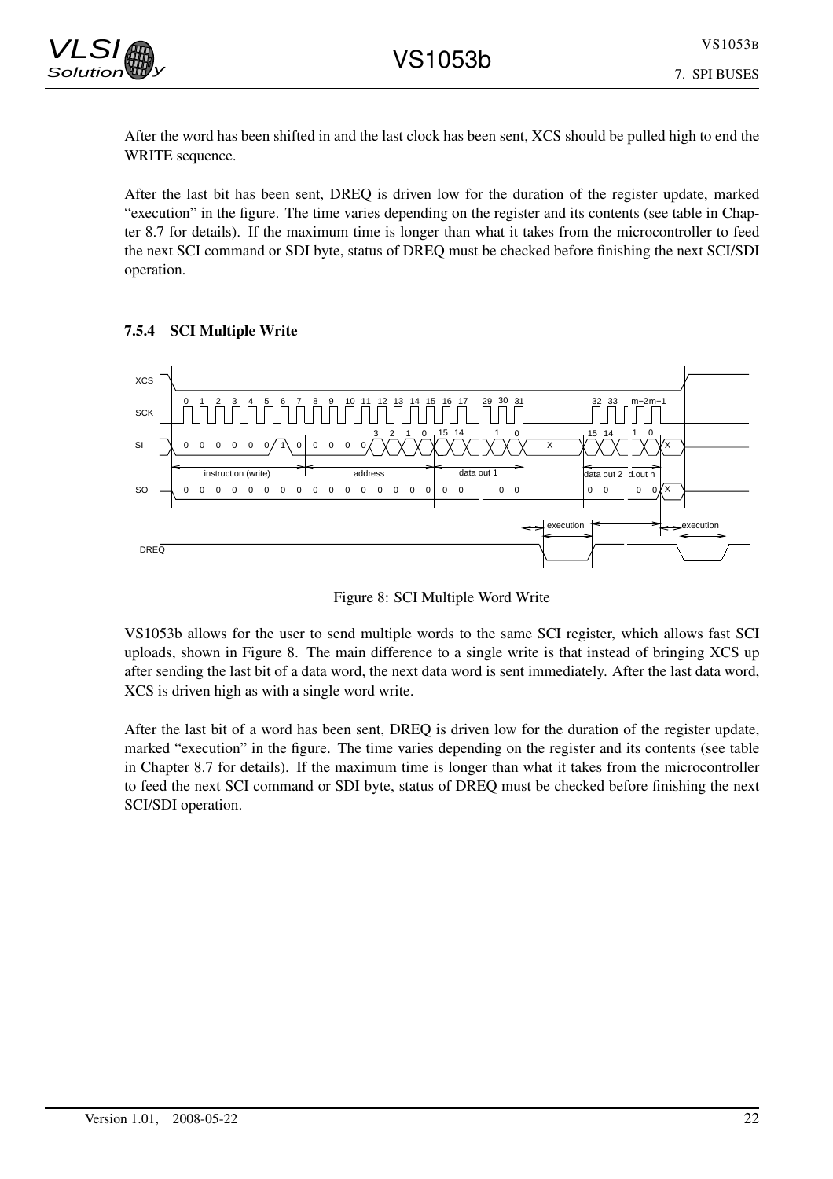After the word has been shifted in and the last clock has been sent, XCS should be pulled high to end the WRITE sequence.

After the last bit has been sent, DREQ is driven low for the duration of the register update, marked "execution" in the figure. The time varies depending on the register and its contents (see table in Chapter 8.7 for details). If the maximum time is longer than what it takes from the microcontroller to feed the next SCI command or SDI byte, status of DREQ must be checked before finishing the next SCI/SDI operation.

### 7.5.4 SCI Multiple Write

Figure 8: SCI Multiple Word Write

VS1053b allows for the user to send multiple words to the same SCI register, which allows fast SCI uploads, shown in Figure 8. The main difference to a single write is that instead of bringing XCS up after sending the last bit of a data word, the next data word is sent immediately. After the last data word, XCS is driven high as with a single word write.

After the last bit of a word has been sent, DREQ is driven low for the duration of the register update, marked "execution" in the figure. The time varies depending on the register and its contents (see table in Chapter 8.7 for details). If the maximum time is longer than what it takes from the microcontroller to feed the next SCI command or SDI byte, status of DREQ must be checked before finishing the next SCI/SDI operation.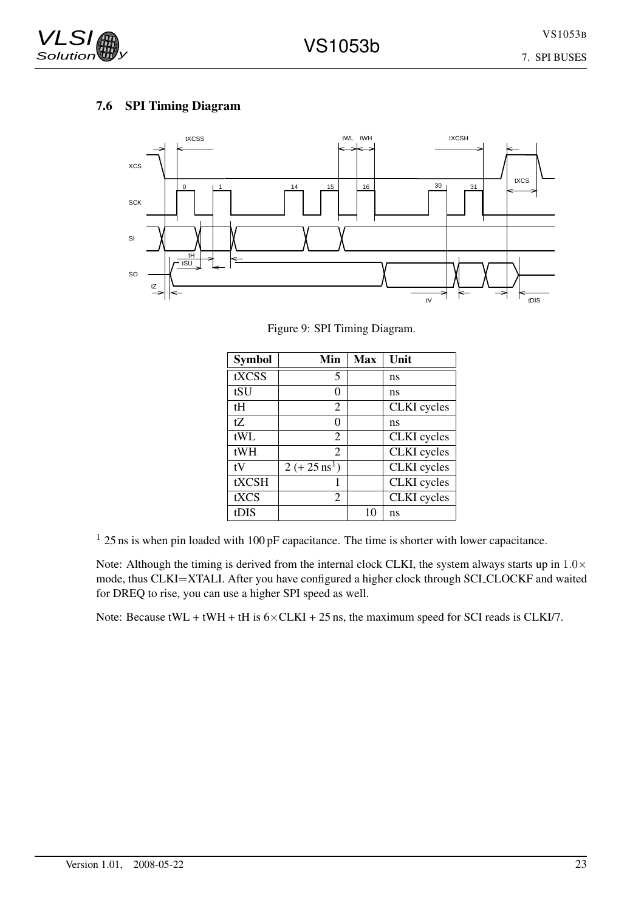## 7.6 SPI Timing Diagram

Figure 9: SPI Timing Diagram.

| Symbol | Min | Max | Unit |
|---|---|---|---|
| tXCSS | 5 | | ns |
| tSU | 0 | | ns |
| tH | 2 | | CLKI cycles |
| tZ | 0 | | ns |
| tWL | 2 | | CLKI cycles |
| tWH | 2 | | CLKI cycles |
| tV | 2 (+ 25 ns[1]) | | CLKI cycles |
| tXCSH | 1 | | CLKI cycles |
| tXCS | 2 | | CLKI cycles |
| tDIS | | 10 | ns |

[1] 25 ns is when pin loaded with 100 pF capacitance. The time is shorter with lower capacitance.

Note: Although the timing is derived from the internal clock CLKI, the system always starts up in $1.0\times$ mode, thus CLKI=XTALI. After you have configured a higher clock through SCI_CLOCKF and waited for DREQ to rise, you can use a higher SPI speed as well.

Note: Because tWL + tWH + tH is $6\times$CLKI + 25 ns, the maximum speed for SCI reads is CLKI/7.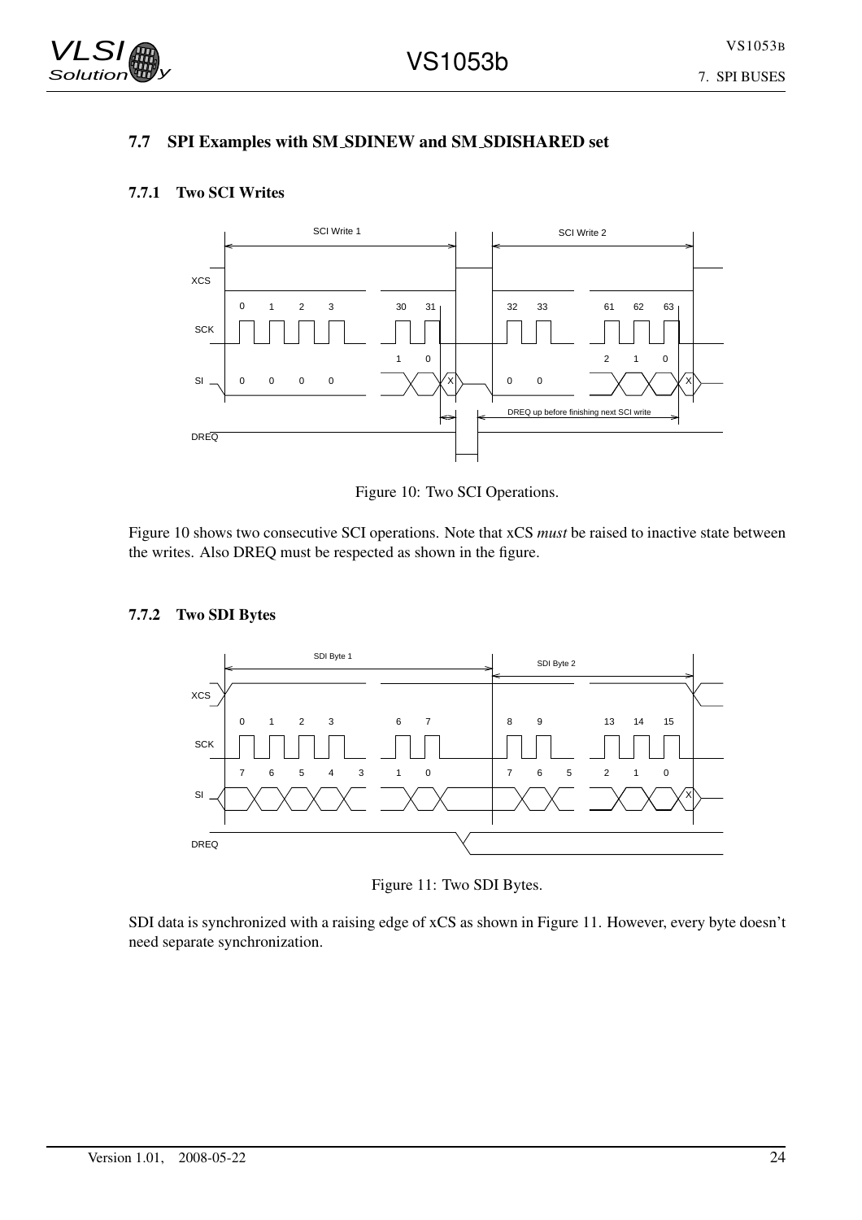## 7.7 SPI Examples with SM_SDINEW and SM_SDISHARED set

### 7.7.1 Two SCI Writes

Figure 10: Two SCI Operations.

Figure 10 shows two consecutive SCI operations. Note that xCS *must* be raised to inactive state between the writes. Also DREQ must be respected as shown in the figure.

### 7.7.2 Two SDI Bytes

Figure 11: Two SDI Bytes.

SDI data is synchronized with a raising edge of xCS as shown in Figure 11. However, every byte doesn't need separate synchronization.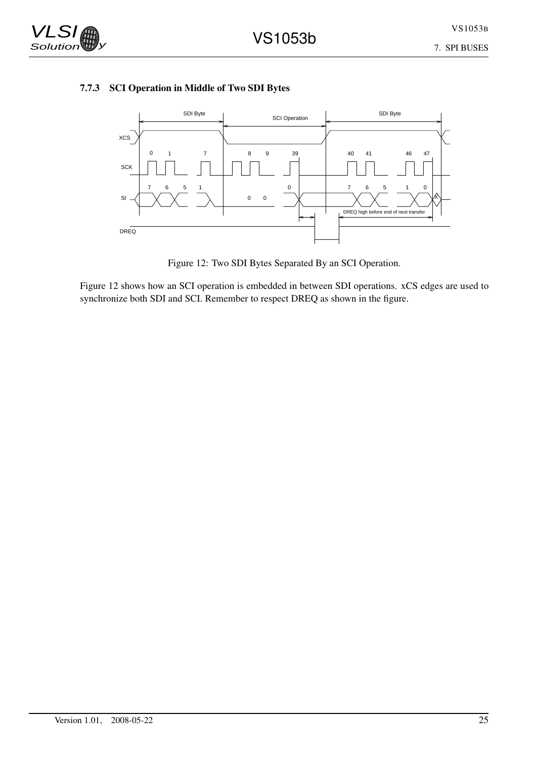### 7.7.3 SCI Operation in Middle of Two SDI Bytes

Figure 12: Two SDI Bytes Separated By an SCI Operation.

Figure 12 shows how an SCI operation is embedded in between SDI operations. xCS edges are used to synchronize both SDI and SCI. Remember to respect DREQ as shown in the figure.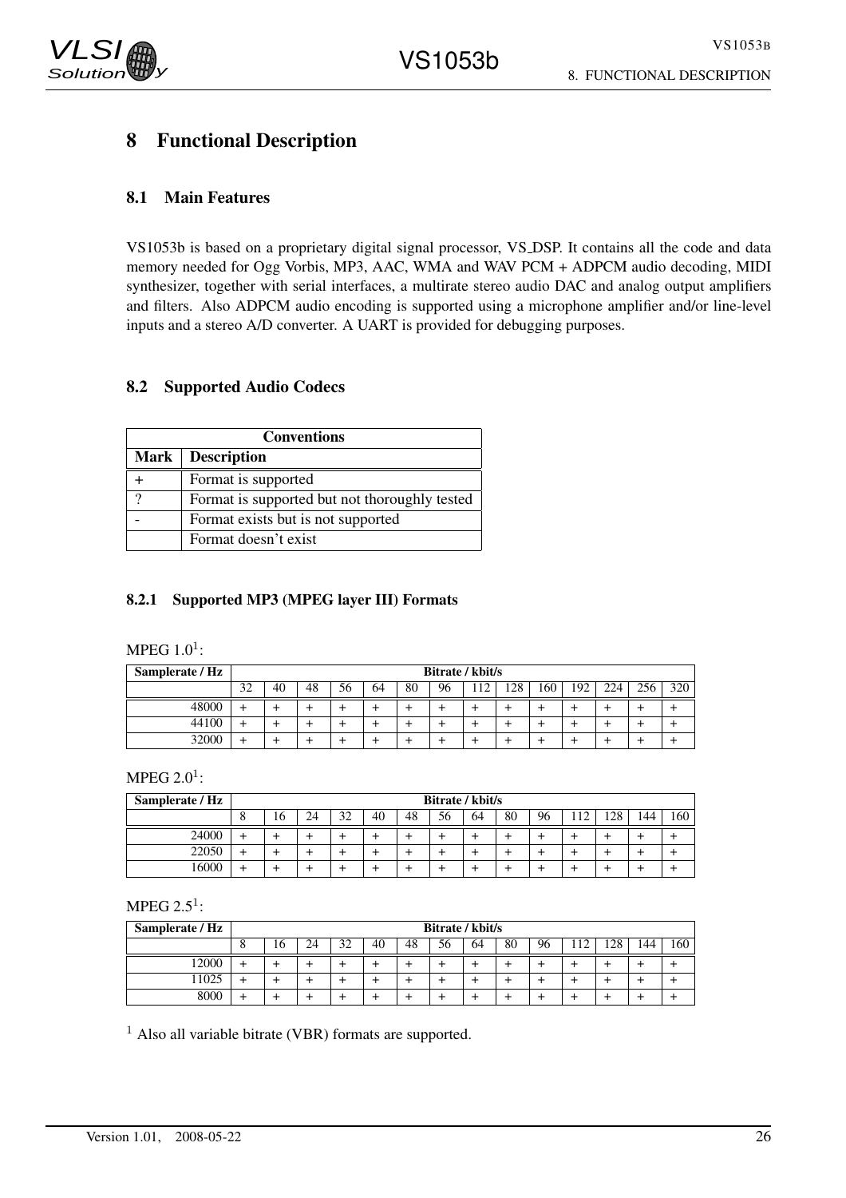# 8 Functional Description

## 8.1 Main Features

VS1053b is based on a proprietary digital signal processor, VS_DSP. It contains all the code and data memory needed for Ogg Vorbis, MP3, AAC, WMA and WAV PCM + ADPCM audio decoding, MIDI synthesizer, together with serial interfaces, a multirate stereo audio DAC and analog output amplifiers and filters. Also ADPCM audio encoding is supported using a microphone amplifier and/or line-level inputs and a stereo A/D converter. A UART is provided for debugging purposes.

## 8.2 Supported Audio Codecs

| Conventions | |
|---|---|
| **Mark** | **Description** |
| + | Format is supported |
| ? | Format is supported but not thoroughly tested |
| - | Format exists but is not supported |
| | Format doesn't exist |

### 8.2.1 Supported MP3 (MPEG layer III) Formats

MPEG 1.0[1]:

| Samplerate / Hz | Bitrate / kbit/s | | | | | | | | | | | | | |
|---|---|---|---|---|---|---|---|---|---|---|---|---|---|---|
| | 32 | 40 | 48 | 56 | 64 | 80 | 96 | 112 | 128 | 160 | 192 | 224 | 256 | 320 |
| 48000 | + | + | + | + | + | + | + | + | + | + | + | + | + | + |
| 44100 | + | + | + | + | + | + | + | + | + | + | + | + | + | + |
| 32000 | + | + | + | + | + | + | + | + | + | + | + | + | + | + |

MPEG 2.0[1]:

| Samplerate / Hz | Bitrate / kbit/s | | | | | | | | | | | | | |
|---|---|---|---|---|---|---|---|---|---|---|---|---|---|---|
| | 8 | 16 | 24 | 32 | 40 | 48 | 56 | 64 | 80 | 96 | 112 | 128 | 144 | 160 |
| 24000 | + | + | + | + | + | + | + | + | + | + | + | + | + | + |
| 22050 | + | + | + | + | + | + | + | + | + | + | + | + | + | + |
| 16000 | + | + | + | + | + | + | + | + | + | + | + | + | + | + |

MPEG 2.5[1]:

| Samplerate / Hz | Bitrate / kbit/s | | | | | | | | | | | | | |
|---|---|---|---|---|---|---|---|---|---|---|---|---|---|---|
| | 8 | 16 | 24 | 32 | 40 | 48 | 56 | 64 | 80 | 96 | 112 | 128 | 144 | 160 |
| 12000 | + | + | + | + | + | + | + | + | + | + | + | + | + | + |
| 11025 | + | + | + | + | + | + | + | + | + | + | + | + | + | + |
| 8000 | + | + | + | + | + | + | + | + | + | + | + | + | + | + |

[1] Also all variable bitrate (VBR) formats are supported.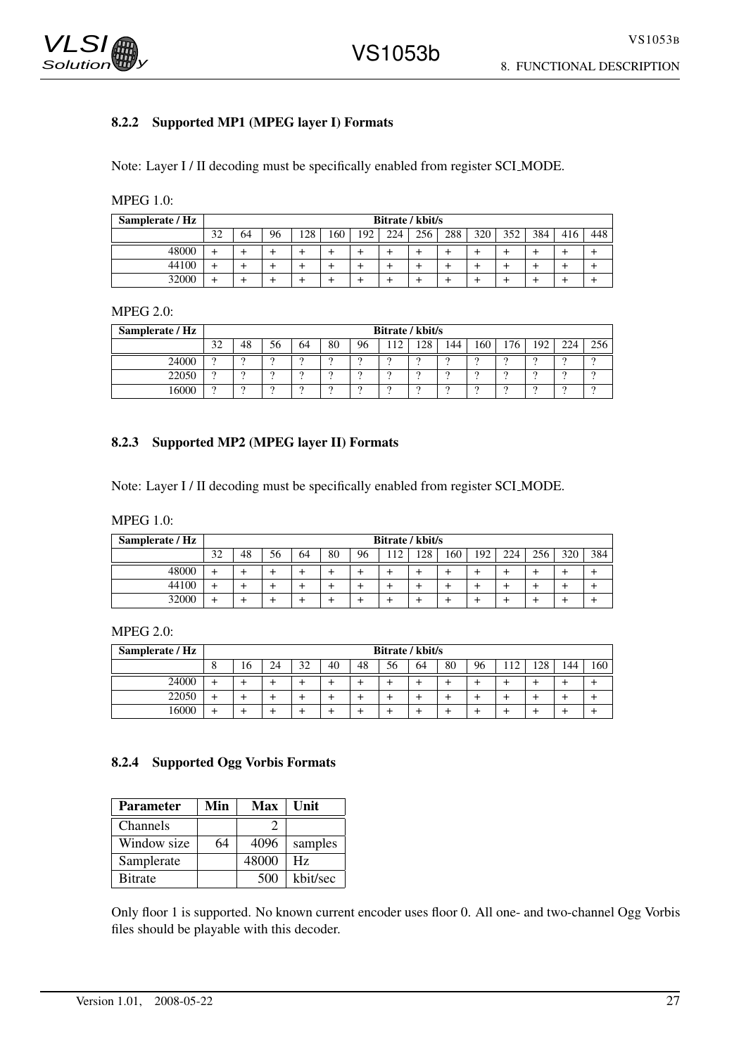### 8.2.2 Supported MP1 (MPEG layer I) Formats

Note: Layer I / II decoding must be specifically enabled from register SCI_MODE.

MPEG 1.0:

| Samplerate / Hz | Bitrate / kbit/s | | | | | | | | | | | | | |
|---|---|---|---|---|---|---|---|---|---|---|---|---|---|---|
| | 32 | 64 | 96 | 128 | 160 | 192 | 224 | 256 | 288 | 320 | 352 | 384 | 416 | 448 |
| 48000 | + | + | + | + | + | + | + | + | + | + | + | + | + | + |
| 44100 | + | + | + | + | + | + | + | + | + | + | + | + | + | + |
| 32000 | + | + | + | + | + | + | + | + | + | + | + | + | + | + |

MPEG 2.0:

| Samplerate / Hz | Bitrate / kbit/s | | | | | | | | | | | | | |
|---|---|---|---|---|---|---|---|---|---|---|---|---|---|---|
| | 32 | 48 | 56 | 64 | 80 | 96 | 112 | 128 | 144 | 160 | 176 | 192 | 224 | 256 |
| 24000 | ? | ? | ? | ? | ? | ? | ? | ? | ? | ? | ? | ? | ? | ? |
| 22050 | ? | ? | ? | ? | ? | ? | ? | ? | ? | ? | ? | ? | ? | ? |
| 16000 | ? | ? | ? | ? | ? | ? | ? | ? | ? | ? | ? | ? | ? | ? |

### 8.2.3 Supported MP2 (MPEG layer II) Formats

Note: Layer I / II decoding must be specifically enabled from register SCI_MODE.

MPEG 1.0:

| Samplerate / Hz | Bitrate / kbit/s | | | | | | | | | | | | | |
|---|---|---|---|---|---|---|---|---|---|---|---|---|---|---|
| | 32 | 48 | 56 | 64 | 80 | 96 | 112 | 128 | 160 | 192 | 224 | 256 | 320 | 384 |
| 48000 | + | + | + | + | + | + | + | + | + | + | + | + | + | + |
| 44100 | + | + | + | + | + | + | + | + | + | + | + | + | + | + |
| 32000 | + | + | + | + | + | + | + | + | + | + | + | + | + | + |

MPEG 2.0:

| Samplerate / Hz | Bitrate / kbit/s | | | | | | | | | | | | | |
|---|---|---|---|---|---|---|---|---|---|---|---|---|---|---|
| | 8 | 16 | 24 | 32 | 40 | 48 | 56 | 64 | 80 | 96 | 112 | 128 | 144 | 160 |
| 24000 | + | + | + | + | + | + | + | + | + | + | + | + | + | + |
| 22050 | + | + | + | + | + | + | + | + | + | + | + | + | + | + |
| 16000 | + | + | + | + | + | + | + | + | + | + | + | + | + | + |

### 8.2.4 Supported Ogg Vorbis Formats

| Parameter | Min | Max | Unit |
|---|---|---|---|
| Channels | | 2 | |
| Window size | 64 | 4096 | samples |
| Samplerate | | 48000 | Hz |
| Bitrate | | 500 | kbit/sec |

Only floor 1 is supported. No known current encoder uses floor 0. All one- and two-channel Ogg Vorbis files should be playable with this decoder.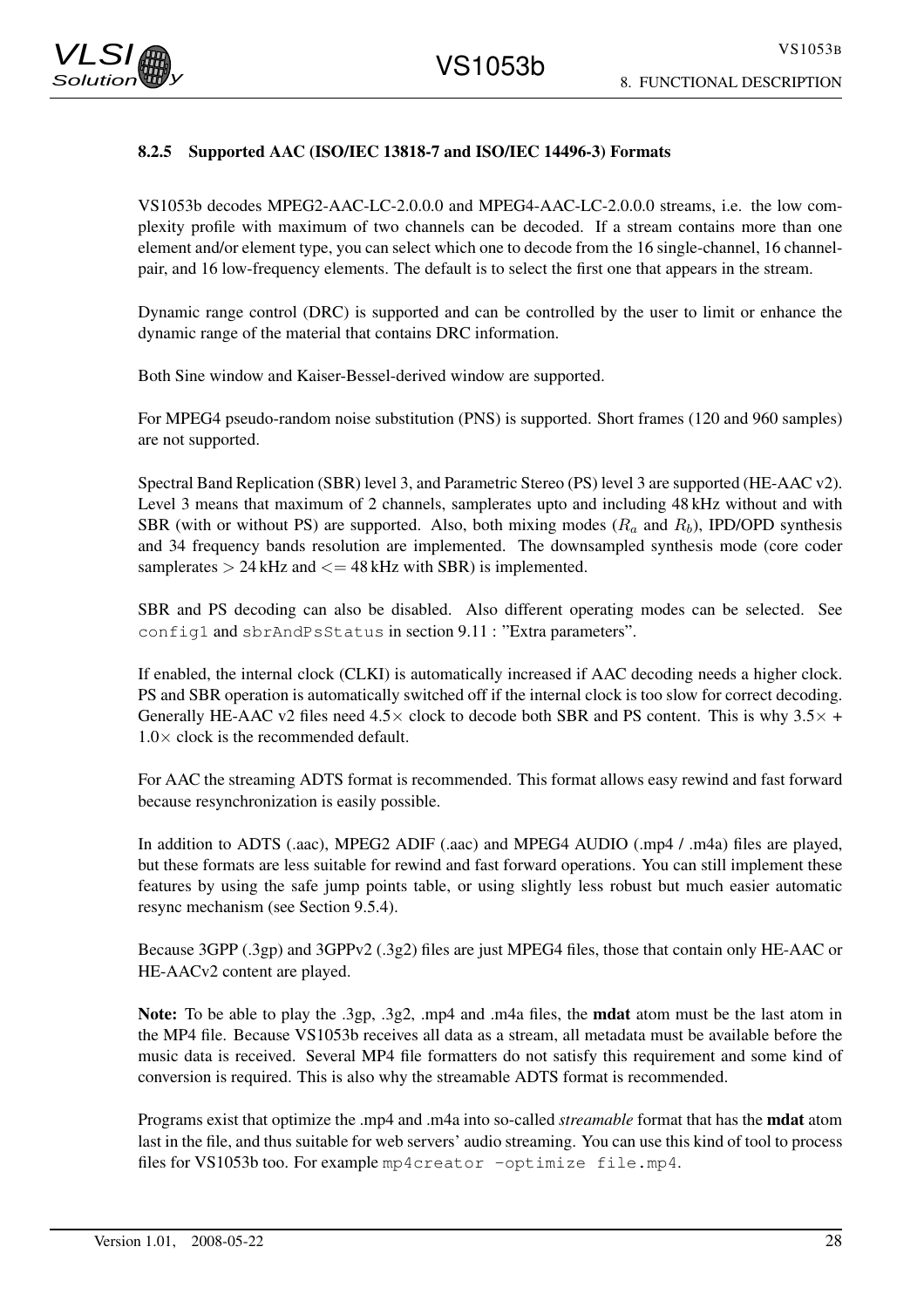#### 8.2.5 Supported AAC (ISO/IEC 13818-7 and ISO/IEC 14496-3) Formats

VS1053b decodes MPEG2-AAC-LC-2.0.0.0 and MPEG4-AAC-LC-2.0.0.0 streams, i.e. the low complexity profile with maximum of two channels can be decoded. If a stream contains more than one element and/or element type, you can select which one to decode from the 16 single-channel, 16 channel-pair, and 16 low-frequency elements. The default is to select the first one that appears in the stream.

Dynamic range control (DRC) is supported and can be controlled by the user to limit or enhance the dynamic range of the material that contains DRC information.

Both Sine window and Kaiser-Bessel-derived window are supported.

For MPEG4 pseudo-random noise substitution (PNS) is supported. Short frames (120 and 960 samples) are not supported.

Spectral Band Replication (SBR) level 3, and Parametric Stereo (PS) level 3 are supported (HE-AAC v2). Level 3 means that maximum of 2 channels, samplerates upto and including 48 kHz without and with SBR (with or without PS) are supported. Also, both mixing modes ($R_a$ and $R_b$), IPD/OPD synthesis and 34 frequency bands resolution are implemented. The downsampled synthesis mode (core coder samplerates $>$ 24 kHz and $<=$ 48 kHz with SBR) is implemented.

SBR and PS decoding can also be disabled. Also different operating modes can be selected. See `config1` and `sbrAndPsStatus` in section 9.11 : "Extra parameters".

If enabled, the internal clock (CLKI) is automatically increased if AAC decoding needs a higher clock. PS and SBR operation is automatically switched off if the internal clock is too slow for correct decoding. Generally HE-AAC v2 files need $4.5\times$ clock to decode both SBR and PS content. This is why $3.5\times$ + $1.0\times$ clock is the recommended default.

For AAC the streaming ADTS format is recommended. This format allows easy rewind and fast forward because resynchronization is easily possible.

In addition to ADTS (.aac), MPEG2 ADIF (.aac) and MPEG4 AUDIO (.mp4 / .m4a) files are played, but these formats are less suitable for rewind and fast forward operations. You can still implement these features by using the safe jump points table, or using slightly less robust but much easier automatic resync mechanism (see Section 9.5.4).

Because 3GPP (.3gp) and 3GPPv2 (.3g2) files are just MPEG4 files, those that contain only HE-AAC or HE-AACv2 content are played.

**Note:** To be able to play the .3gp, .3g2, .mp4 and .m4a files, the **mdat** atom must be the last atom in the MP4 file. Because VS1053b receives all data as a stream, all metadata must be available before the music data is received. Several MP4 file formatters do not satisfy this requirement and some kind of conversion is required. This is also why the streamable ADTS format is recommended.

Programs exist that optimize the .mp4 and .m4a into so-called *streamable* format that has the **mdat** atom last in the file, and thus suitable for web servers' audio streaming. You can use this kind of tool to process files for VS1053b too. For example `mp4creator -optimize file.mp4`.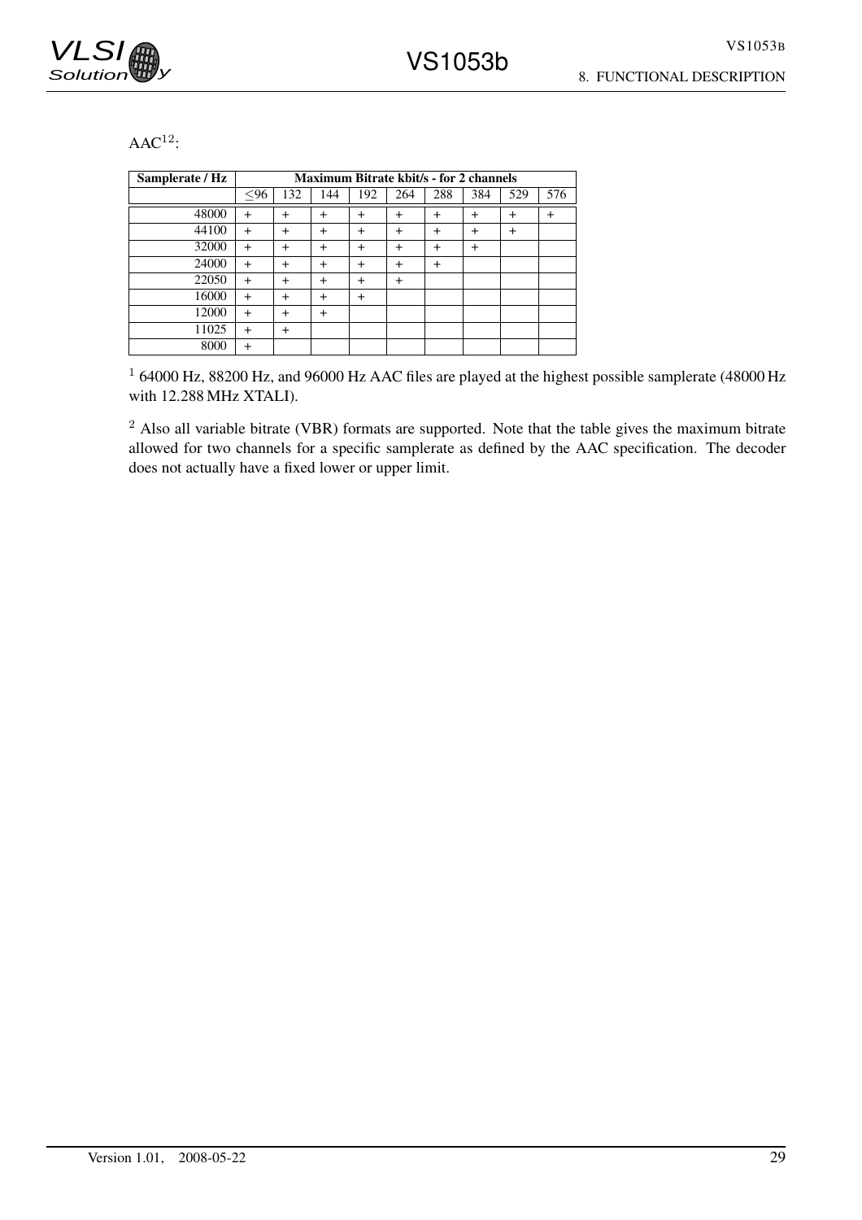AAC[1,2]:

| Samplerate / Hz | Maximum Bitrate kbit/s - for 2 channels | | | | | | | | |
|---|---|---|---|---|---|---|---|---|---|
| | ≤96 | 132 | 144 | 192 | 264 | 288 | 384 | 529 | 576 |
| 48000 | + | + | + | + | + | + | + | + | + |
| 44100 | + | + | + | + | + | + | + | + | |
| 32000 | + | + | + | + | + | + | + | | |
| 24000 | + | + | + | + | + | + | | | |
| 22050 | + | + | + | + | + | | | | |
| 16000 | + | + | + | + | | | | | |
| 12000 | + | + | + | | | | | | |
| 11025 | + | + | | | | | | | |
| 8000 | + | | | | | | | | |

[1] 64000 Hz, 88200 Hz, and 96000 Hz AAC files are played at the highest possible samplerate (48000 Hz with 12.288 MHz XTALI).

[2] Also all variable bitrate (VBR) formats are supported. Note that the table gives the maximum bitrate allowed for two channels for a specific samplerate as defined by the AAC specification. The decoder does not actually have a fixed lower or upper limit.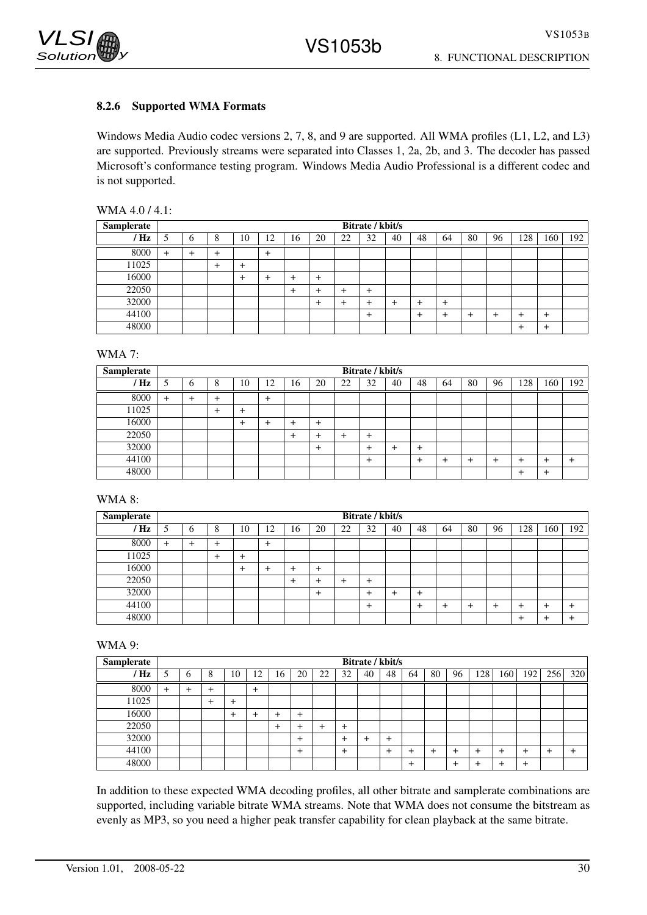### 8.2.6 Supported WMA Formats

Windows Media Audio codec versions 2, 7, 8, and 9 are supported. All WMA profiles (L1, L2, and L3) are supported. Previously streams were separated into Classes 1, 2a, 2b, and 3. The decoder has passed Microsoft's conformance testing program. Windows Media Audio Professional is a different codec and is not supported.

WMA 4.0 / 4.1:

| Samplerate | Bitrate / kbit/s | | | | | | | | | | | | | | | | |
|---|---|---|---|---|---|---|---|---|---|---|---|---|---|---|---|---|---|
| / Hz | 5 | 6 | 8 | 10 | 12 | 16 | 20 | 22 | 32 | 40 | 48 | 64 | 80 | 96 | 128 | 160 | 192 |
| 8000 | + | + | + | | + | | | | | | | | | | | | |
| 11025 | | | + | + | | | | | | | | | | | | | |
| 16000 | | | | + | + | + | + | | | | | | | | | | |
| 22050 | | | | | | + | + | + | + | | | | | | | | |
| 32000 | | | | | | | + | + | + | + | + | + | | | | | |
| 44100 | | | | | | | | | + | | + | + | + | + | + | + | |
| 48000 | | | | | | | | | | | | | | | + | + | |

WMA 7:

| Samplerate | Bitrate / kbit/s | | | | | | | | | | | | | | | | |
|---|---|---|---|---|---|---|---|---|---|---|---|---|---|---|---|---|---|
| / Hz | 5 | 6 | 8 | 10 | 12 | 16 | 20 | 22 | 32 | 40 | 48 | 64 | 80 | 96 | 128 | 160 | 192 |
| 8000 | + | + | + | | + | | | | | | | | | | | | |
| 11025 | | | + | + | | | | | | | | | | | | | |
| 16000 | | | | + | + | + | + | | | | | | | | | | |
| 22050 | | | | | | + | + | + | + | | | | | | | | |
| 32000 | | | | | | | + | | + | + | + | | | | | | |
| 44100 | | | | | | | | | + | | + | + | + | + | + | + | + |
| 48000 | | | | | | | | | | | | | | | + | + | |

WMA 8:

| Samplerate | Bitrate / kbit/s | | | | | | | | | | | | | | | | |
|---|---|---|---|---|---|---|---|---|---|---|---|---|---|---|---|---|---|
| / Hz | 5 | 6 | 8 | 10 | 12 | 16 | 20 | 22 | 32 | 40 | 48 | 64 | 80 | 96 | 128 | 160 | 192 |
| 8000 | + | + | + | | + | | | | | | | | | | | | |
| 11025 | | | + | + | | | | | | | | | | | | | |
| 16000 | | | | + | + | + | + | | | | | | | | | | |
| 22050 | | | | | | + | + | + | + | | | | | | | | |
| 32000 | | | | | | | + | | + | + | + | | | | | | |
| 44100 | | | | | | | | | + | | + | + | + | + | + | + | + |
| 48000 | | | | | | | | | | | | | | | + | + | + |

WMA 9:

| Samplerate | Bitrate / kbit/s | | | | | | | | | | | | | | | | | | |
|---|---|---|---|---|---|---|---|---|---|---|---|---|---|---|---|---|---|---|---|
| / Hz | 5 | 6 | 8 | 10 | 12 | 16 | 20 | 22 | 32 | 40 | 48 | 64 | 80 | 96 | 128 | 160 | 192 | 256 | 320 |
| 8000 | + | + | + | | + | | | | | | | | | | | | | | |
| 11025 | | | + | + | | | | | | | | | | | | | | | |
| 16000 | | | | + | + | + | + | | | | | | | | | | | | |
| 22050 | | | | | | + | + | + | + | | | | | | | | | | |
| 32000 | | | | | | | + | | + | + | + | | | | | | | | |
| 44100 | | | | | | | + | | + | | + | + | + | + | + | + | + | + | + |
| 48000 | | | | | | | | | | | | + | | + | + | + | + | | |

In addition to these expected WMA decoding profiles, all other bitrate and samplerate combinations are supported, including variable bitrate WMA streams. Note that WMA does not consume the bitstream as evenly as MP3, so you need a higher peak transfer capability for clean playback at the same bitrate.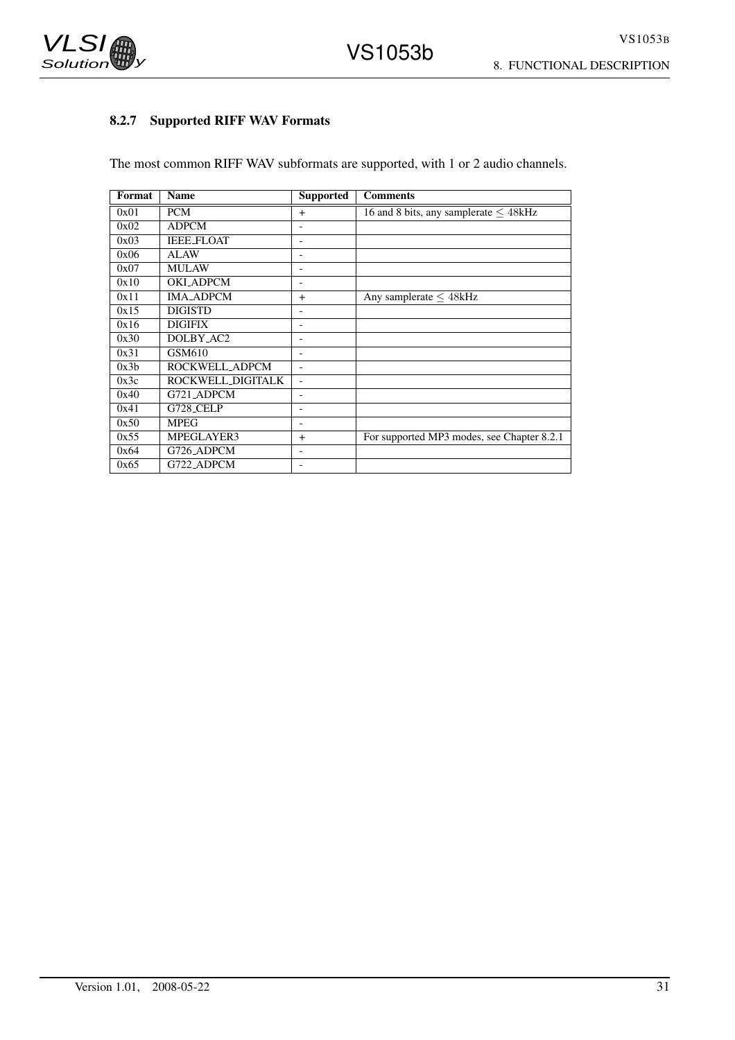#### 8.2.7 Supported RIFF WAV Formats

The most common RIFF WAV subformats are supported, with 1 or 2 audio channels.

| Format | Name | Supported | Comments |
|---|---|---|---|
| 0x01 | PCM | + | 16 and 8 bits, any samplerate $\leq$ 48kHz |
| 0x02 | ADPCM | - | |
| 0x03 | IEEE_FLOAT | - | |
| 0x06 | ALAW | - | |
| 0x07 | MULAW | - | |
| 0x10 | OKI_ADPCM | - | |
| 0x11 | IMA_ADPCM | + | Any samplerate $\leq$ 48kHz |
| 0x15 | DIGISTD | - | |
| 0x16 | DIGIFIX | - | |
| 0x30 | DOLBY_AC2 | - | |
| 0x31 | GSM610 | - | |
| 0x3b | ROCKWELL_ADPCM | - | |
| 0x3c | ROCKWELL_DIGITALK | - | |
| 0x40 | G721_ADPCM | - | |
| 0x41 | G728_CELP | - | |
| 0x50 | MPEG | - | |
| 0x55 | MPEGLAYER3 | + | For supported MP3 modes, see Chapter 8.2.1 |
| 0x64 | G726_ADPCM | - | |
| 0x65 | G722_ADPCM | - | |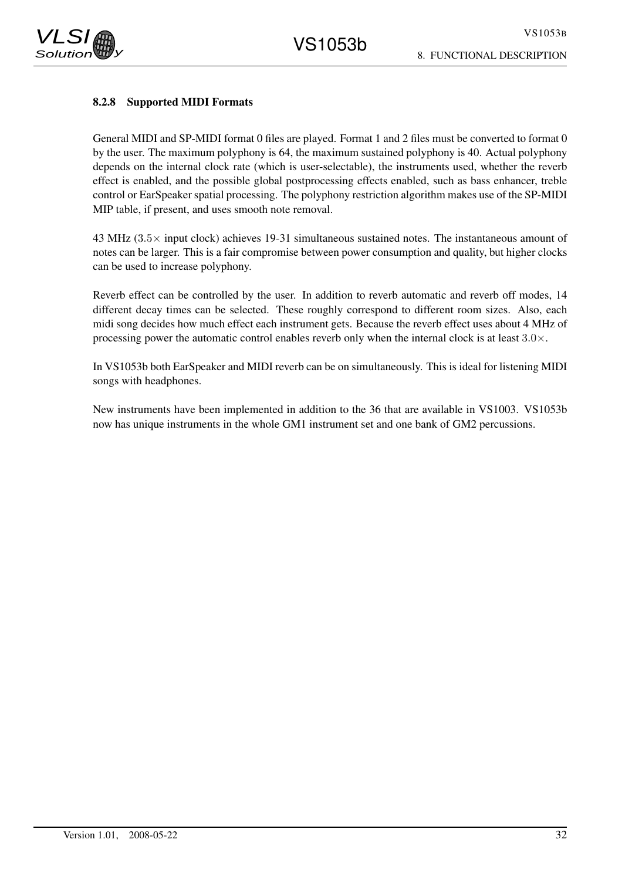#### 8.2.8 Supported MIDI Formats

General MIDI and SP-MIDI format 0 files are played. Format 1 and 2 files must be converted to format 0 by the user. The maximum polyphony is 64, the maximum sustained polyphony is 40. Actual polyphony depends on the internal clock rate (which is user-selectable), the instruments used, whether the reverb effect is enabled, and the possible global postprocessing effects enabled, such as bass enhancer, treble control or EarSpeaker spatial processing. The polyphony restriction algorithm makes use of the SP-MIDI MIP table, if present, and uses smooth note removal.

43 MHz ($3.5\times$ input clock) achieves 19-31 simultaneous sustained notes. The instantaneous amount of notes can be larger. This is a fair compromise between power consumption and quality, but higher clocks can be used to increase polyphony.

Reverb effect can be controlled by the user. In addition to reverb automatic and reverb off modes, 14 different decay times can be selected. These roughly correspond to different room sizes. Also, each midi song decides how much effect each instrument gets. Because the reverb effect uses about 4 MHz of processing power the automatic control enables reverb only when the internal clock is at least $3.0\times$.

In VS1053b both EarSpeaker and MIDI reverb can be on simultaneously. This is ideal for listening MIDI songs with headphones.

New instruments have been implemented in addition to the 36 that are available in VS1003. VS1053b now has unique instruments in the whole GM1 instrument set and one bank of GM2 percussions.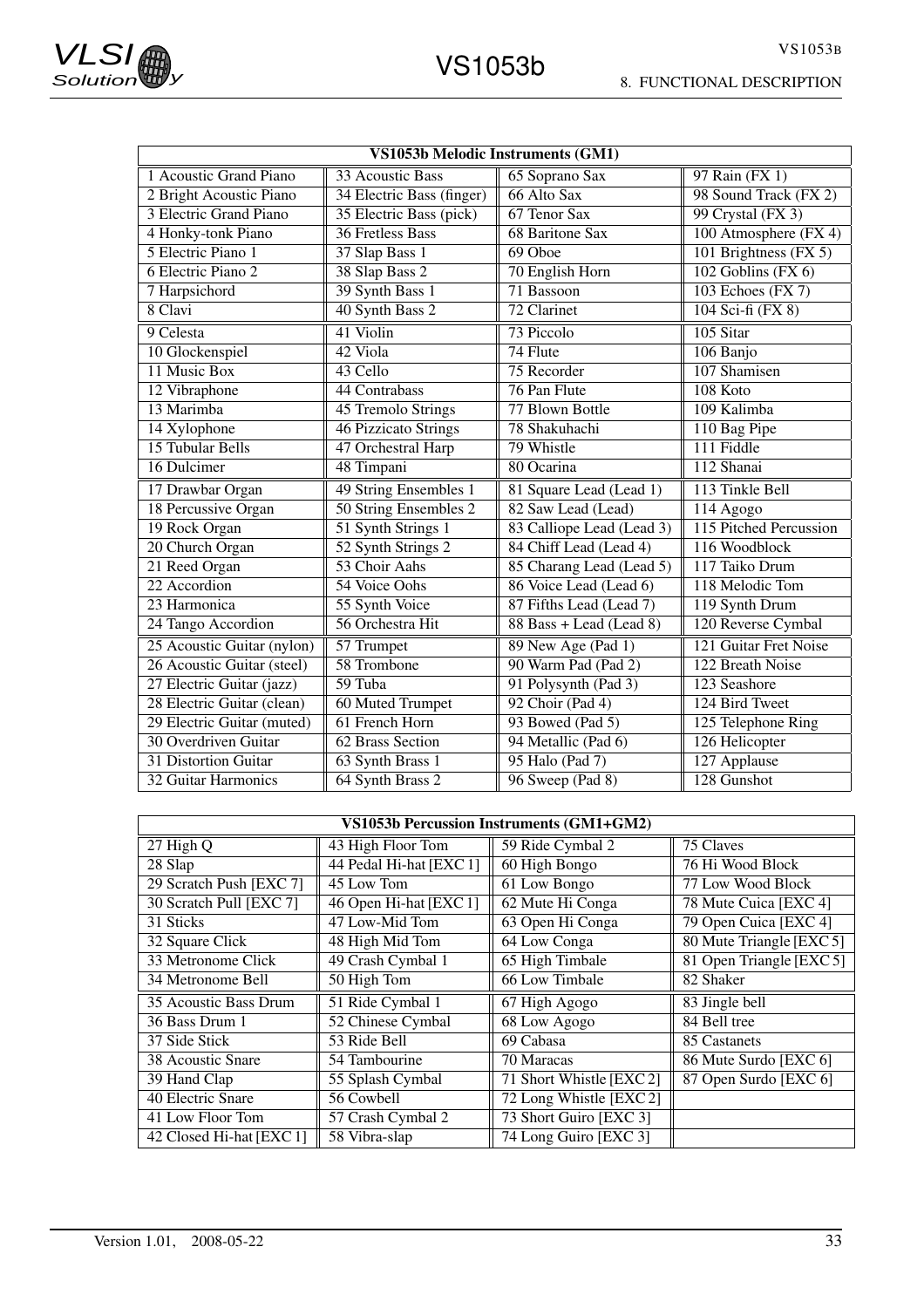| VS1053b Melodic Instruments (GM1) | | | |
|---|---|---|---|
| 1 Acoustic Grand Piano | 33 Acoustic Bass | 65 Soprano Sax | 97 Rain (FX 1) |
| 2 Bright Acoustic Piano | 34 Electric Bass (finger) | 66 Alto Sax | 98 Sound Track (FX 2) |
| 3 Electric Grand Piano | 35 Electric Bass (pick) | 67 Tenor Sax | 99 Crystal (FX 3) |
| 4 Honky-tonk Piano | 36 Fretless Bass | 68 Baritone Sax | 100 Atmosphere (FX 4) |
| 5 Electric Piano 1 | 37 Slap Bass 1 | 69 Oboe | 101 Brightness (FX 5) |
| 6 Electric Piano 2 | 38 Slap Bass 2 | 70 English Horn | 102 Goblins (FX 6) |
| 7 Harpsichord | 39 Synth Bass 1 | 71 Bassoon | 103 Echoes (FX 7) |
| 8 Clavi | 40 Synth Bass 2 | 72 Clarinet | 104 Sci-fi (FX 8) |
| 9 Celesta | 41 Violin | 73 Piccolo | 105 Sitar |
| 10 Glockenspiel | 42 Viola | 74 Flute | 106 Banjo |
| 11 Music Box | 43 Cello | 75 Recorder | 107 Shamisen |
| 12 Vibraphone | 44 Contrabass | 76 Pan Flute | 108 Koto |
| 13 Marimba | 45 Tremolo Strings | 77 Blown Bottle | 109 Kalimba |
| 14 Xylophone | 46 Pizzicato Strings | 78 Shakuhachi | 110 Bag Pipe |
| 15 Tubular Bells | 47 Orchestral Harp | 79 Whistle | 111 Fiddle |
| 16 Dulcimer | 48 Timpani | 80 Ocarina | 112 Shanai |
| 17 Drawbar Organ | 49 String Ensembles 1 | 81 Square Lead (Lead 1) | 113 Tinkle Bell |
| 18 Percussive Organ | 50 String Ensembles 2 | 82 Saw Lead (Lead) | 114 Agogo |
| 19 Rock Organ | 51 Synth Strings 1 | 83 Calliope Lead (Lead 3) | 115 Pitched Percussion |
| 20 Church Organ | 52 Synth Strings 2 | 84 Chiff Lead (Lead 4) | 116 Woodblock |
| 21 Reed Organ | 53 Choir Aahs | 85 Charang Lead (Lead 5) | 117 Taiko Drum |
| 22 Accordion | 54 Voice Oohs | 86 Voice Lead (Lead 6) | 118 Melodic Tom |
| 23 Harmonica | 55 Synth Voice | 87 Fifths Lead (Lead 7) | 119 Synth Drum |
| 24 Tango Accordion | 56 Orchestra Hit | 88 Bass + Lead (Lead 8) | 120 Reverse Cymbal |
| 25 Acoustic Guitar (nylon) | 57 Trumpet | 89 New Age (Pad 1) | 121 Guitar Fret Noise |
| 26 Acoustic Guitar (steel) | 58 Trombone | 90 Warm Pad (Pad 2) | 122 Breath Noise |
| 27 Electric Guitar (jazz) | 59 Tuba | 91 Polysynth (Pad 3) | 123 Seashore |
| 28 Electric Guitar (clean) | 60 Muted Trumpet | 92 Choir (Pad 4) | 124 Bird Tweet |
| 29 Electric Guitar (muted) | 61 French Horn | 93 Bowed (Pad 5) | 125 Telephone Ring |
| 30 Overdriven Guitar | 62 Brass Section | 94 Metallic (Pad 6) | 126 Helicopter |
| 31 Distortion Guitar | 63 Synth Brass 1 | 95 Halo (Pad 7) | 127 Applause |
| 32 Guitar Harmonics | 64 Synth Brass 2 | 96 Sweep (Pad 8) | 128 Gunshot |

| VS1053b Percussion Instruments (GM1+GM2) | | | |
|---|---|---|---|
| 27 High Q | 43 High Floor Tom | 59 Ride Cymbal 2 | 75 Claves |
| 28 Slap | 44 Pedal Hi-hat [EXC 1] | 60 High Bongo | 76 Hi Wood Block |
| 29 Scratch Push [EXC 7] | 45 Low Tom | 61 Low Bongo | 77 Low Wood Block |
| 30 Scratch Pull [EXC 7] | 46 Open Hi-hat [EXC 1] | 62 Mute Hi Conga | 78 Mute Cuica [EXC 4] |
| 31 Sticks | 47 Low-Mid Tom | 63 Open Hi Conga | 79 Open Cuica [EXC 4] |
| 32 Square Click | 48 High Mid Tom | 64 Low Conga | 80 Mute Triangle [EXC 5] |
| 33 Metronome Click | 49 Crash Cymbal 1 | 65 High Timbale | 81 Open Triangle [EXC 5] |
| 34 Metronome Bell | 50 High Tom | 66 Low Timbale | 82 Shaker |
| 35 Acoustic Bass Drum | 51 Ride Cymbal 1 | 67 High Agogo | 83 Jingle bell |
| 36 Bass Drum 1 | 52 Chinese Cymbal | 68 Low Agogo | 84 Bell tree |
| 37 Side Stick | 53 Ride Bell | 69 Cabasa | 85 Castanets |
| 38 Acoustic Snare | 54 Tambourine | 70 Maracas | 86 Mute Surdo [EXC 6] |
| 39 Hand Clap | 55 Splash Cymbal | 71 Short Whistle [EXC 2] | 87 Open Surdo [EXC 6] |
| 40 Electric Snare | 56 Cowbell | 72 Long Whistle [EXC 2] | |
| 41 Low Floor Tom | 57 Crash Cymbal 2 | 73 Short Guiro [EXC 3] | |
| 42 Closed Hi-hat [EXC 1] | 58 Vibra-slap | 74 Long Guiro [EXC 3] | |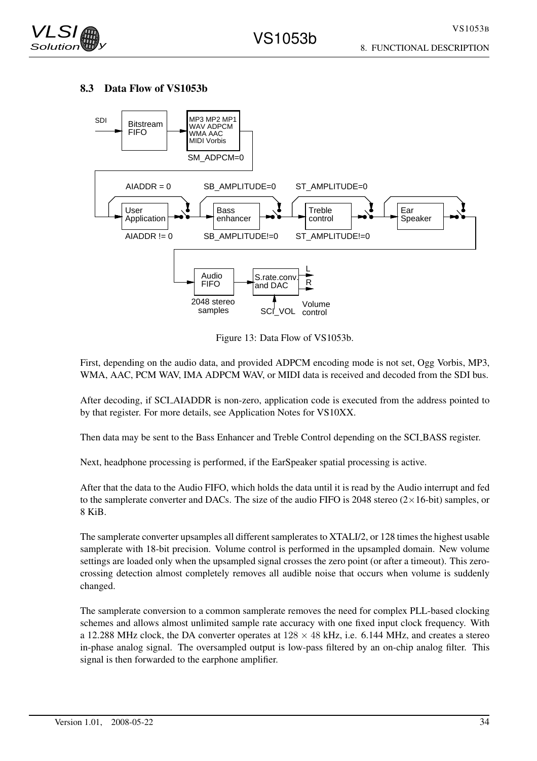### 8.3 Data Flow of VS1053b

Figure 13: Data Flow of VS1053b.

First, depending on the audio data, and provided ADPCM encoding mode is not set, Ogg Vorbis, MP3, WMA, AAC, PCM WAV, IMA ADPCM WAV, or MIDI data is received and decoded from the SDI bus.

After decoding, if SCI_AIADDR is non-zero, application code is executed from the address pointed to by that register. For more details, see Application Notes for VS10XX.

Then data may be sent to the Bass Enhancer and Treble Control depending on the SCI_BASS register.

Next, headphone processing is performed, if the EarSpeaker spatial processing is active.

After that the data to the Audio FIFO, which holds the data until it is read by the Audio interrupt and fed to the samplerate converter and DACs. The size of the audio FIFO is 2048 stereo ($2 \times 16$-bit) samples, or 8 KiB.

The samplerate converter upsamples all different samplerates to XTALI/2, or 128 times the highest usable samplerate with 18-bit precision. Volume control is performed in the upsampled domain. New volume settings are loaded only when the upsampled signal crosses the zero point (or after a timeout). This zero-crossing detection almost completely removes all audible noise that occurs when volume is suddenly changed.

The samplerate conversion to a common samplerate removes the need for complex PLL-based clocking schemes and allows almost unlimited sample rate accuracy with one fixed input clock frequency. With a 12.288 MHz clock, the DA converter operates at $128 \times 48$ kHz, i.e. 6.144 MHz, and creates a stereo in-phase analog signal. The oversampled output is low-pass filtered by an on-chip analog filter. This signal is then forwarded to the earphone amplifier.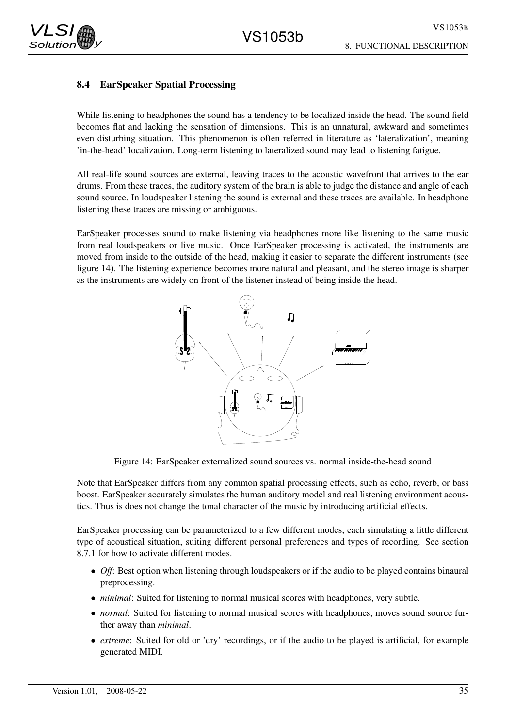## 8.4 EarSpeaker Spatial Processing

While listening to headphones the sound has a tendency to be localized inside the head. The sound field becomes flat and lacking the sensation of dimensions. This is an unnatural, awkward and sometimes even disturbing situation. This phenomenon is often referred in literature as 'lateralization', meaning 'in-the-head' localization. Long-term listening to lateralized sound may lead to listening fatigue.

All real-life sound sources are external, leaving traces to the acoustic wavefront that arrives to the ear drums. From these traces, the auditory system of the brain is able to judge the distance and angle of each sound source. In loudspeaker listening the sound is external and these traces are available. In headphone listening these traces are missing or ambiguous.

EarSpeaker processes sound to make listening via headphones more like listening to the same music from real loudspeakers or live music. Once EarSpeaker processing is activated, the instruments are moved from inside to the outside of the head, making it easier to separate the different instruments (see figure 14). The listening experience becomes more natural and pleasant, and the stereo image is sharper as the instruments are widely on front of the listener instead of being inside the head.

Figure 14: EarSpeaker externalized sound sources vs. normal inside-the-head sound

Note that EarSpeaker differs from any common spatial processing effects, such as echo, reverb, or bass boost. EarSpeaker accurately simulates the human auditory model and real listening environment acoustics. Thus is does not change the tonal character of the music by introducing artificial effects.

EarSpeaker processing can be parameterized to a few different modes, each simulating a little different type of acoustical situation, suiting different personal preferences and types of recording. See section 8.7.1 for how to activate different modes.

- *Off*: Best option when listening through loudspeakers or if the audio to be played contains binaural preprocessing.
- *minimal*: Suited for listening to normal musical scores with headphones, very subtle.
- *normal*: Suited for listening to normal musical scores with headphones, moves sound source further away than *minimal*.
- *extreme*: Suited for old or 'dry' recordings, or if the audio to be played is artificial, for example generated MIDI.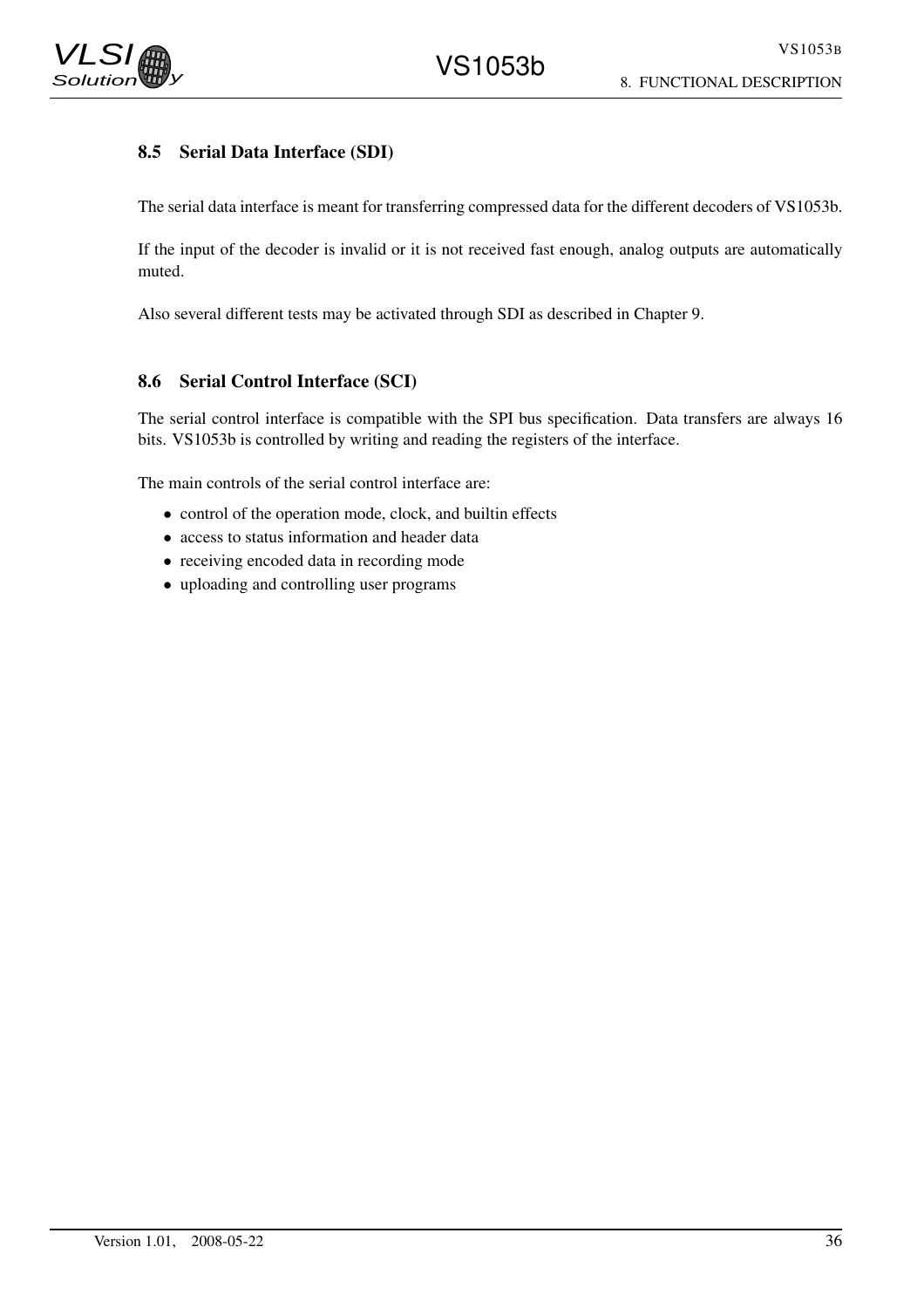### 8.5 Serial Data Interface (SDI)

The serial data interface is meant for transferring compressed data for the different decoders of VS1053b.

If the input of the decoder is invalid or it is not received fast enough, analog outputs are automatically muted.

Also several different tests may be activated through SDI as described in Chapter 9.

### 8.6 Serial Control Interface (SCI)

The serial control interface is compatible with the SPI bus specification. Data transfers are always 16 bits. VS1053b is controlled by writing and reading the registers of the interface.

The main controls of the serial control interface are:

- control of the operation mode, clock, and builtin effects
- access to status information and header data
- receiving encoded data in recording mode
- uploading and controlling user programs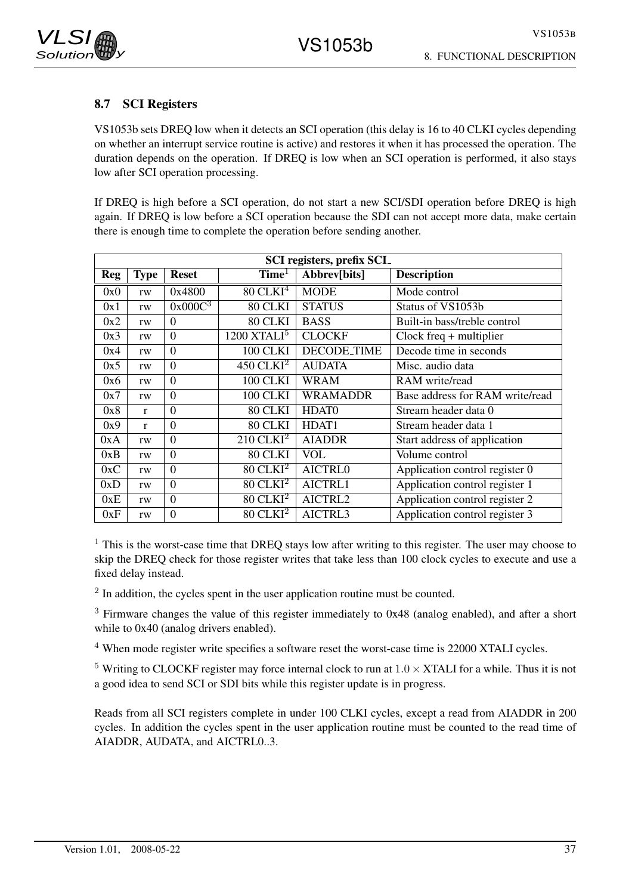### 8.7 SCI Registers

VS1053b sets DREQ low when it detects an SCI operation (this delay is 16 to 40 CLKI cycles depending on whether an interrupt service routine is active) and restores it when it has processed the operation. The duration depends on the operation. If DREQ is low when an SCI operation is performed, it also stays low after SCI operation processing.

If DREQ is high before a SCI operation, do not start a new SCI/SDI operation before DREQ is high again. If DREQ is low before a SCI operation because the SDI can not accept more data, make certain there is enough time to complete the operation before sending another.

| SCI registers, prefix SCI_ | | | | | |
|---|---|---|---|---|---|
| **Reg** | **Type** | **Reset** | **Time**[1] | **Abbrev[bits]** | **Description** |
| 0x0 | rw | 0x4800 | 80 CLKI[4] | MODE | Mode control |
| 0x1 | rw | 0x000C[3] | 80 CLKI | STATUS | Status of VS1053b |
| 0x2 | rw | 0 | 80 CLKI | BASS | Built-in bass/treble control |
| 0x3 | rw | 0 | 1200 XTALI[5] | CLOCKF | Clock freq + multiplier |
| 0x4 | rw | 0 | 100 CLKI | DECODE_TIME | Decode time in seconds |
| 0x5 | rw | 0 | 450 CLKI[2] | AUDATA | Misc. audio data |
| 0x6 | rw | 0 | 100 CLKI | WRAM | RAM write/read |
| 0x7 | rw | 0 | 100 CLKI | WRAMADDR | Base address for RAM write/read |
| 0x8 | r | 0 | 80 CLKI | HDAT0 | Stream header data 0 |
| 0x9 | r | 0 | 80 CLKI | HDAT1 | Stream header data 1 |
| 0xA | rw | 0 | 210 CLKI[2] | AIADDR | Start address of application |
| 0xB | rw | 0 | 80 CLKI | VOL | Volume control |
| 0xC | rw | 0 | 80 CLKI[2] | AICTRL0 | Application control register 0 |
| 0xD | rw | 0 | 80 CLKI[2] | AICTRL1 | Application control register 1 |
| 0xE | rw | 0 | 80 CLKI[2] | AICTRL2 | Application control register 2 |
| 0xF | rw | 0 | 80 CLKI[2] | AICTRL3 | Application control register 3 |

[1] This is the worst-case time that DREQ stays low after writing to this register. The user may choose to skip the DREQ check for those register writes that take less than 100 clock cycles to execute and use a fixed delay instead.

[2] In addition, the cycles spent in the user application routine must be counted.

[3] Firmware changes the value of this register immediately to 0x48 (analog enabled), and after a short while to 0x40 (analog drivers enabled).

[4] When mode register write specifies a software reset the worst-case time is 22000 XTALI cycles.

[5] Writing to CLOCKF register may force internal clock to run at $1.0 \times$ XTALI for a while. Thus it is not a good idea to send SCI or SDI bits while this register update is in progress.

Reads from all SCI registers complete in under 100 CLKI cycles, except a read from AIADDR in 200 cycles. In addition the cycles spent in the user application routine must be counted to the read time of AIADDR, AUDATA, and AICTRL0..3.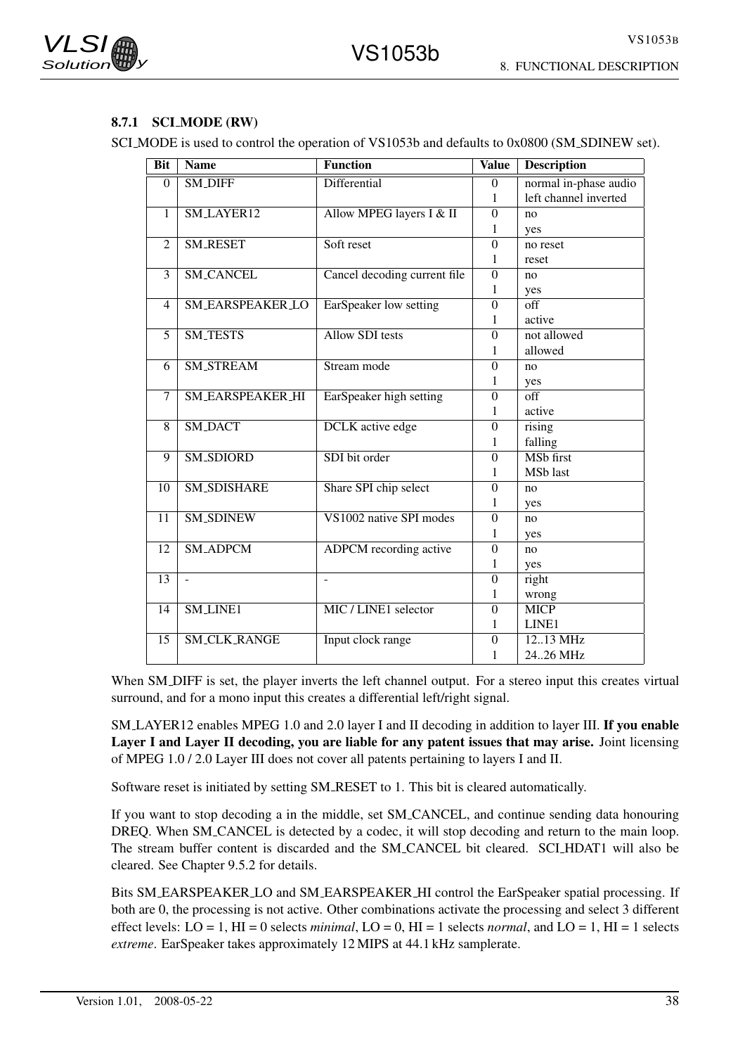### 8.7.1 SCI_MODE (RW)

SCI_MODE is used to control the operation of VS1053b and defaults to 0x0800 (SM_SDINEW set).

| Bit | Name | Function | Value | Description |
|---|---|---|---|---|
| 0 | SM_DIFF | Differential | 0 | normal in-phase audio |
| | | | 1 | left channel inverted |
| 1 | SM_LAYER12 | Allow MPEG layers I & II | 0 | no |
| | | | 1 | yes |
| 2 | SM_RESET | Soft reset | 0 | no reset |
| | | | 1 | reset |
| 3 | SM_CANCEL | Cancel decoding current file | 0 | no |
| | | | 1 | yes |
| 4 | SM_EARSPEAKER_LO | EarSpeaker low setting | 0 | off |
| | | | 1 | active |
| 5 | SM_TESTS | Allow SDI tests | 0 | not allowed |
| | | | 1 | allowed |
| 6 | SM_STREAM | Stream mode | 0 | no |
| | | | 1 | yes |
| 7 | SM_EARSPEAKER_HI | EarSpeaker high setting | 0 | off |
| | | | 1 | active |
| 8 | SM_DACT | DCLK active edge | 0 | rising |
| | | | 1 | falling |
| 9 | SM_SDIORD | SDI bit order | 0 | MSb first |
| | | | 1 | MSb last |
| 10 | SM_SDISHARE | Share SPI chip select | 0 | no |
| | | | 1 | yes |
| 11 | SM_SDINEW | VS1002 native SPI modes | 0 | no |
| | | | 1 | yes |
| 12 | SM_ADPCM | ADPCM recording active | 0 | no |
| | | | 1 | yes |
| 13 | - | - | 0 | right |
| | | | 1 | wrong |
| 14 | SM_LINE1 | MIC / LINE1 selector | 0 | MICP |
| | | | 1 | LINE1 |
| 15 | SM_CLK_RANGE | Input clock range | 0 | 12..13 MHz |
| | | | 1 | 24..26 MHz |

When SM_DIFF is set, the player inverts the left channel output. For a stereo input this creates virtual surround, and for a mono input this creates a differential left/right signal.

SM_LAYER12 enables MPEG 1.0 and 2.0 layer I and II decoding in addition to layer III. **If you enable Layer I and Layer II decoding, you are liable for any patent issues that may arise.** Joint licensing of MPEG 1.0 / 2.0 Layer III does not cover all patents pertaining to layers I and II.

Software reset is initiated by setting SM_RESET to 1. This bit is cleared automatically.

If you want to stop decoding a in the middle, set SM_CANCEL, and continue sending data honouring DREQ. When SM_CANCEL is detected by a codec, it will stop decoding and return to the main loop. The stream buffer content is discarded and the SM_CANCEL bit cleared. SCI_HDAT1 will also be cleared. See Chapter 9.5.2 for details.

Bits SM_EARSPEAKER_LO and SM_EARSPEAKER_HI control the EarSpeaker spatial processing. If both are 0, the processing is not active. Other combinations activate the processing and select 3 different effect levels: LO = 1, HI = 0 selects *minimal*, LO = 0, HI = 1 selects *normal*, and LO = 1, HI = 1 selects *extreme*. EarSpeaker takes approximately 12 MIPS at 44.1 kHz samplerate.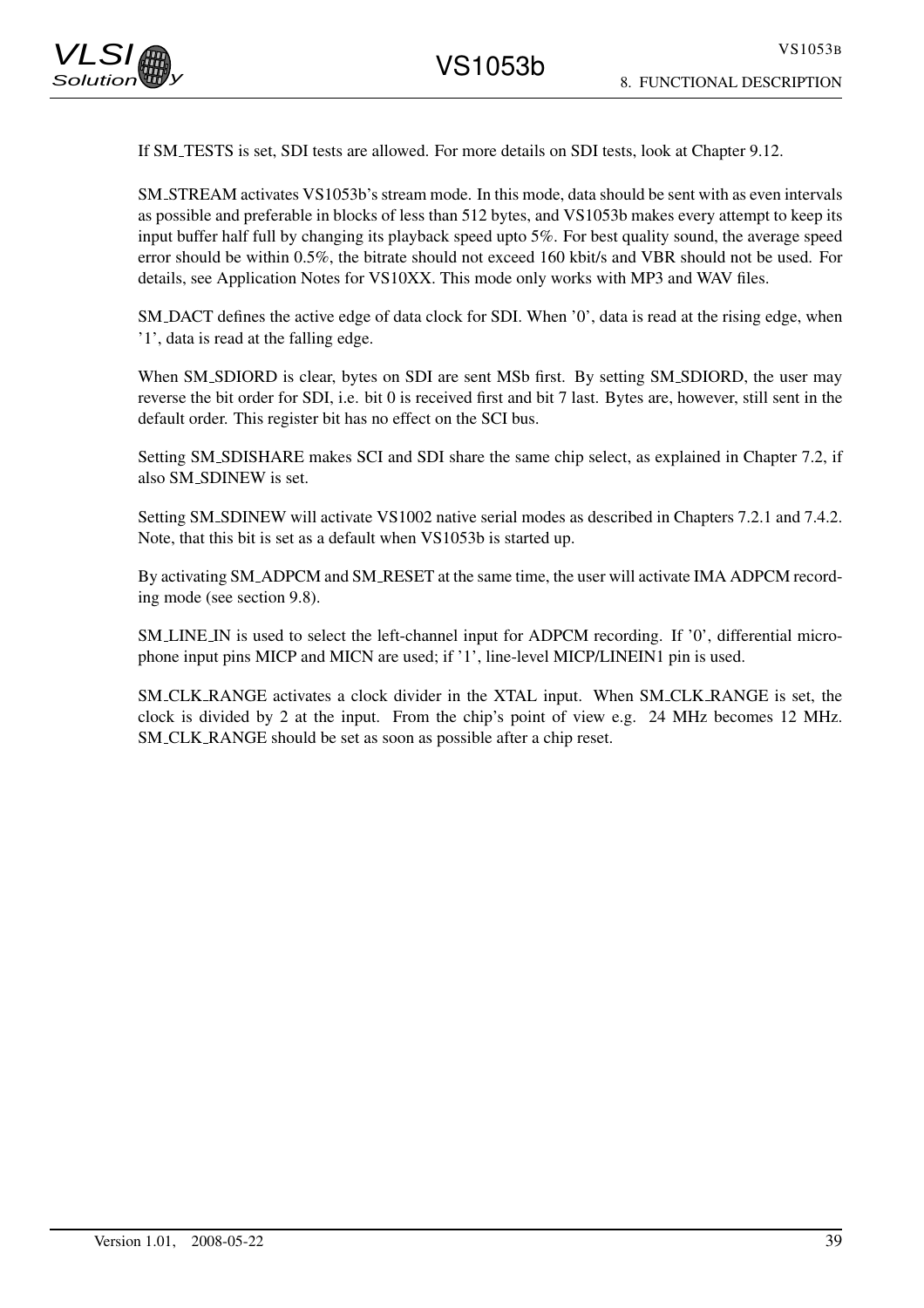If SM_TESTS is set, SDI tests are allowed. For more details on SDI tests, look at Chapter 9.12.

SM_STREAM activates VS1053b's stream mode. In this mode, data should be sent with as even intervals as possible and preferable in blocks of less than 512 bytes, and VS1053b makes every attempt to keep its input buffer half full by changing its playback speed upto 5%. For best quality sound, the average speed error should be within 0.5%, the bitrate should not exceed 160 kbit/s and VBR should not be used. For details, see Application Notes for VS10XX. This mode only works with MP3 and WAV files.

SM_DACT defines the active edge of data clock for SDI. When '0', data is read at the rising edge, when '1', data is read at the falling edge.

When SM_SDIORD is clear, bytes on SDI are sent MSb first. By setting SM_SDIORD, the user may reverse the bit order for SDI, i.e. bit 0 is received first and bit 7 last. Bytes are, however, still sent in the default order. This register bit has no effect on the SCI bus.

Setting SM_SDISHARE makes SCI and SDI share the same chip select, as explained in Chapter 7.2, if also SM_SDINEW is set.

Setting SM_SDINEW will activate VS1002 native serial modes as described in Chapters 7.2.1 and 7.4.2. Note, that this bit is set as a default when VS1053b is started up.

By activating SM_ADPCM and SM_RESET at the same time, the user will activate IMA ADPCM recording mode (see section 9.8).

SM_LINE_IN is used to select the left-channel input for ADPCM recording. If '0', differential microphone input pins MICP and MICN are used; if '1', line-level MICP/LINEIN1 pin is used.

SM_CLK_RANGE activates a clock divider in the XTAL input. When SM_CLK_RANGE is set, the clock is divided by 2 at the input. From the chip's point of view e.g. 24 MHz becomes 12 MHz. SM_CLK_RANGE should be set as soon as possible after a chip reset.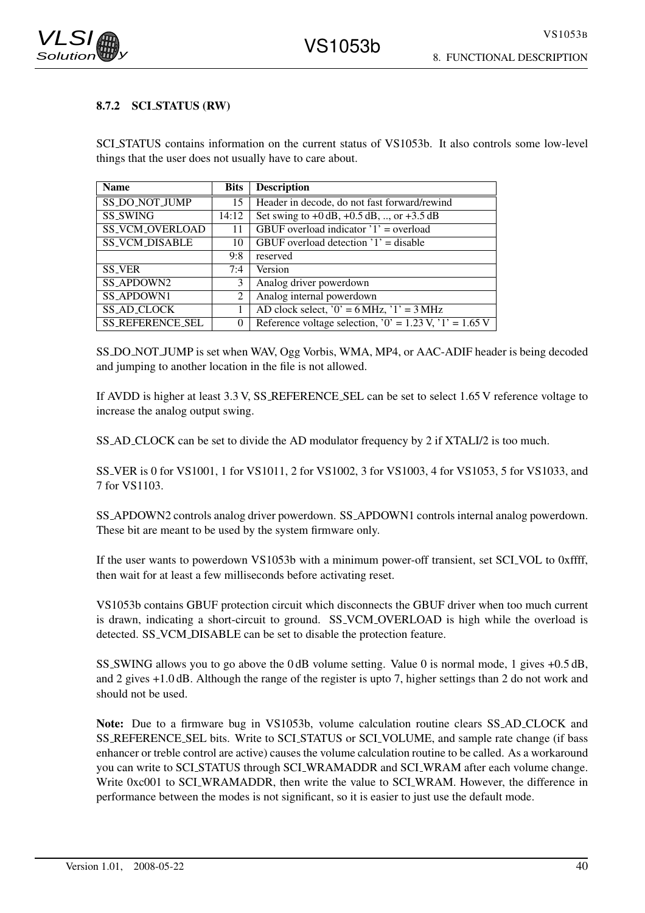### 8.7.2 SCI_STATUS (RW)

SCI_STATUS contains information on the current status of VS1053b. It also controls some low-level things that the user does not usually have to care about.

| Name | Bits | Description |
|---|---|---|
| SS_DO_NOT_JUMP | 15 | Header in decode, do not fast forward/rewind |
| SS_SWING | 14:12 | Set swing to +0 dB, +0.5 dB, .., or +3.5 dB |
| SS_VCM_OVERLOAD | 11 | GBUF overload indicator '1' = overload |
| SS_VCM_DISABLE | 10 | GBUF overload detection '1' = disable |
| | 9:8 | reserved |
| SS_VER | 7:4 | Version |
| SS_APDOWN2 | 3 | Analog driver powerdown |
| SS_APDOWN1 | 2 | Analog internal powerdown |
| SS_AD_CLOCK | 1 | AD clock select, '0' = 6 MHz, '1' = 3 MHz |
| SS_REFERENCE_SEL | 0 | Reference voltage selection, '0' = 1.23 V, '1' = 1.65 V |

SS_DO_NOT_JUMP is set when WAV, Ogg Vorbis, WMA, MP4, or AAC-ADIF header is being decoded and jumping to another location in the file is not allowed.

If AVDD is higher at least 3.3 V, SS_REFERENCE_SEL can be set to select 1.65 V reference voltage to increase the analog output swing.

SS_AD_CLOCK can be set to divide the AD modulator frequency by 2 if XTALI/2 is too much.

SS_VER is 0 for VS1001, 1 for VS1011, 2 for VS1002, 3 for VS1003, 4 for VS1053, 5 for VS1033, and 7 for VS1103.

SS_APDOWN2 controls analog driver powerdown. SS_APDOWN1 controls internal analog powerdown. These bit are meant to be used by the system firmware only.

If the user wants to powerdown VS1053b with a minimum power-off transient, set SCI_VOL to 0xffff, then wait for at least a few milliseconds before activating reset.

VS1053b contains GBUF protection circuit which disconnects the GBUF driver when too much current is drawn, indicating a short-circuit to ground. SS_VCM_OVERLOAD is high while the overload is detected. SS_VCM_DISABLE can be set to disable the protection feature.

SS_SWING allows you to go above the 0 dB volume setting. Value 0 is normal mode, 1 gives +0.5 dB, and 2 gives +1.0 dB. Although the range of the register is upto 7, higher settings than 2 do not work and should not be used.

**Note:** Due to a firmware bug in VS1053b, volume calculation routine clears SS_AD_CLOCK and SS_REFERENCE_SEL bits. Write to SCI_STATUS or SCI_VOLUME, and sample rate change (if bass enhancer or treble control are active) causes the volume calculation routine to be called. As a workaround you can write to SCI_STATUS through SCI_WRAMADDR and SCI_WRAM after each volume change. Write 0xc001 to SCI_WRAMADDR, then write the value to SCI_WRAM. However, the difference in performance between the modes is not significant, so it is easier to just use the default mode.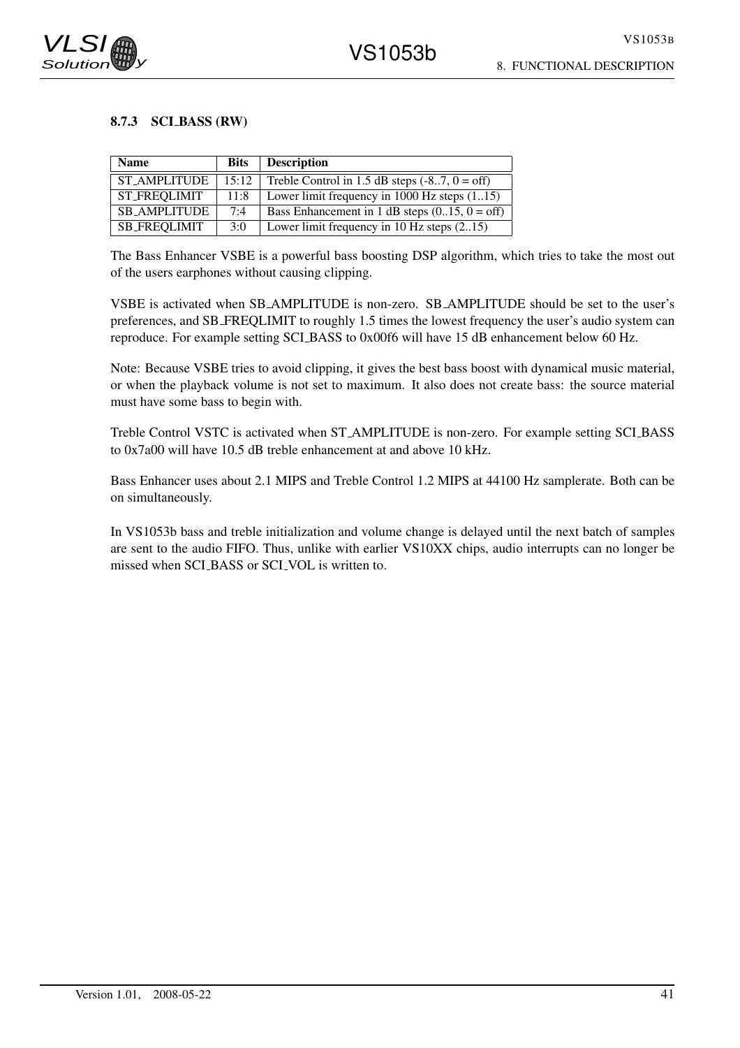### 8.7.3 SCI_BASS (RW)

| Name | Bits | Description |
|---|---|---|
| ST_AMPLITUDE | 15:12 | Treble Control in 1.5 dB steps (-8..7, 0 = off) |
| ST_FREQLIMIT | 11:8 | Lower limit frequency in 1000 Hz steps (1..15) |
| SB_AMPLITUDE | 7:4 | Bass Enhancement in 1 dB steps (0..15, 0 = off) |
| SB_FREQLIMIT | 3:0 | Lower limit frequency in 10 Hz steps (2..15) |

The Bass Enhancer VSBE is a powerful bass boosting DSP algorithm, which tries to take the most out of the users earphones without causing clipping.

VSBE is activated when SB_AMPLITUDE is non-zero. SB_AMPLITUDE should be set to the user's preferences, and SB_FREQLIMIT to roughly 1.5 times the lowest frequency the user's audio system can reproduce. For example setting SCI_BASS to 0x00f6 will have 15 dB enhancement below 60 Hz.

Note: Because VSBE tries to avoid clipping, it gives the best bass boost with dynamical music material, or when the playback volume is not set to maximum. It also does not create bass: the source material must have some bass to begin with.

Treble Control VSTC is activated when ST_AMPLITUDE is non-zero. For example setting SCI_BASS to 0x7a00 will have 10.5 dB treble enhancement at and above 10 kHz.

Bass Enhancer uses about 2.1 MIPS and Treble Control 1.2 MIPS at 44100 Hz samplerate. Both can be on simultaneously.

In VS1053b bass and treble initialization and volume change is delayed until the next batch of samples are sent to the audio FIFO. Thus, unlike with earlier VS10XX chips, audio interrupts can no longer be missed when SCI_BASS or SCI_VOL is written to.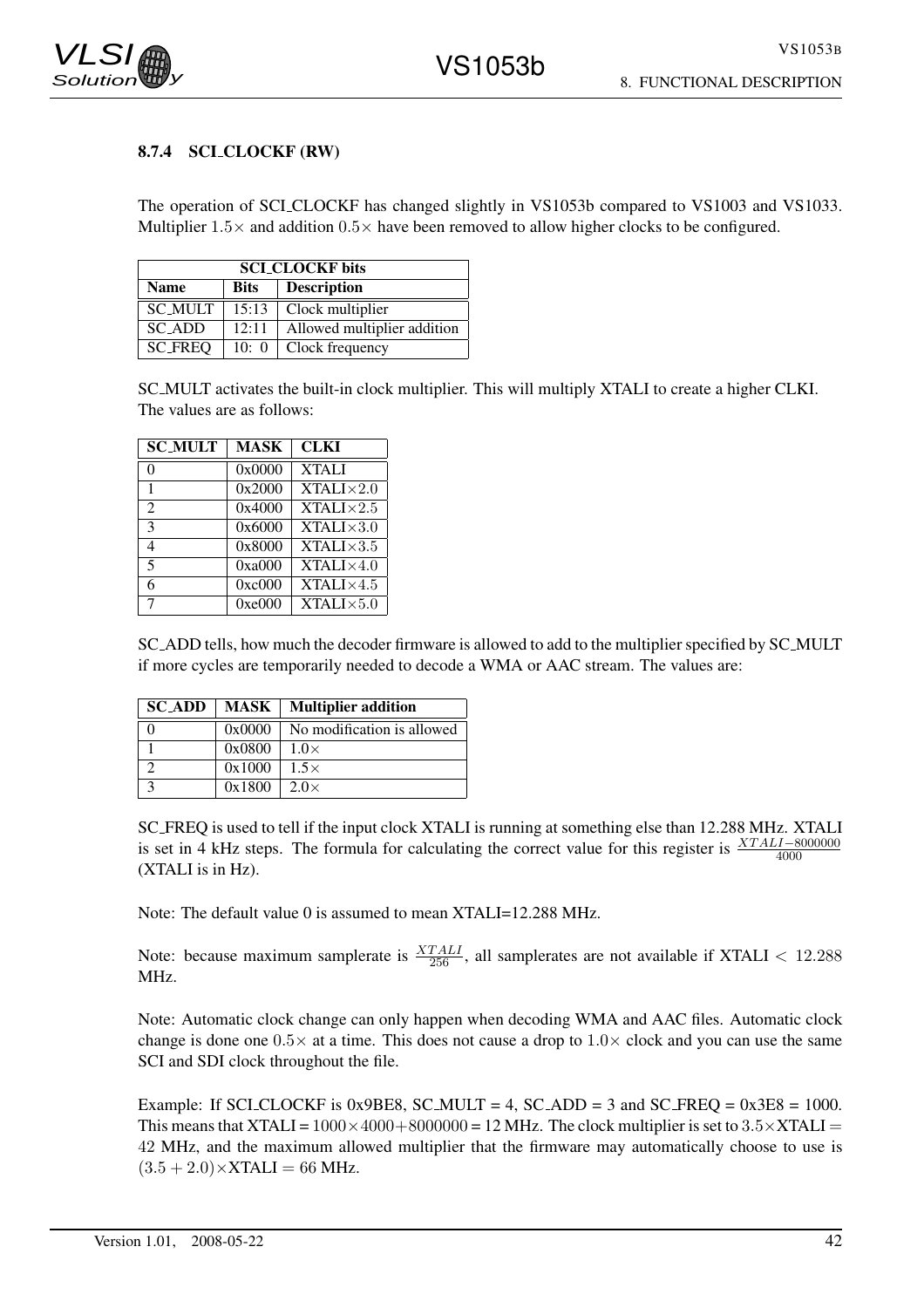#### 8.7.4 SCI_CLOCKF (RW)

The operation of SCI_CLOCKF has changed slightly in VS1053b compared to VS1003 and VS1033. Multiplier $1.5\times$ and addition $0.5\times$ have been removed to allow higher clocks to be configured.

| SCI_CLOCKF bits | | |
|---|---|---|
| **Name** | **Bits** | **Description** |
| SC_MULT | 15:13 | Clock multiplier |
| SC_ADD | 12:11 | Allowed multiplier addition |
| SC_FREQ | 10: 0 | Clock frequency |

SC_MULT activates the built-in clock multiplier. This will multiply XTALI to create a higher CLKI. The values are as follows:

| SC_MULT | MASK | CLKI |
|---|---|---|
| 0 | 0x0000 | XTALI |
| 1 | 0x2000 | XTALI×2.0 |
| 2 | 0x4000 | XTALI×2.5 |
| 3 | 0x6000 | XTALI×3.0 |
| 4 | 0x8000 | XTALI×3.5 |
| 5 | 0xa000 | XTALI×4.0 |
| 6 | 0xc000 | XTALI×4.5 |
| 7 | 0xe000 | XTALI×5.0 |

SC_ADD tells, how much the decoder firmware is allowed to add to the multiplier specified by SC_MULT if more cycles are temporarily needed to decode a WMA or AAC stream. The values are:

| SC_ADD | MASK | Multiplier addition |
|---|---|---|
| 0 | 0x0000 | No modification is allowed |
| 1 | 0x0800 | 1.0× |
| 2 | 0x1000 | 1.5× |
| 3 | 0x1800 | 2.0× |

SC_FREQ is used to tell if the input clock XTALI is running at something else than 12.288 MHz. XTALI is set in 4 kHz steps. The formula for calculating the correct value for this register is $\frac{XTALI-8000000}{4000}$ (XTALI is in Hz).

Note: The default value 0 is assumed to mean XTALI=12.288 MHz.

Note: because maximum samplerate is $\frac{XTALI}{256}$, all samplerates are not available if XTALI $< 12.288$ MHz.

Note: Automatic clock change can only happen when decoding WMA and AAC files. Automatic clock change is done one $0.5\times$ at a time. This does not cause a drop to $1.0\times$ clock and you can use the same SCI and SDI clock throughout the file.

Example: If SCI_CLOCKF is 0x9BE8, SC_MULT = 4, SC_ADD = 3 and SC_FREQ = 0x3E8 = 1000. This means that XTALI = $1000\times4000+8000000$ = 12 MHz. The clock multiplier is set to $3.5\times$XTALI $=$ $42$ MHz, and the maximum allowed multiplier that the firmware may automatically choose to use is $(3.5+2.0)\times$XTALI $= 66$ MHz.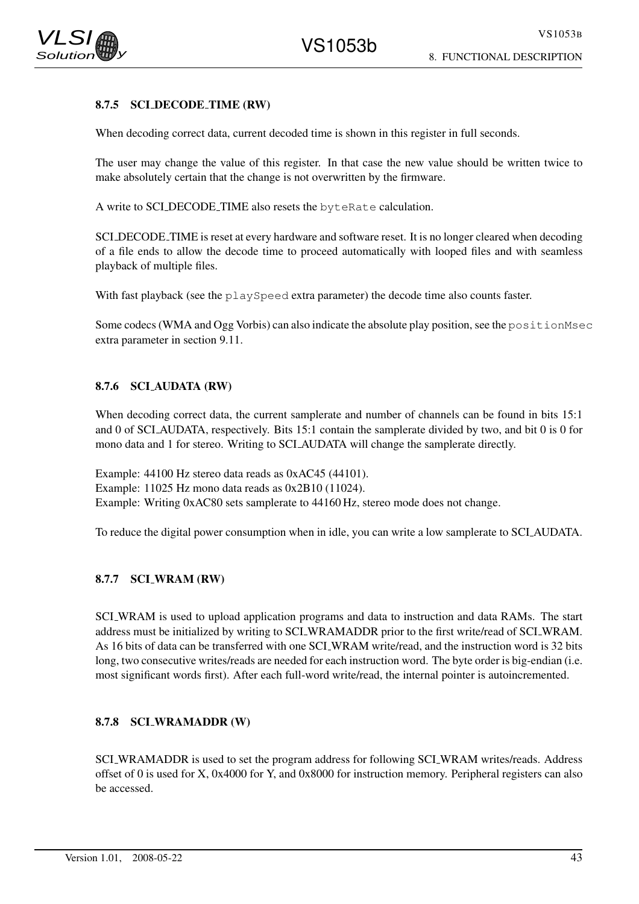#### 8.7.5 SCI_DECODE_TIME (RW)

When decoding correct data, current decoded time is shown in this register in full seconds.

The user may change the value of this register. In that case the new value should be written twice to make absolutely certain that the change is not overwritten by the firmware.

A write to SCI_DECODE_TIME also resets the `byteRate` calculation.

SCI_DECODE_TIME is reset at every hardware and software reset. It is no longer cleared when decoding of a file ends to allow the decode time to proceed automatically with looped files and with seamless playback of multiple files.

With fast playback (see the `playSpeed` extra parameter) the decode time also counts faster.

Some codecs (WMA and Ogg Vorbis) can also indicate the absolute play position, see the `positionMsec` extra parameter in section 9.11.

#### 8.7.6 SCI_AUDATA (RW)

When decoding correct data, the current samplerate and number of channels can be found in bits 15:1 and 0 of SCI_AUDATA, respectively. Bits 15:1 contain the samplerate divided by two, and bit 0 is 0 for mono data and 1 for stereo. Writing to SCI_AUDATA will change the samplerate directly.

Example: 44100 Hz stereo data reads as 0xAC45 (44101).
Example: 11025 Hz mono data reads as 0x2B10 (11024).
Example: Writing 0xAC80 sets samplerate to 44160 Hz, stereo mode does not change.

To reduce the digital power consumption when in idle, you can write a low samplerate to SCI_AUDATA.

#### 8.7.7 SCI_WRAM (RW)

SCI_WRAM is used to upload application programs and data to instruction and data RAMs. The start address must be initialized by writing to SCI_WRAMADDR prior to the first write/read of SCI_WRAM. As 16 bits of data can be transferred with one SCI_WRAM write/read, and the instruction word is 32 bits long, two consecutive writes/reads are needed for each instruction word. The byte order is big-endian (i.e. most significant words first). After each full-word write/read, the internal pointer is autoincremented.

#### 8.7.8 SCI_WRAMADDR (W)

SCI_WRAMADDR is used to set the program address for following SCI_WRAM writes/reads. Address offset of 0 is used for X, 0x4000 for Y, and 0x8000 for instruction memory. Peripheral registers can also be accessed.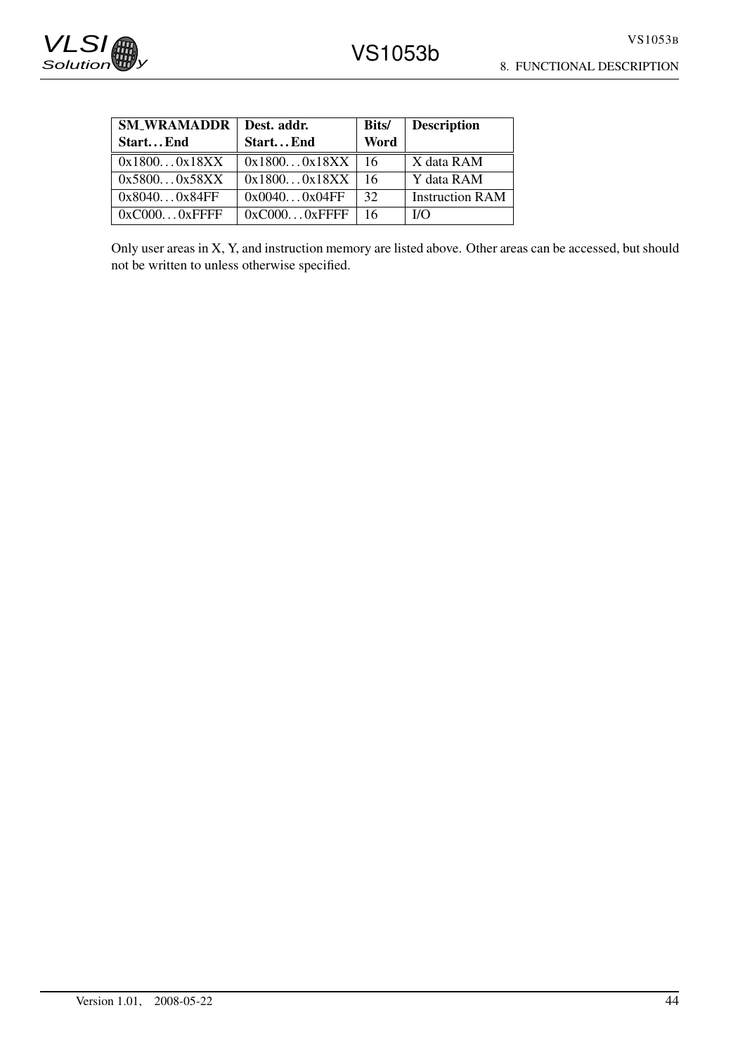| SM_WRAMADDR Start. . . End | Dest. addr. Start. . . End | Bits/ Word | Description |
|---|---|---|---|
| 0x1800. . . 0x18XX | 0x1800. . . 0x18XX | 16 | X data RAM |
| 0x5800. . . 0x58XX | 0x1800. . . 0x18XX | 16 | Y data RAM |
| 0x8040. . . 0x84FF | 0x0040. . . 0x04FF | 32 | Instruction RAM |
| 0xC000. . . 0xFFFF | 0xC000. . . 0xFFFF | 16 | I/O |

Only user areas in X, Y, and instruction memory are listed above. Other areas can be accessed, but should not be written to unless otherwise specified.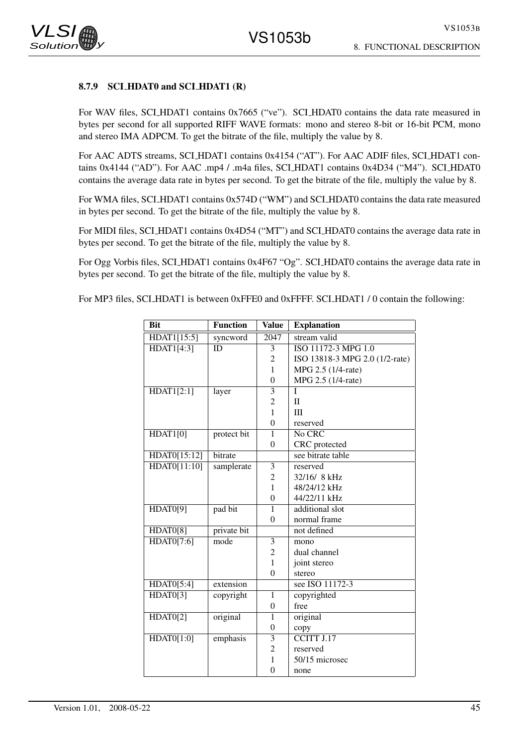### 8.7.9 SCI_HDAT0 and SCI_HDAT1 (R)

For WAV files, SCI_HDAT1 contains 0x7665 ("ve"). SCI_HDAT0 contains the data rate measured in bytes per second for all supported RIFF WAVE formats: mono and stereo 8-bit or 16-bit PCM, mono and stereo IMA ADPCM. To get the bitrate of the file, multiply the value by 8.

For AAC ADTS streams, SCI_HDAT1 contains 0x4154 ("AT"). For AAC ADIF files, SCI_HDAT1 contains 0x4144 ("AD"). For AAC .mp4 / .m4a files, SCI_HDAT1 contains 0x4D34 ("M4"). SCI_HDAT0 contains the average data rate in bytes per second. To get the bitrate of the file, multiply the value by 8.

For WMA files, SCI_HDAT1 contains 0x574D ("WM") and SCI_HDAT0 contains the data rate measured in bytes per second. To get the bitrate of the file, multiply the value by 8.

For MIDI files, SCI_HDAT1 contains 0x4D54 ("MT") and SCI_HDAT0 contains the average data rate in bytes per second. To get the bitrate of the file, multiply the value by 8.

For Ogg Vorbis files, SCI_HDAT1 contains 0x4F67 "Og". SCI_HDAT0 contains the average data rate in bytes per second. To get the bitrate of the file, multiply the value by 8.

For MP3 files, SCI_HDAT1 is between 0xFFE0 and 0xFFFF. SCI_HDAT1 / 0 contain the following:

| Bit | Function | Value | Explanation |
|---|---|---|---|
| HDAT1[15:5] | syncword | 2047 | stream valid |
| HDAT1[4:3] | ID | 3 | ISO 11172-3 MPG 1.0 |
| | | 2 | ISO 13818-3 MPG 2.0 (1/2-rate) |
| | | 1 | MPG 2.5 (1/4-rate) |
| | | 0 | MPG 2.5 (1/4-rate) |
| HDAT1[2:1] | layer | 3 | I |
| | | 2 | II |
| | | 1 | III |
| | | 0 | reserved |
| HDAT1[0] | protect bit | 1 | No CRC |
| | | 0 | CRC protected |
| HDAT0[15:12] | bitrate | | see bitrate table |
| HDAT0[11:10] | samplerate | 3 | reserved |
| | | 2 | 32/16/ 8 kHz |
| | | 1 | 48/24/12 kHz |
| | | 0 | 44/22/11 kHz |
| HDAT0[9] | pad bit | 1 | additional slot |
| | | 0 | normal frame |
| HDAT0[8] | private bit | | not defined |
| HDAT0[7:6] | mode | 3 | mono |
| | | 2 | dual channel |
| | | 1 | joint stereo |
| | | 0 | stereo |
| HDAT0[5:4] | extension | | see ISO 11172-3 |
| HDAT0[3] | copyright | 1 | copyrighted |
| | | 0 | free |
| HDAT0[2] | original | 1 | original |
| | | 0 | copy |
| HDAT0[1:0] | emphasis | 3 | CCITT J.17 |
| | | 2 | reserved |
| | | 1 | 50/15 microsec |
| | | 0 | none |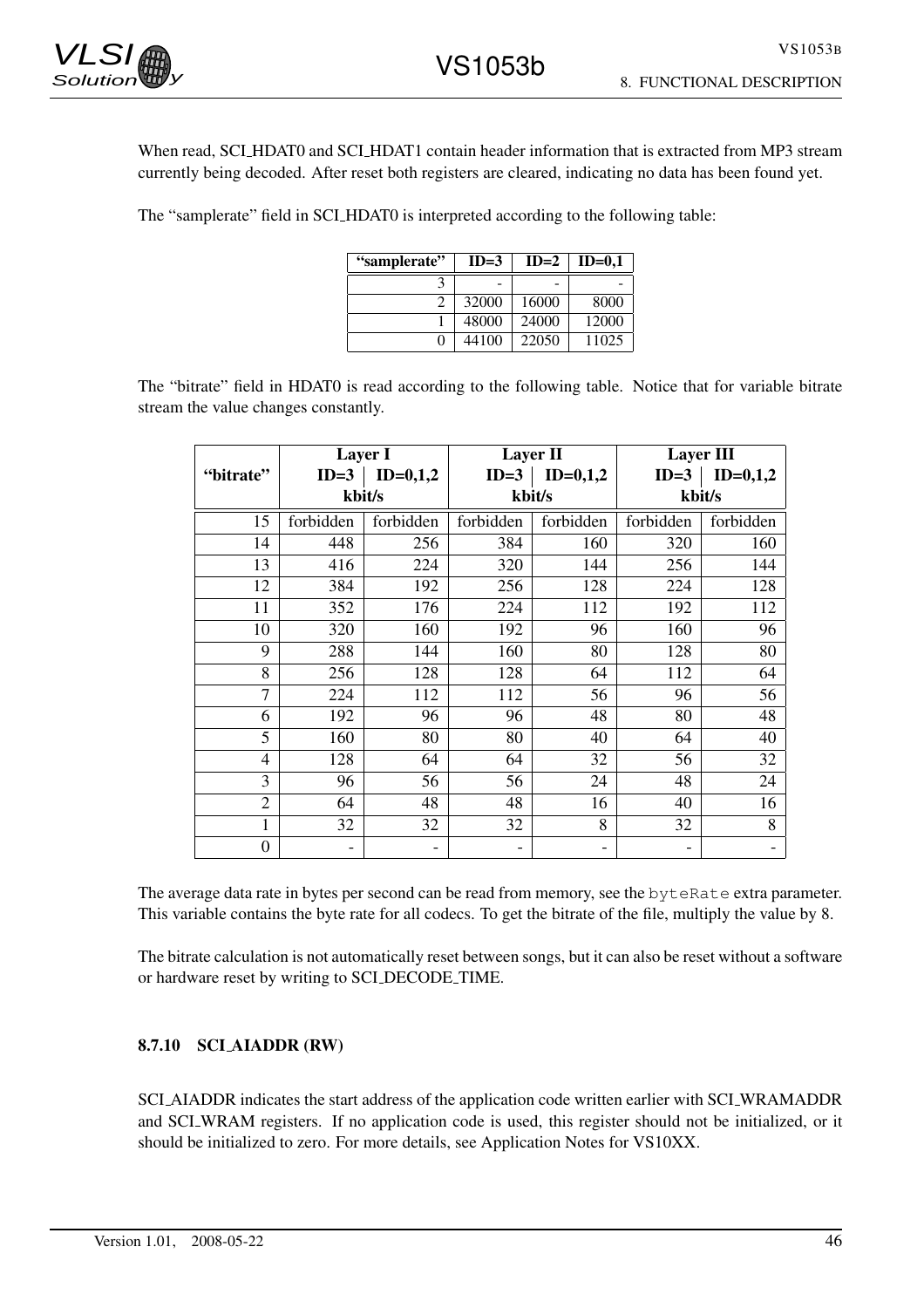When read, SCI_HDAT0 and SCI_HDAT1 contain header information that is extracted from MP3 stream currently being decoded. After reset both registers are cleared, indicating no data has been found yet.

The "samplerate" field in SCI_HDAT0 is interpreted according to the following table:

| "samplerate" | ID=3 | ID=2 | ID=0,1 |
|---|---|---|---|
| 3 | - | - | - |
| 2 | 32000 | 16000 | 8000 |
| 1 | 48000 | 24000 | 12000 |
| 0 | 44100 | 22050 | 11025 |

The "bitrate" field in HDAT0 is read according to the following table. Notice that for variable bitrate stream the value changes constantly.

| "bitrate" | Layer I | | Layer II | | Layer III | |
|---|---|---|---|---|---|---|
| | ID=3 | ID=0,1,2 | ID=3 | ID=0,1,2 | ID=3 | ID=0,1,2 |
| | kbit/s | | kbit/s | | kbit/s | |
| 15 | forbidden | forbidden | forbidden | forbidden | forbidden | forbidden |
| 14 | 448 | 256 | 384 | 160 | 320 | 160 |
| 13 | 416 | 224 | 320 | 144 | 256 | 144 |
| 12 | 384 | 192 | 256 | 128 | 224 | 128 |
| 11 | 352 | 176 | 224 | 112 | 192 | 112 |
| 10 | 320 | 160 | 192 | 96 | 160 | 96 |
| 9 | 288 | 144 | 160 | 80 | 128 | 80 |
| 8 | 256 | 128 | 128 | 64 | 112 | 64 |
| 7 | 224 | 112 | 112 | 56 | 96 | 56 |
| 6 | 192 | 96 | 96 | 48 | 80 | 48 |
| 5 | 160 | 80 | 80 | 40 | 64 | 40 |
| 4 | 128 | 64 | 64 | 32 | 56 | 32 |
| 3 | 96 | 56 | 56 | 24 | 48 | 24 |
| 2 | 64 | 48 | 48 | 16 | 40 | 16 |
| 1 | 32 | 32 | 32 | 8 | 32 | 8 |
| 0 | - | - | - | - | - | - |

The average data rate in bytes per second can be read from memory, see the `byteRate` extra parameter. This variable contains the byte rate for all codecs. To get the bitrate of the file, multiply the value by 8.

The bitrate calculation is not automatically reset between songs, but it can also be reset without a software or hardware reset by writing to SCI_DECODE_TIME.

#### 8.7.10 SCI_AIADDR (RW)

SCI_AIADDR indicates the start address of the application code written earlier with SCI_WRAMADDR and SCI_WRAM registers. If no application code is used, this register should not be initialized, or it should be initialized to zero. For more details, see Application Notes for VS10XX.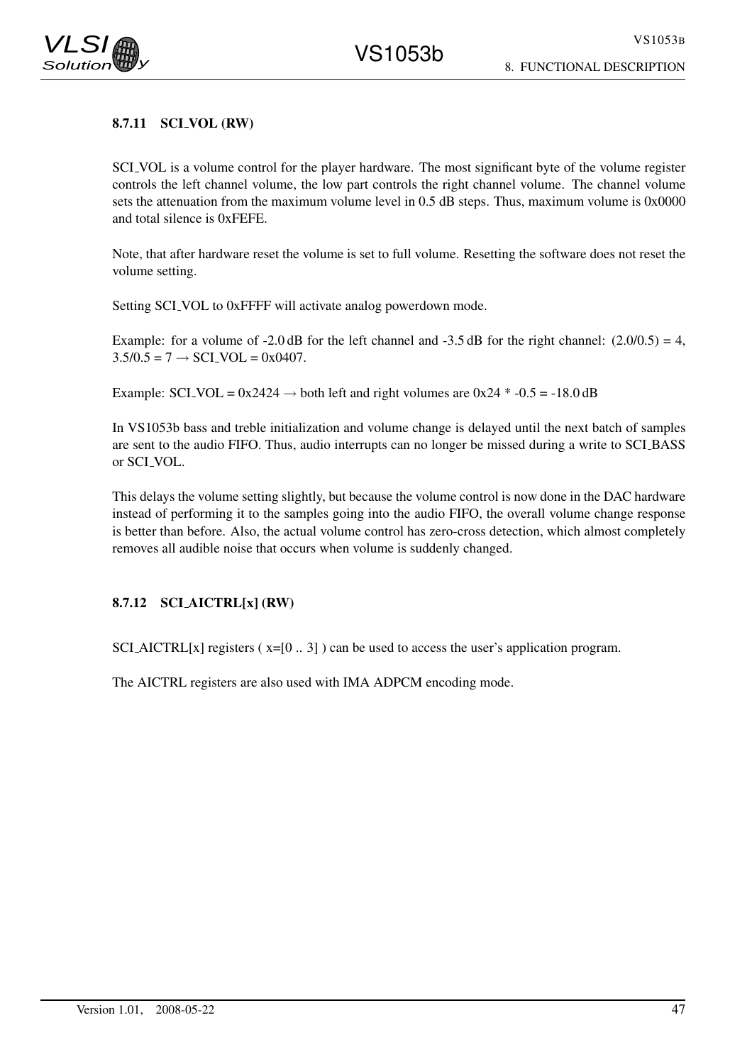### 8.7.11 SCI_VOL (RW)

SCI_VOL is a volume control for the player hardware. The most significant byte of the volume register controls the left channel volume, the low part controls the right channel volume. The channel volume sets the attenuation from the maximum volume level in 0.5 dB steps. Thus, maximum volume is 0x0000 and total silence is 0xFEFE.

Note, that after hardware reset the volume is set to full volume. Resetting the software does not reset the volume setting.

Setting SCI_VOL to 0xFFFF will activate analog powerdown mode.

Example: for a volume of -2.0 dB for the left channel and -3.5 dB for the right channel: (2.0/0.5) = 4, 3.5/0.5 = 7 → SCI_VOL = 0x0407.

Example: SCI_VOL = 0x2424 → both left and right volumes are 0x24 * -0.5 = -18.0 dB

In VS1053b bass and treble initialization and volume change is delayed until the next batch of samples are sent to the audio FIFO. Thus, audio interrupts can no longer be missed during a write to SCI_BASS or SCI_VOL.

This delays the volume setting slightly, but because the volume control is now done in the DAC hardware instead of performing it to the samples going into the audio FIFO, the overall volume change response is better than before. Also, the actual volume control has zero-cross detection, which almost completely removes all audible noise that occurs when volume is suddenly changed.

### 8.7.12 SCI_AICTRL[x] (RW)

SCI_AICTRL[x] registers ( x=[0 .. 3] ) can be used to access the user's application program.

The AICTRL registers are also used with IMA ADPCM encoding mode.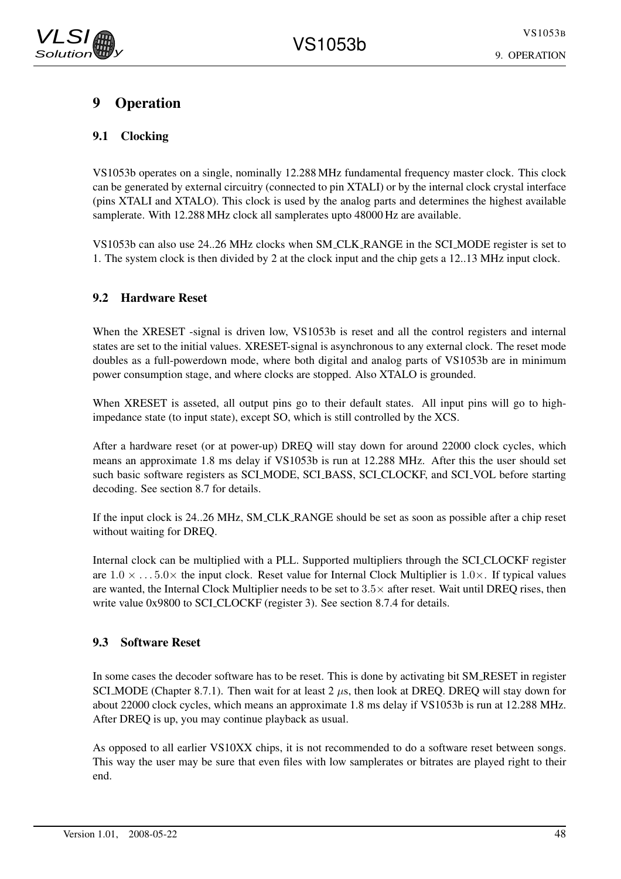# 9 Operation

## 9.1 Clocking

VS1053b operates on a single, nominally 12.288 MHz fundamental frequency master clock. This clock can be generated by external circuitry (connected to pin XTALI) or by the internal clock crystal interface (pins XTALI and XTALO). This clock is used by the analog parts and determines the highest available samplerate. With 12.288 MHz clock all samplerates upto 48000 Hz are available.

VS1053b can also use 24..26 MHz clocks when SM_CLK_RANGE in the SCI_MODE register is set to 1. The system clock is then divided by 2 at the clock input and the chip gets a 12..13 MHz input clock.

## 9.2 Hardware Reset

When the XRESET -signal is driven low, VS1053b is reset and all the control registers and internal states are set to the initial values. XRESET-signal is asynchronous to any external clock. The reset mode doubles as a full-powerdown mode, where both digital and analog parts of VS1053b are in minimum power consumption stage, and where clocks are stopped. Also XTALO is grounded.

When XRESET is asseted, all output pins go to their default states. All input pins will go to high-impedance state (to input state), except SO, which is still controlled by the XCS.

After a hardware reset (or at power-up) DREQ will stay down for around 22000 clock cycles, which means an approximate 1.8 ms delay if VS1053b is run at 12.288 MHz. After this the user should set such basic software registers as SCI_MODE, SCI_BASS, SCI_CLOCKF, and SCI_VOL before starting decoding. See section 8.7 for details.

If the input clock is 24..26 MHz, SM_CLK_RANGE should be set as soon as possible after a chip reset without waiting for DREQ.

Internal clock can be multiplied with a PLL. Supported multipliers through the SCI_CLOCKF register are $1.0\times \ldots 5.0\times$ the input clock. Reset value for Internal Clock Multiplier is $1.0\times$. If typical values are wanted, the Internal Clock Multiplier needs to be set to $3.5\times$ after reset. Wait until DREQ rises, then write value 0x9800 to SCI_CLOCKF (register 3). See section 8.7.4 for details.

## 9.3 Software Reset

In some cases the decoder software has to be reset. This is done by activating bit SM_RESET in register SCI_MODE (Chapter 8.7.1). Then wait for at least 2 $\mu$s, then look at DREQ. DREQ will stay down for about 22000 clock cycles, which means an approximate 1.8 ms delay if VS1053b is run at 12.288 MHz. After DREQ is up, you may continue playback as usual.

As opposed to all earlier VS10XX chips, it is not recommended to do a software reset between songs. This way the user may be sure that even files with low samplerates or bitrates are played right to their end.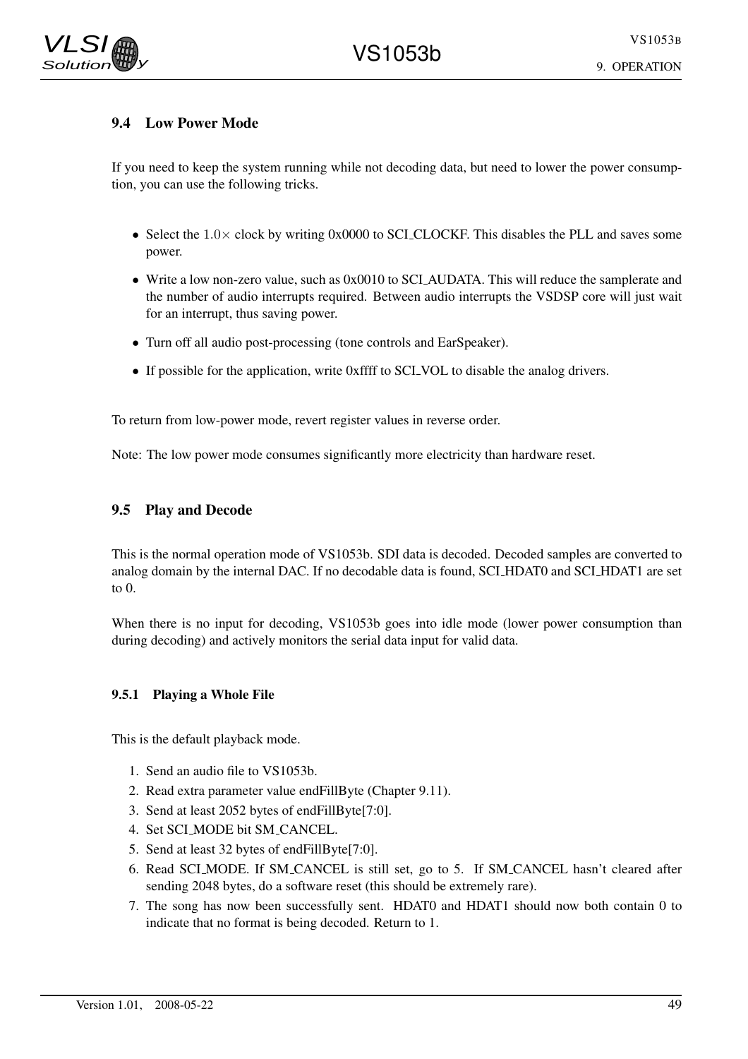### 9.4 Low Power Mode

If you need to keep the system running while not decoding data, but need to lower the power consumption, you can use the following tricks.

- Select the $1.0\times$ clock by writing 0x0000 to SCI_CLOCKF. This disables the PLL and saves some power.
- Write a low non-zero value, such as 0x0010 to SCI_AUDATA. This will reduce the samplerate and the number of audio interrupts required. Between audio interrupts the VSDSP core will just wait for an interrupt, thus saving power.
- Turn off all audio post-processing (tone controls and EarSpeaker).
- If possible for the application, write 0xffff to SCI_VOL to disable the analog drivers.

To return from low-power mode, revert register values in reverse order.

Note: The low power mode consumes significantly more electricity than hardware reset.

### 9.5 Play and Decode

This is the normal operation mode of VS1053b. SDI data is decoded. Decoded samples are converted to analog domain by the internal DAC. If no decodable data is found, SCI_HDAT0 and SCI_HDAT1 are set to 0.

When there is no input for decoding, VS1053b goes into idle mode (lower power consumption than during decoding) and actively monitors the serial data input for valid data.

#### 9.5.1 Playing a Whole File

This is the default playback mode.

1. Send an audio file to VS1053b.
2. Read extra parameter value endFillByte (Chapter 9.11).
3. Send at least 2052 bytes of endFillByte[7:0].
4. Set SCI_MODE bit SM_CANCEL.
5. Send at least 32 bytes of endFillByte[7:0].
6. Read SCI_MODE. If SM_CANCEL is still set, go to 5. If SM_CANCEL hasn't cleared after sending 2048 bytes, do a software reset (this should be extremely rare).
7. The song has now been successfully sent. HDAT0 and HDAT1 should now both contain 0 to indicate that no format is being decoded. Return to 1.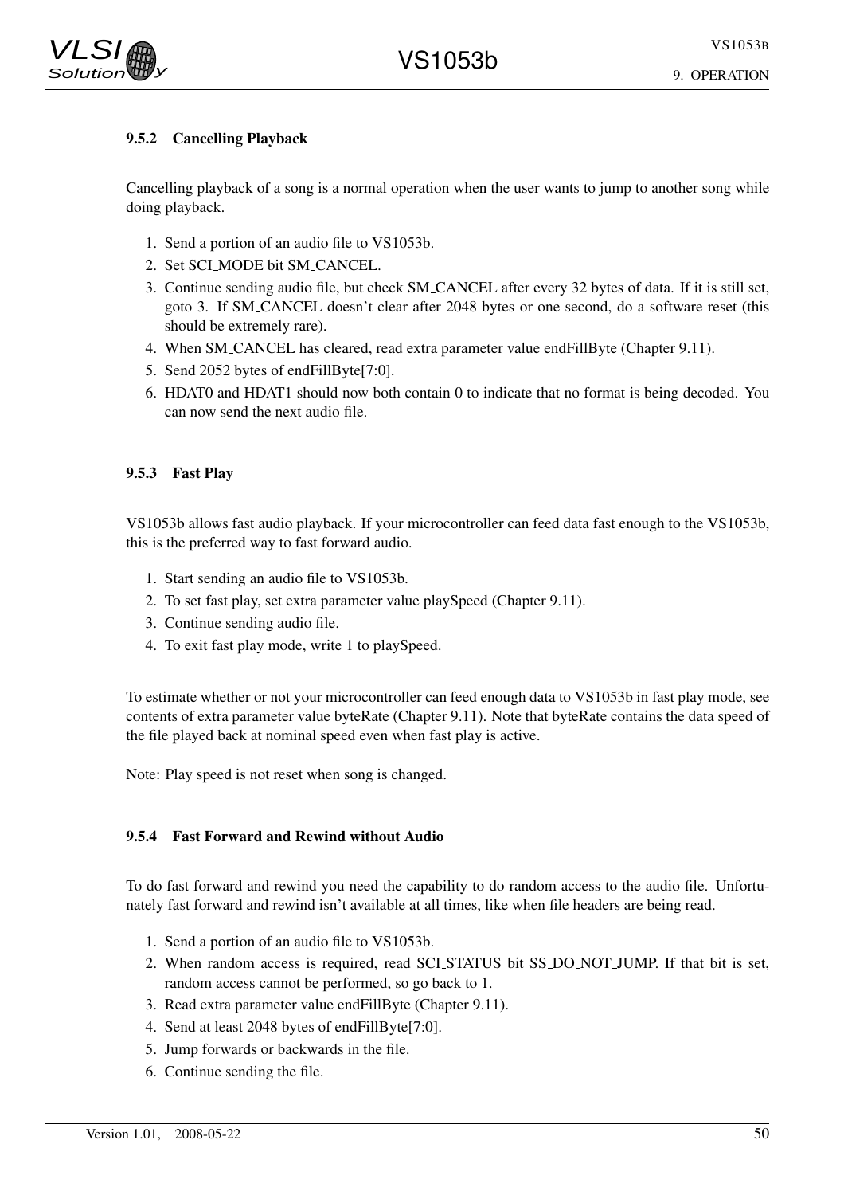### 9.5.2 Cancelling Playback

Cancelling playback of a song is a normal operation when the user wants to jump to another song while doing playback.

1. Send a portion of an audio file to VS1053b.
2. Set SCI_MODE bit SM_CANCEL.
3. Continue sending audio file, but check SM_CANCEL after every 32 bytes of data. If it is still set, goto 3. If SM_CANCEL doesn't clear after 2048 bytes or one second, do a software reset (this should be extremely rare).
4. When SM_CANCEL has cleared, read extra parameter value endFillByte (Chapter 9.11).
5. Send 2052 bytes of endFillByte[7:0].
6. HDAT0 and HDAT1 should now both contain 0 to indicate that no format is being decoded. You can now send the next audio file.

### 9.5.3 Fast Play

VS1053b allows fast audio playback. If your microcontroller can feed data fast enough to the VS1053b, this is the preferred way to fast forward audio.

1. Start sending an audio file to VS1053b.
2. To set fast play, set extra parameter value playSpeed (Chapter 9.11).
3. Continue sending audio file.
4. To exit fast play mode, write 1 to playSpeed.

To estimate whether or not your microcontroller can feed enough data to VS1053b in fast play mode, see contents of extra parameter value byteRate (Chapter 9.11). Note that byteRate contains the data speed of the file played back at nominal speed even when fast play is active.

Note: Play speed is not reset when song is changed.

### 9.5.4 Fast Forward and Rewind without Audio

To do fast forward and rewind you need the capability to do random access to the audio file. Unfortunately fast forward and rewind isn't available at all times, like when file headers are being read.

1. Send a portion of an audio file to VS1053b.
2. When random access is required, read SCI_STATUS bit SS_DO_NOT_JUMP. If that bit is set, random access cannot be performed, so go back to 1.
3. Read extra parameter value endFillByte (Chapter 9.11).
4. Send at least 2048 bytes of endFillByte[7:0].
5. Jump forwards or backwards in the file.
6. Continue sending the file.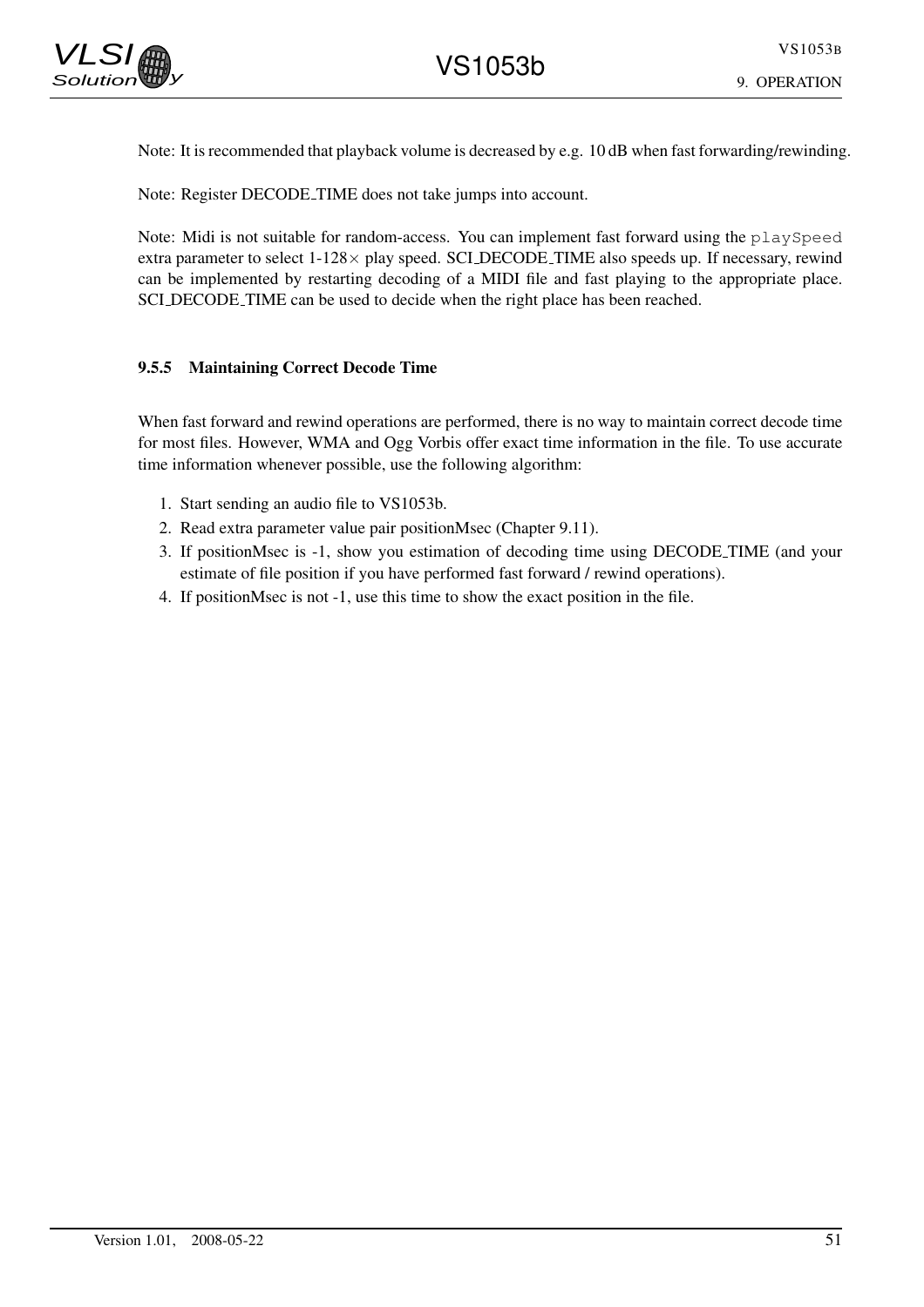Note: It is recommended that playback volume is decreased by e.g. 10 dB when fast forwarding/rewinding.

Note: Register DECODE_TIME does not take jumps into account.

Note: Midi is not suitable for random-access. You can implement fast forward using the `playSpeed` extra parameter to select 1-128× play speed. SCI_DECODE_TIME also speeds up. If necessary, rewind can be implemented by restarting decoding of a MIDI file and fast playing to the appropriate place. SCI_DECODE_TIME can be used to decide when the right place has been reached.

### 9.5.5 Maintaining Correct Decode Time

When fast forward and rewind operations are performed, there is no way to maintain correct decode time for most files. However, WMA and Ogg Vorbis offer exact time information in the file. To use accurate time information whenever possible, use the following algorithm:

1. Start sending an audio file to VS1053b.
2. Read extra parameter value pair positionMsec (Chapter 9.11).
3. If positionMsec is -1, show you estimation of decoding time using DECODE_TIME (and your estimate of file position if you have performed fast forward / rewind operations).
4. If positionMsec is not -1, use this time to show the exact position in the file.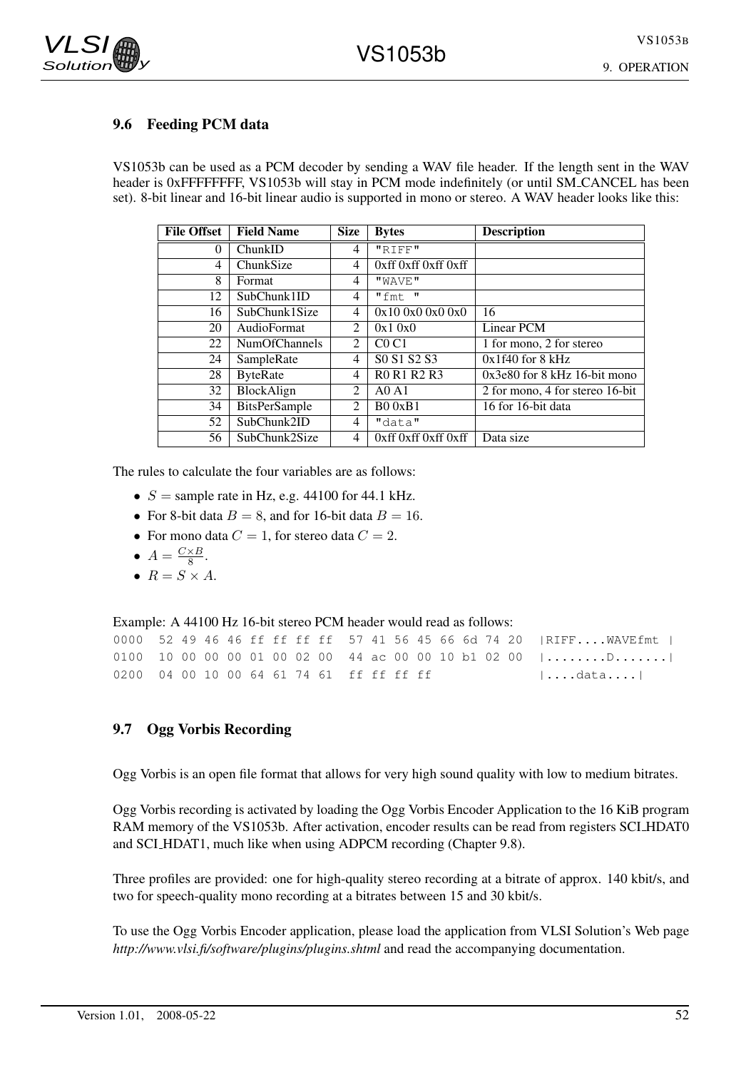## 9.6 Feeding PCM data

VS1053b can be used as a PCM decoder by sending a WAV file header. If the length sent in the WAV header is 0xFFFFFFFF, VS1053b will stay in PCM mode indefinitely (or until SM_CANCEL has been set). 8-bit linear and 16-bit linear audio is supported in mono or stereo. A WAV header looks like this:

| File Offset | Field Name | Size | Bytes | Description |
|---|---|---|---|---|
| 0 | ChunkID | 4 | "RIFF" | |
| 4 | ChunkSize | 4 | 0xff 0xff 0xff 0xff | |
| 8 | Format | 4 | "WAVE" | |
| 12 | SubChunk1ID | 4 | "fmt " | |
| 16 | SubChunk1Size | 4 | 0x10 0x0 0x0 0x0 | 16 |
| 20 | AudioFormat | 2 | 0x1 0x0 | Linear PCM |
| 22 | NumOfChannels | 2 | C0 C1 | 1 for mono, 2 for stereo |
| 24 | SampleRate | 4 | S0 S1 S2 S3 | 0x1f40 for 8 kHz |
| 28 | ByteRate | 4 | R0 R1 R2 R3 | 0x3e80 for 8 kHz 16-bit mono |
| 32 | BlockAlign | 2 | A0 A1 | 2 for mono, 4 for stereo 16-bit |
| 34 | BitsPerSample | 2 | B0 0xB1 | 16 for 16-bit data |
| 52 | SubChunk2ID | 4 | "data" | |
| 56 | SubChunk2Size | 4 | 0xff 0xff 0xff 0xff | Data size |

The rules to calculate the four variables are as follows:

- $S$ = sample rate in Hz, e.g. 44100 for 44.1 kHz.
- For 8-bit data $B = 8$, and for 16-bit data $B = 16$.
- For mono data $C = 1$, for stereo data $C = 2$.
- $A = \frac{C \times B}{8}$.
- $R = S \times A$.

Example: A 44100 Hz 16-bit stereo PCM header would read as follows:

```
0000  52 49 46 46 ff ff ff ff  57 41 56 45 66 6d 74 20  |RIFF....WAVEfmt |
0100  10 00 00 00 01 00 02 00  44 ac 00 00 10 b1 02 00  |........D.......|
0200  04 00 10 00 64 61 74 61  ff ff ff ff              |....data....|
```

## 9.7 Ogg Vorbis Recording

Ogg Vorbis is an open file format that allows for very high sound quality with low to medium bitrates.

Ogg Vorbis recording is activated by loading the Ogg Vorbis Encoder Application to the 16 KiB program RAM memory of the VS1053b. After activation, encoder results can be read from registers SCI_HDAT0 and SCI_HDAT1, much like when using ADPCM recording (Chapter 9.8).

Three profiles are provided: one for high-quality stereo recording at a bitrate of approx. 140 kbit/s, and two for speech-quality mono recording at a bitrates between 15 and 30 kbit/s.

To use the Ogg Vorbis Encoder application, please load the application from VLSI Solution's Web page *http://www.vlsi.fi/software/plugins/plugins.shtml* and read the accompanying documentation.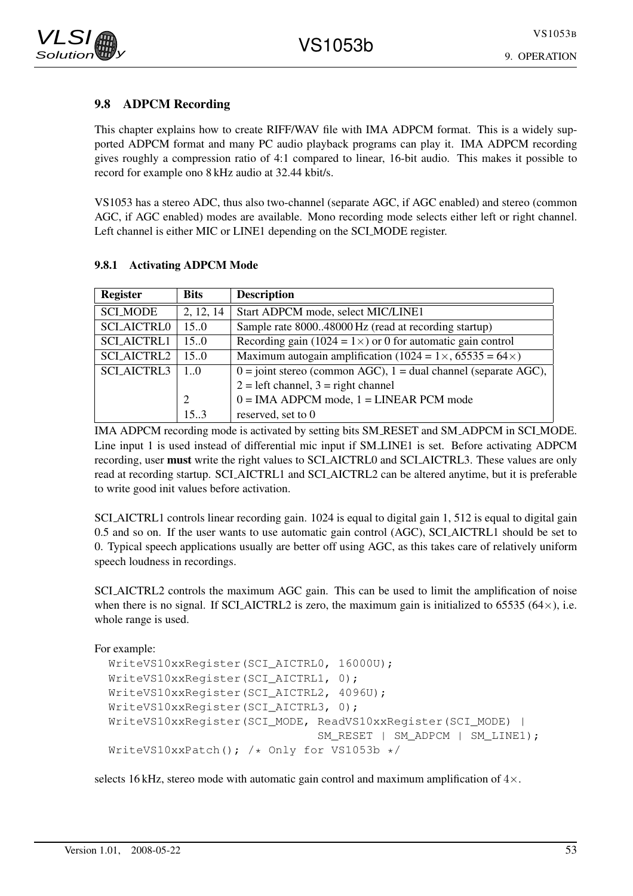## 9.8 ADPCM Recording

This chapter explains how to create RIFF/WAV file with IMA ADPCM format. This is a widely supported ADPCM format and many PC audio playback programs can play it. IMA ADPCM recording gives roughly a compression ratio of 4:1 compared to linear, 16-bit audio. This makes it possible to record for example ono 8 kHz audio at 32.44 kbit/s.

VS1053 has a stereo ADC, thus also two-channel (separate AGC, if AGC enabled) and stereo (common AGC, if AGC enabled) modes are available. Mono recording mode selects either left or right channel. Left channel is either MIC or LINE1 depending on the SCI_MODE register.

### 9.8.1 Activating ADPCM Mode

| Register | Bits | Description |
|---|---|---|
| SCI_MODE | 2, 12, 14 | Start ADPCM mode, select MIC/LINE1 |
| SCI_AICTRL0 | 15..0 | Sample rate 8000..48000 Hz (read at recording startup) |
| SCI_AICTRL1 | 15..0 | Recording gain (1024 = 1×) or 0 for automatic gain control |
| SCI_AICTRL2 | 15..0 | Maximum autogain amplification (1024 = 1×, 65535 = 64×) |
| SCI_AICTRL3 | 1..0 | 0 = joint stereo (common AGC), 1 = dual channel (separate AGC), 2 = left channel, 3 = right channel |
| | 2 | 0 = IMA ADPCM mode, 1 = LINEAR PCM mode |
| | 15..3 | reserved, set to 0 |

IMA ADPCM recording mode is activated by setting bits SM_RESET and SM_ADPCM in SCI_MODE. Line input 1 is used instead of differential mic input if SM_LINE1 is set. Before activating ADPCM recording, user **must** write the right values to SCI_AICTRL0 and SCI_AICTRL3. These values are only read at recording startup. SCI_AICTRL1 and SCI_AICTRL2 can be altered anytime, but it is preferable to write good init values before activation.

SCI_AICTRL1 controls linear recording gain. 1024 is equal to digital gain 1, 512 is equal to digital gain 0.5 and so on. If the user wants to use automatic gain control (AGC), SCI_AICTRL1 should be set to 0. Typical speech applications usually are better off using AGC, as this takes care of relatively uniform speech loudness in recordings.

SCI_AICTRL2 controls the maximum AGC gain. This can be used to limit the amplification of noise when there is no signal. If SCI_AICTRL2 is zero, the maximum gain is initialized to 65535 (64×), i.e. whole range is used.

For example:

```
WriteVS10xxRegister(SCI_AICTRL0, 16000U);
WriteVS10xxRegister(SCI_AICTRL1, 0);
WriteVS10xxRegister(SCI_AICTRL2, 4096U);
WriteVS10xxRegister(SCI_AICTRL3, 0);
WriteVS10xxRegister(SCI_MODE, ReadVS10xxRegister(SCI_MODE) |
                              SM_RESET | SM_ADPCM | SM_LINE1);
WriteVS10xxPatch(); /* Only for VS1053b */
```

selects 16 kHz, stereo mode with automatic gain control and maximum amplification of 4×.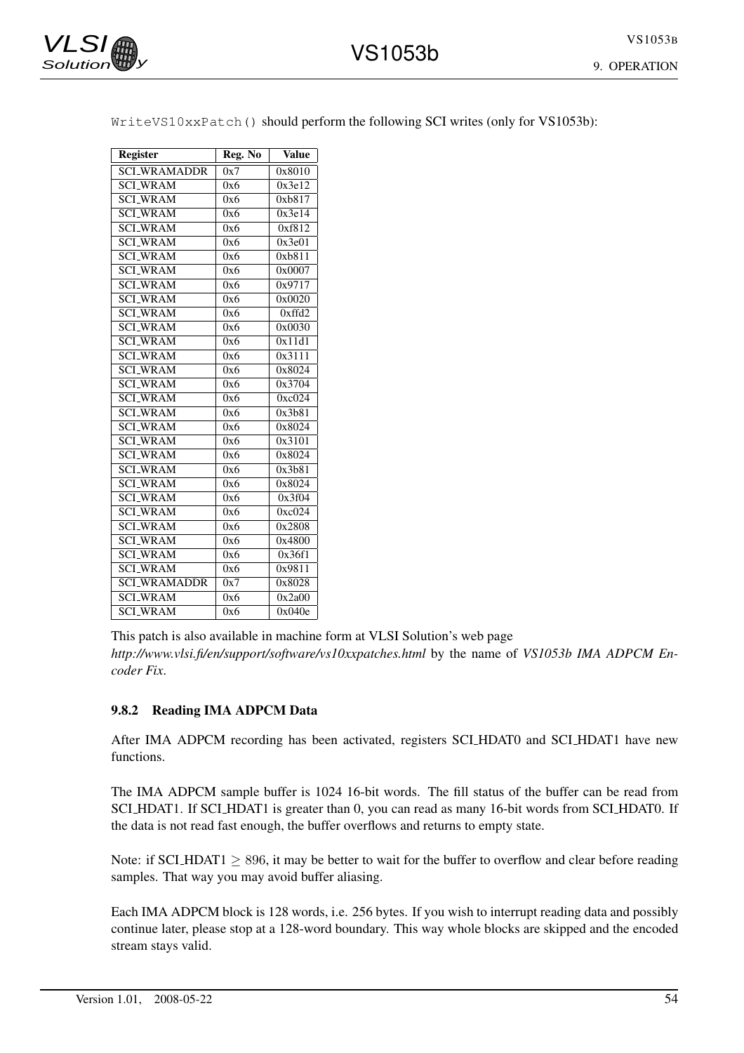`WriteVS10xxPatch()` should perform the following SCI writes (only for VS1053b):

| Register | Reg. No | Value |
|---|---|---|
| SCI_WRAMADDR | 0x7 | 0x8010 |
| SCI_WRAM | 0x6 | 0x3e12 |
| SCI_WRAM | 0x6 | 0xb817 |
| SCI_WRAM | 0x6 | 0x3e14 |
| SCI_WRAM | 0x6 | 0xf812 |
| SCI_WRAM | 0x6 | 0x3e01 |
| SCI_WRAM | 0x6 | 0xb811 |
| SCI_WRAM | 0x6 | 0x0007 |
| SCI_WRAM | 0x6 | 0x9717 |
| SCI_WRAM | 0x6 | 0x0020 |
| SCI_WRAM | 0x6 | 0xffd2 |
| SCI_WRAM | 0x6 | 0x0030 |
| SCI_WRAM | 0x6 | 0x11d1 |
| SCI_WRAM | 0x6 | 0x3111 |
| SCI_WRAM | 0x6 | 0x8024 |
| SCI_WRAM | 0x6 | 0x3704 |
| SCI_WRAM | 0x6 | 0xc024 |
| SCI_WRAM | 0x6 | 0x3b81 |
| SCI_WRAM | 0x6 | 0x8024 |
| SCI_WRAM | 0x6 | 0x3101 |
| SCI_WRAM | 0x6 | 0x8024 |
| SCI_WRAM | 0x6 | 0x3b81 |
| SCI_WRAM | 0x6 | 0x8024 |
| SCI_WRAM | 0x6 | 0x3f04 |
| SCI_WRAM | 0x6 | 0xc024 |
| SCI_WRAM | 0x6 | 0x2808 |
| SCI_WRAM | 0x6 | 0x4800 |
| SCI_WRAM | 0x6 | 0x36f1 |
| SCI_WRAM | 0x6 | 0x9811 |
| SCI_WRAMADDR | 0x7 | 0x8028 |
| SCI_WRAM | 0x6 | 0x2a00 |
| SCI_WRAM | 0x6 | 0x040e |

This patch is also available in machine form at VLSI Solution's web page *http://www.vlsi.fi/en/support/software/vs10xxpatches.html* by the name of *VS1053b IMA ADPCM Encoder Fix*.

### 9.8.2 Reading IMA ADPCM Data

After IMA ADPCM recording has been activated, registers SCI_HDAT0 and SCI_HDAT1 have new functions.

The IMA ADPCM sample buffer is 1024 16-bit words. The fill status of the buffer can be read from SCI_HDAT1. If SCI_HDAT1 is greater than 0, you can read as many 16-bit words from SCI_HDAT0. If the data is not read fast enough, the buffer overflows and returns to empty state.

Note: if SCI_HDAT1 $\geq 896$, it may be better to wait for the buffer to overflow and clear before reading samples. That way you may avoid buffer aliasing.

Each IMA ADPCM block is 128 words, i.e. 256 bytes. If you wish to interrupt reading data and possibly continue later, please stop at a 128-word boundary. This way whole blocks are skipped and the encoded stream stays valid.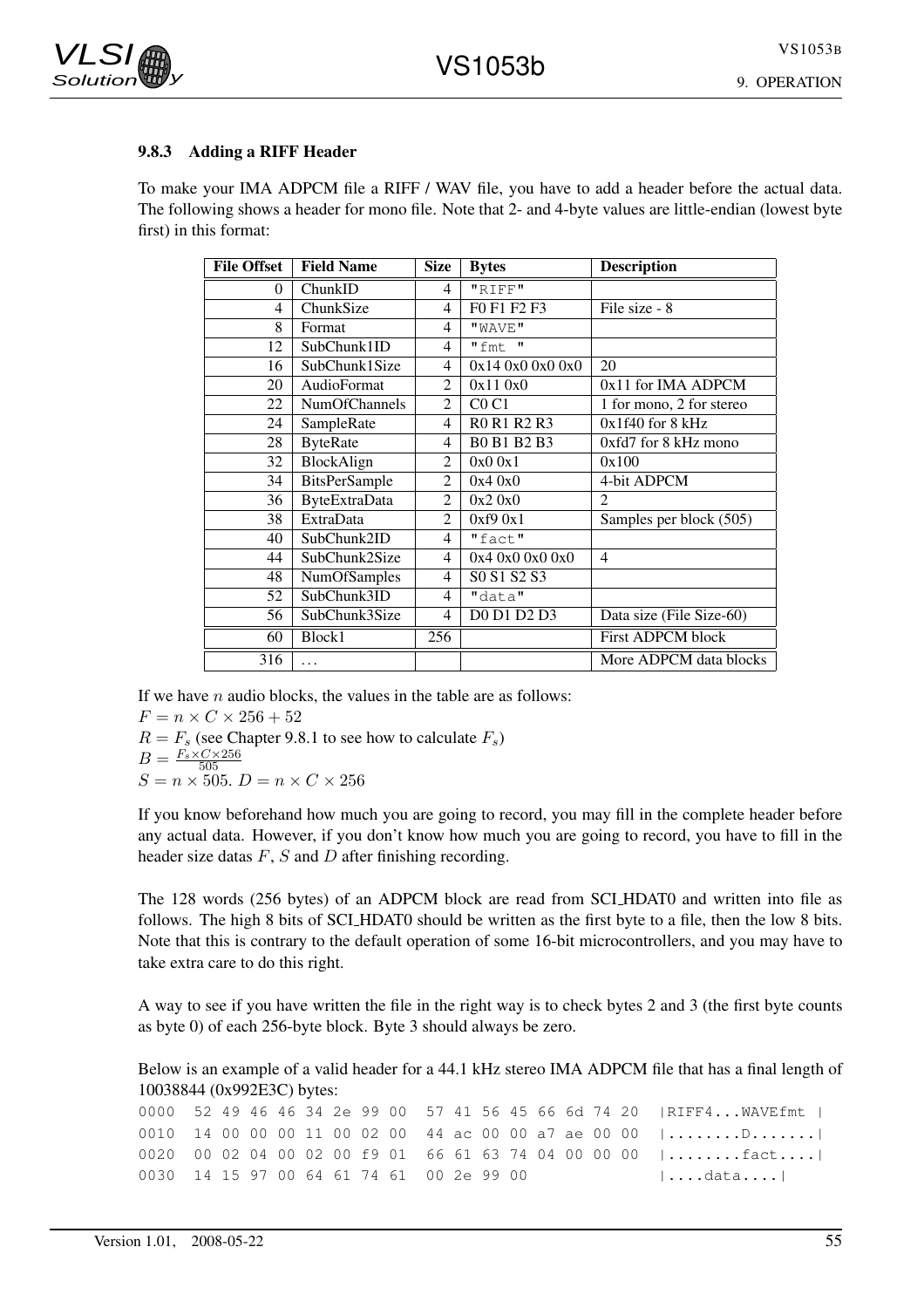### 9.8.3 Adding a RIFF Header

To make your IMA ADPCM file a RIFF / WAV file, you have to add a header before the actual data. The following shows a header for mono file. Note that 2- and 4-byte values are little-endian (lowest byte first) in this format:

| File Offset | Field Name | Size | Bytes | Description |
|---|---|---|---|---|
| 0 | ChunkID | 4 | "RIFF" | |
| 4 | ChunkSize | 4 | F0 F1 F2 F3 | File size - 8 |
| 8 | Format | 4 | "WAVE" | |
| 12 | SubChunk1ID | 4 | "fmt " | |
| 16 | SubChunk1Size | 4 | 0x14 0x0 0x0 0x0 | 20 |
| 20 | AudioFormat | 2 | 0x11 0x0 | 0x11 for IMA ADPCM |
| 22 | NumOfChannels | 2 | C0 C1 | 1 for mono, 2 for stereo |
| 24 | SampleRate | 4 | R0 R1 R2 R3 | 0x1f40 for 8 kHz |
| 28 | ByteRate | 4 | B0 B1 B2 B3 | 0xfd7 for 8 kHz mono |
| 32 | BlockAlign | 2 | 0x0 0x1 | 0x100 |
| 34 | BitsPerSample | 2 | 0x4 0x0 | 4-bit ADPCM |
| 36 | ByteExtraData | 2 | 0x2 0x0 | 2 |
| 38 | ExtraData | 2 | 0xf9 0x1 | Samples per block (505) |
| 40 | SubChunk2ID | 4 | "fact" | |
| 44 | SubChunk2Size | 4 | 0x4 0x0 0x0 0x0 | 4 |
| 48 | NumOfSamples | 4 | S0 S1 S2 S3 | |
| 52 | SubChunk3ID | 4 | "data" | |
| 56 | SubChunk3Size | 4 | D0 D1 D2 D3 | Data size (File Size-60) |
| 60 | Block1 | 256 | | First ADPCM block |
| 316 | ... | | | More ADPCM data blocks |

If we have $n$ audio blocks, the values in the table are as follows:
$F = n \times C \times 256 + 52$
$R = F_s$ (see Chapter 9.8.1 to see how to calculate $F_s$)
$B = \frac{F_s \times C \times 256}{505}$
$S = n \times 505$. $D = n \times C \times 256$

If you know beforehand how much you are going to record, you may fill in the complete header before any actual data. However, if you don't know how much you are going to record, you have to fill in the header size datas $F$, $S$ and $D$ after finishing recording.

The 128 words (256 bytes) of an ADPCM block are read from SCI_HDAT0 and written into file as follows. The high 8 bits of SCI_HDAT0 should be written as the first byte to a file, then the low 8 bits. Note that this is contrary to the default operation of some 16-bit microcontrollers, and you may have to take extra care to do this right.

A way to see if you have written the file in the right way is to check bytes 2 and 3 (the first byte counts as byte 0) of each 256-byte block. Byte 3 should always be zero.

Below is an example of a valid header for a 44.1 kHz stereo IMA ADPCM file that has a final length of 10038844 (0x992E3C) bytes:

```
0000  52 49 46 46 34 2e 99 00  57 41 56 45 66 6d 74 20  |RIFF4...WAVEfmt |
0010  14 00 00 00 11 00 02 00  44 ac 00 00 a7 ae 00 00  |........D.......|
0020  00 02 04 00 02 00 f9 01  66 61 63 74 04 00 00 00  |........fact....|
0030  14 15 97 00 64 61 74 61  00 2e 99 00              |....data....|
```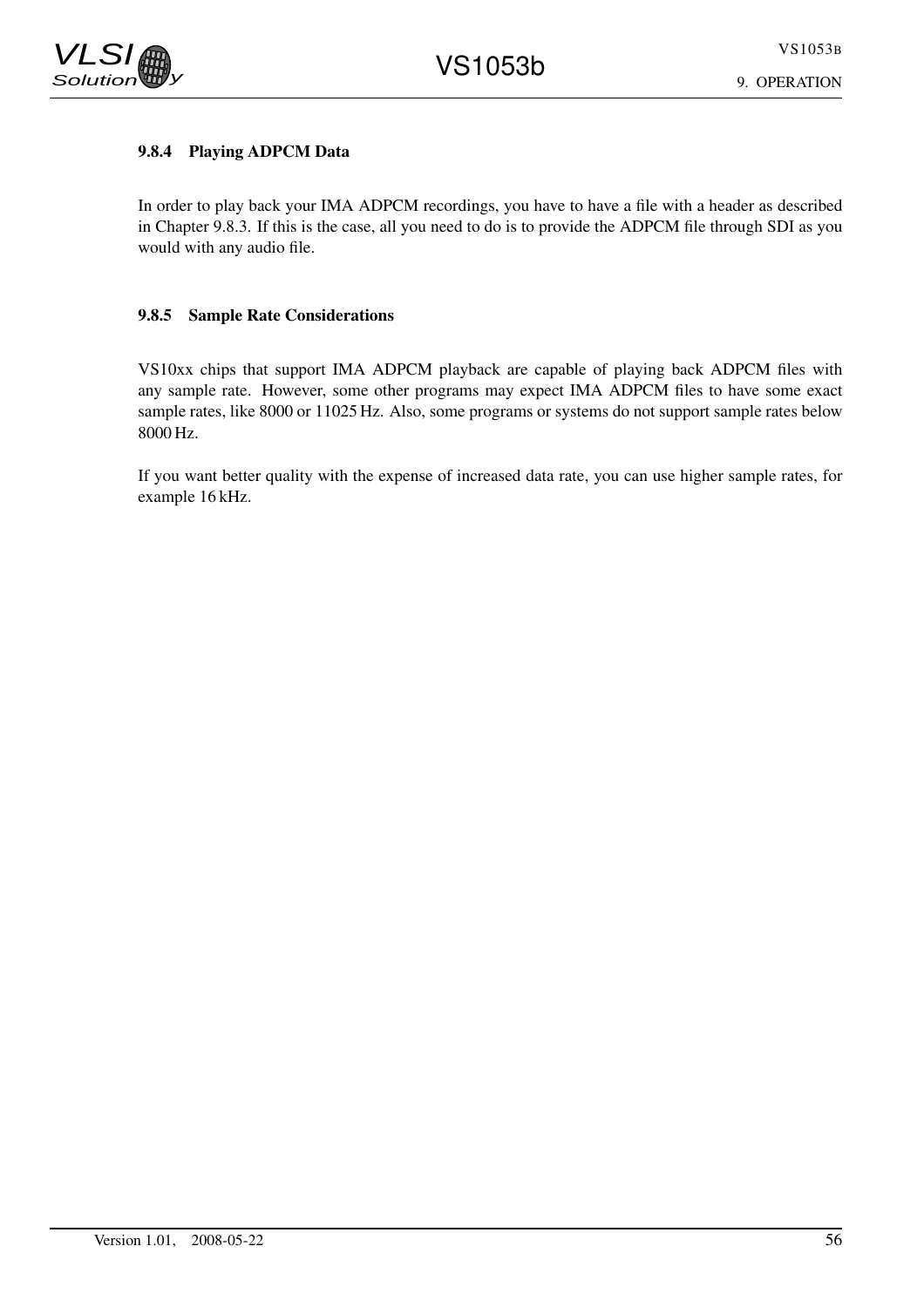### 9.8.4 Playing ADPCM Data

In order to play back your IMA ADPCM recordings, you have to have a file with a header as described in Chapter 9.8.3. If this is the case, all you need to do is to provide the ADPCM file through SDI as you would with any audio file.

### 9.8.5 Sample Rate Considerations

VS10xx chips that support IMA ADPCM playback are capable of playing back ADPCM files with any sample rate. However, some other programs may expect IMA ADPCM files to have some exact sample rates, like 8000 or 11025 Hz. Also, some programs or systems do not support sample rates below 8000 Hz.

If you want better quality with the expense of increased data rate, you can use higher sample rates, for example 16 kHz.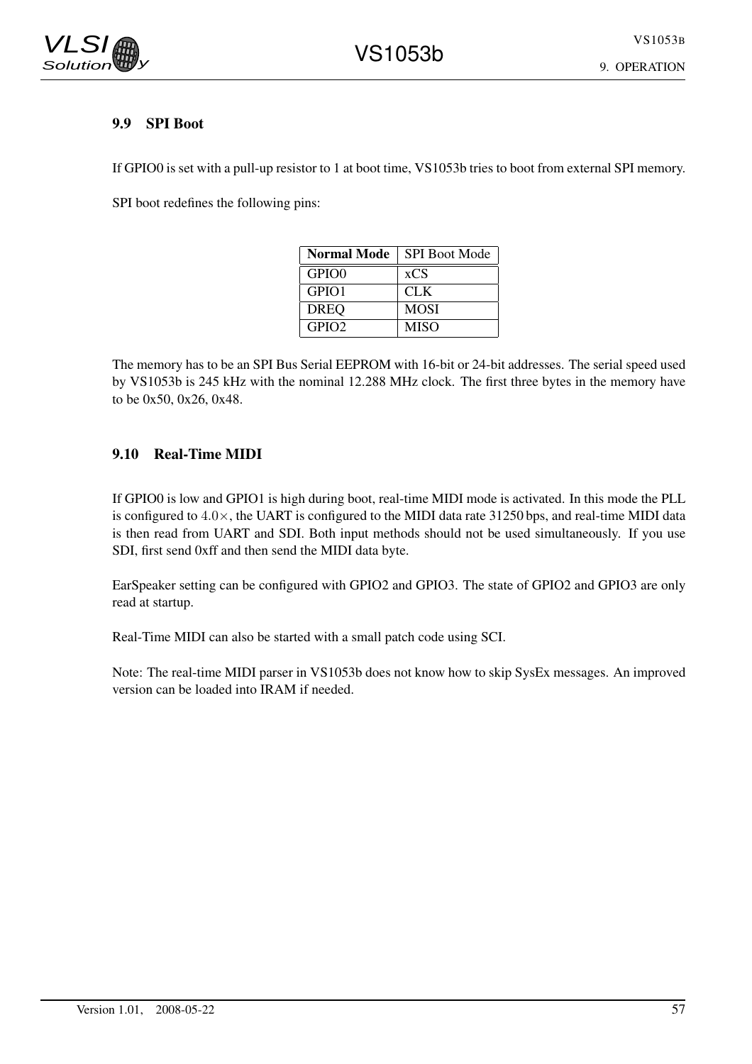### 9.9 SPI Boot

If GPIO0 is set with a pull-up resistor to 1 at boot time, VS1053b tries to boot from external SPI memory.

SPI boot redefines the following pins:

| **Normal Mode** | SPI Boot Mode |
|---|---|
| GPIO0 | xCS |
| GPIO1 | CLK |
| DREQ | MOSI |
| GPIO2 | MISO |

The memory has to be an SPI Bus Serial EEPROM with 16-bit or 24-bit addresses. The serial speed used by VS1053b is 245 kHz with the nominal 12.288 MHz clock. The first three bytes in the memory have to be 0x50, 0x26, 0x48.

### 9.10 Real-Time MIDI

If GPIO0 is low and GPIO1 is high during boot, real-time MIDI mode is activated. In this mode the PLL is configured to $4.0\times$, the UART is configured to the MIDI data rate 31250 bps, and real-time MIDI data is then read from UART and SDI. Both input methods should not be used simultaneously. If you use SDI, first send 0xff and then send the MIDI data byte.

EarSpeaker setting can be configured with GPIO2 and GPIO3. The state of GPIO2 and GPIO3 are only read at startup.

Real-Time MIDI can also be started with a small patch code using SCI.

Note: The real-time MIDI parser in VS1053b does not know how to skip SysEx messages. An improved version can be loaded into IRAM if needed.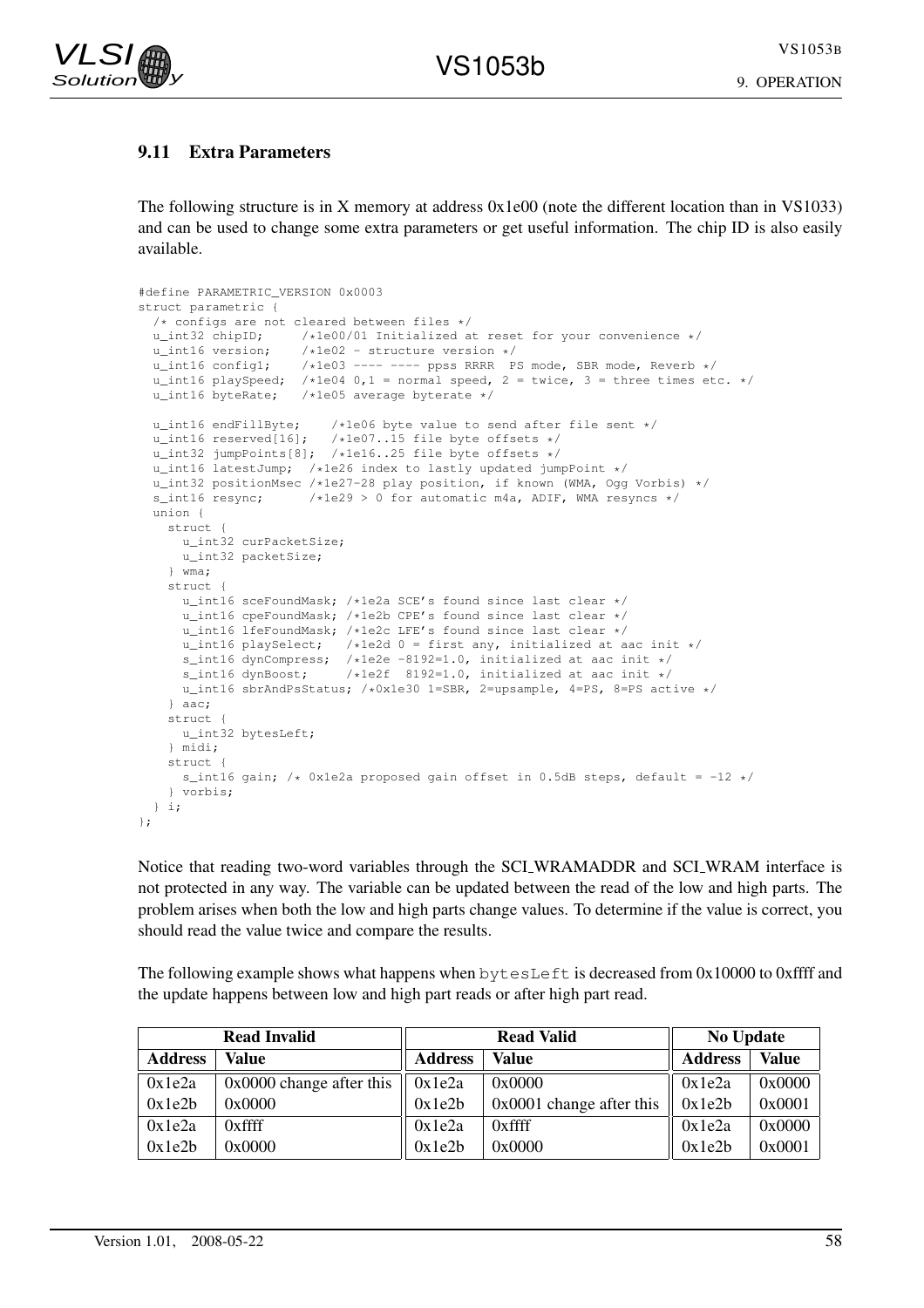### 9.11 Extra Parameters

The following structure is in X memory at address 0x1e00 (note the different location than in VS1033) and can be used to change some extra parameters or get useful information. The chip ID is also easily available.

```
#define PARAMETRIC_VERSION 0x0003
struct parametric {
  /* configs are not cleared between files */
  u_int32 chipID;     /*1e00/01 Initialized at reset for your convenience */
  u_int16 version;    /*1e02 - structure version */
  u_int16 config1;    /*1e03 ---- ---- ppss RRRR  PS mode, SBR mode, Reverb */
  u_int16 playSpeed;  /*1e04 0,1 = normal speed, 2 = twice, 3 = three times etc. */
  u_int16 byteRate;   /*1e05 average byterate */

  u_int16 endFillByte;    /*1e06 byte value to send after file sent */
  u_int16 reserved[16];   /*1e07..15 file byte offsets */
  u_int32 jumpPoints[8];  /*1e16..25 file byte offsets */
  u_int16 latestJump;  /*1e26 index to lastly updated jumpPoint */
  u_int32 positionMsec /*1e27-28 play position, if known (WMA, Ogg Vorbis) */
  s_int16 resync;      /*1e29 > 0 for automatic m4a, ADIF, WMA resyncs */
  union {
    struct {
      u_int32 curPacketSize;
      u_int32 packetSize;
    } wma;
    struct {
      u_int16 sceFoundMask; /*1e2a SCE's found since last clear */
      u_int16 cpeFoundMask; /*1e2b CPE's found since last clear */
      u_int16 lfeFoundMask; /*1e2c LFE's found since last clear */
      u_int16 playSelect;   /*1e2d 0 = first any, initialized at aac init */
      s_int16 dynCompress;  /*1e2e -8192=1.0, initialized at aac init */
      s_int16 dynBoost;     /*1e2f  8192=1.0, initialized at aac init */
      u_int16 sbrAndPsStatus; /*0x1e30 1=SBR, 2=upsample, 4=PS, 8=PS active */
    } aac;
    struct {
      u_int32 bytesLeft;
    } midi;
    struct {
      s_int16 gain; /* 0x1e2a proposed gain offset in 0.5dB steps, default = -12 */
    } vorbis;
  } i;
};
```

Notice that reading two-word variables through the SCI_WRAMADDR and SCI_WRAM interface is not protected in any way. The variable can be updated between the read of the low and high parts. The problem arises when both the low and high parts change values. To determine if the value is correct, you should read the value twice and compare the results.

The following example shows what happens when `bytesLeft` is decreased from 0x10000 to 0xffff and the update happens between low and high part reads or after high part read.

| Read Invalid | | Read Valid | | No Update | |
|---|---|---|---|---|---|
| **Address** | **Value** | **Address** | **Value** | **Address** | **Value** |
| 0x1e2a | 0x0000 change after this | 0x1e2a | 0x0000 | 0x1e2a | 0x0000 |
| 0x1e2b | 0x0000 | 0x1e2b | 0x0001 change after this | 0x1e2b | 0x0001 |
| 0x1e2a | 0xffff | 0x1e2a | 0xffff | 0x1e2a | 0x0000 |
| 0x1e2b | 0x0000 | 0x1e2b | 0x0000 | 0x1e2b | 0x0001 |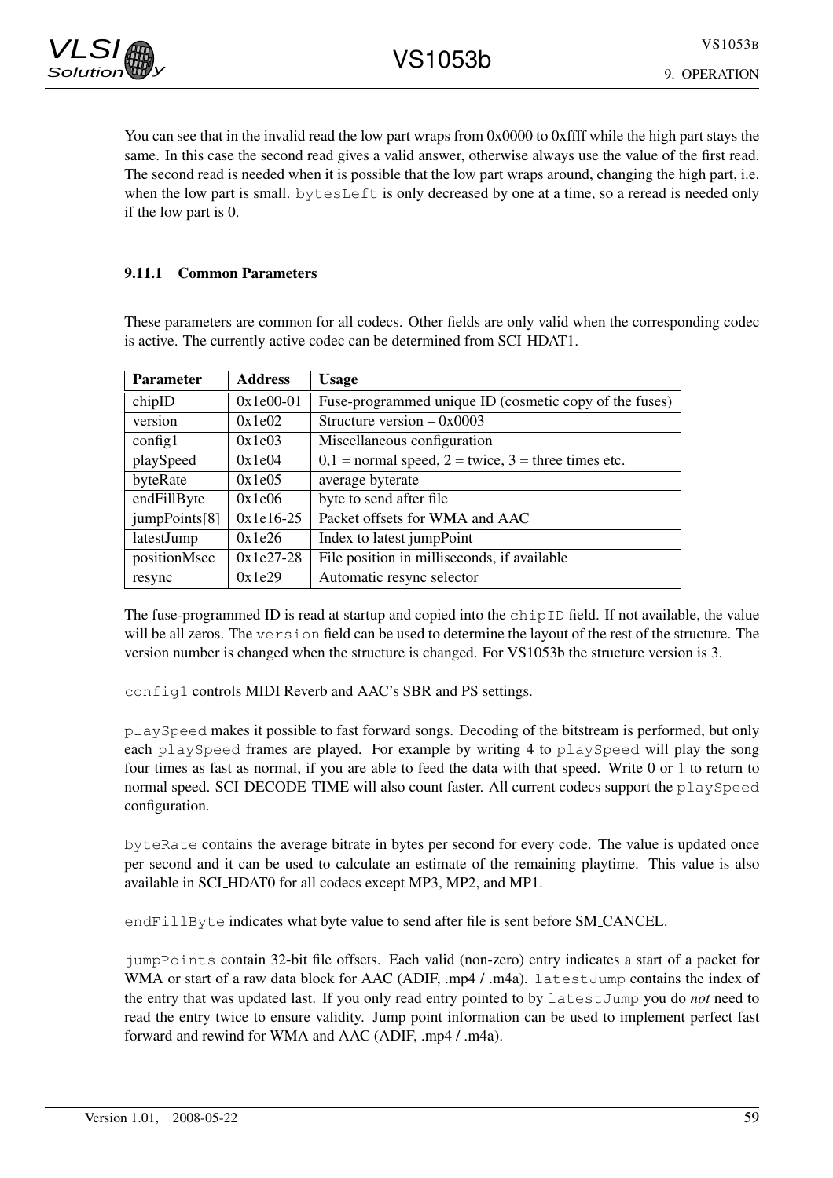You can see that in the invalid read the low part wraps from 0x0000 to 0xffff while the high part stays the same. In this case the second read gives a valid answer, otherwise always use the value of the first read. The second read is needed when it is possible that the low part wraps around, changing the high part, i.e. when the low part is small. `bytesLeft` is only decreased by one at a time, so a reread is needed only if the low part is 0.

#### 9.11.1 Common Parameters

These parameters are common for all codecs. Other fields are only valid when the corresponding codec is active. The currently active codec can be determined from SCI_HDAT1.

| Parameter | Address | Usage |
|---|---|---|
| chipID | 0x1e00-01 | Fuse-programmed unique ID (cosmetic copy of the fuses) |
| version | 0x1e02 | Structure version – 0x0003 |
| config1 | 0x1e03 | Miscellaneous configuration |
| playSpeed | 0x1e04 | 0,1 = normal speed, 2 = twice, 3 = three times etc. |
| byteRate | 0x1e05 | average byterate |
| endFillByte | 0x1e06 | byte to send after file |
| jumpPoints[8] | 0x1e16-25 | Packet offsets for WMA and AAC |
| latestJump | 0x1e26 | Index to latest jumpPoint |
| positionMsec | 0x1e27-28 | File position in milliseconds, if available |
| resync | 0x1e29 | Automatic resync selector |

The fuse-programmed ID is read at startup and copied into the `chipID` field. If not available, the value will be all zeros. The `version` field can be used to determine the layout of the rest of the structure. The version number is changed when the structure is changed. For VS1053b the structure version is 3.

`config1` controls MIDI Reverb and AAC's SBR and PS settings.

`playSpeed` makes it possible to fast forward songs. Decoding of the bitstream is performed, but only each `playSpeed` frames are played. For example by writing 4 to `playSpeed` will play the song four times as fast as normal, if you are able to feed the data with that speed. Write 0 or 1 to return to normal speed. SCI_DECODE_TIME will also count faster. All current codecs support the `playSpeed` configuration.

`byteRate` contains the average bitrate in bytes per second for every code. The value is updated once per second and it can be used to calculate an estimate of the remaining playtime. This value is also available in SCI_HDAT0 for all codecs except MP3, MP2, and MP1.

`endFillByte` indicates what byte value to send after file is sent before SM_CANCEL.

`jumpPoints` contain 32-bit file offsets. Each valid (non-zero) entry indicates a start of a packet for WMA or start of a raw data block for AAC (ADIF, .mp4 / .m4a). `latestJump` contains the index of the entry that was updated last. If you only read entry pointed to by `latestJump` you do *not* need to read the entry twice to ensure validity. Jump point information can be used to implement perfect fast forward and rewind for WMA and AAC (ADIF, .mp4 / .m4a).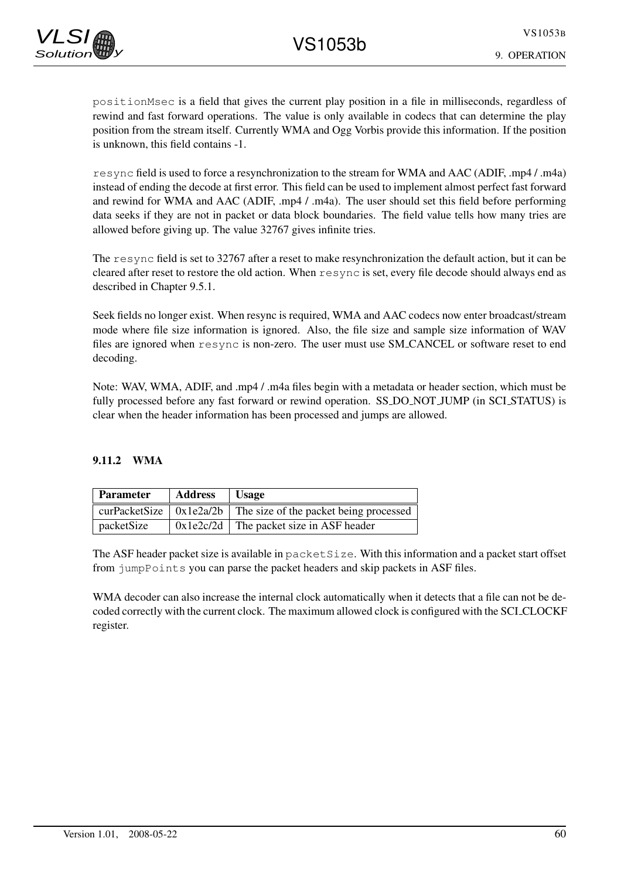positionMsec is a field that gives the current play position in a file in milliseconds, regardless of rewind and fast forward operations. The value is only available in codecs that can determine the play position from the stream itself. Currently WMA and Ogg Vorbis provide this information. If the position is unknown, this field contains -1.

resync field is used to force a resynchronization to the stream for WMA and AAC (ADIF, .mp4 / .m4a) instead of ending the decode at first error. This field can be used to implement almost perfect fast forward and rewind for WMA and AAC (ADIF, .mp4 / .m4a). The user should set this field before performing data seeks if they are not in packet or data block boundaries. The field value tells how many tries are allowed before giving up. The value 32767 gives infinite tries.

The resync field is set to 32767 after a reset to make resynchronization the default action, but it can be cleared after reset to restore the old action. When resync is set, every file decode should always end as described in Chapter 9.5.1.

Seek fields no longer exist. When resync is required, WMA and AAC codecs now enter broadcast/stream mode where file size information is ignored. Also, the file size and sample size information of WAV files are ignored when resync is non-zero. The user must use SM_CANCEL or software reset to end decoding.

Note: WAV, WMA, ADIF, and .mp4 / .m4a files begin with a metadata or header section, which must be fully processed before any fast forward or rewind operation. SS_DO_NOT_JUMP (in SCI_STATUS) is clear when the header information has been processed and jumps are allowed.

### 9.11.2 WMA

| Parameter | Address | Usage |
|---|---|---|
| curPacketSize | 0x1e2a/2b | The size of the packet being processed |
| packetSize | 0x1e2c/2d | The packet size in ASF header |

The ASF header packet size is available in packetSize. With this information and a packet start offset from jumpPoints you can parse the packet headers and skip packets in ASF files.

WMA decoder can also increase the internal clock automatically when it detects that a file can not be decoded correctly with the current clock. The maximum allowed clock is configured with the SCI_CLOCKF register.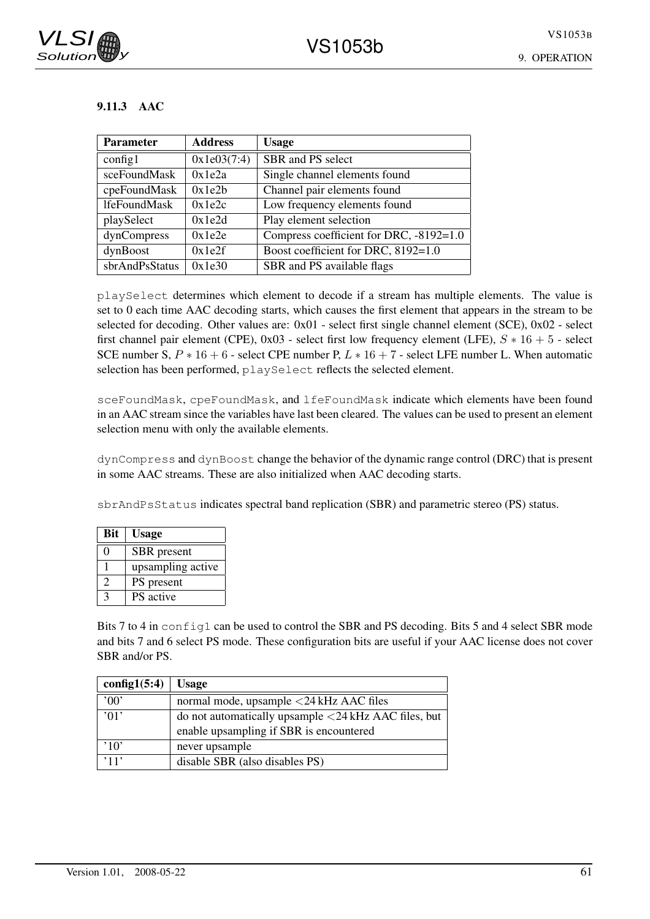### 9.11.3 AAC

| Parameter | Address | Usage |
|---|---|---|
| config1 | 0x1e03(7:4) | SBR and PS select |
| sceFoundMask | 0x1e2a | Single channel elements found |
| cpeFoundMask | 0x1e2b | Channel pair elements found |
| lfeFoundMask | 0x1e2c | Low frequency elements found |
| playSelect | 0x1e2d | Play element selection |
| dynCompress | 0x1e2e | Compress coefficient for DRC, -8192=1.0 |
| dynBoost | 0x1e2f | Boost coefficient for DRC, 8192=1.0 |
| sbrAndPsStatus | 0x1e30 | SBR and PS available flags |

`playSelect` determines which element to decode if a stream has multiple elements. The value is set to 0 each time AAC decoding starts, which causes the first element that appears in the stream to be selected for decoding. Other values are: 0x01 - select first single channel element (SCE), 0x02 - select first channel pair element (CPE), 0x03 - select first low frequency element (LFE), $S * 16 + 5$ - select SCE number S, $P * 16 + 6$ - select CPE number P, $L * 16 + 7$ - select LFE number L. When automatic selection has been performed, `playSelect` reflects the selected element.

`sceFoundMask`, `cpeFoundMask`, and `lfeFoundMask` indicate which elements have been found in an AAC stream since the variables have last been cleared. The values can be used to present an element selection menu with only the available elements.

`dynCompress` and `dynBoost` change the behavior of the dynamic range control (DRC) that is present in some AAC streams. These are also initialized when AAC decoding starts.

`sbrAndPsStatus` indicates spectral band replication (SBR) and parametric stereo (PS) status.

| Bit | Usage |
|---|---|
| 0 | SBR present |
| 1 | upsampling active |
| 2 | PS present |
| 3 | PS active |

Bits 7 to 4 in `config1` can be used to control the SBR and PS decoding. Bits 5 and 4 select SBR mode and bits 7 and 6 select PS mode. These configuration bits are useful if your AAC license does not cover SBR and/or PS.

| config1(5:4) | Usage |
|---|---|
| '00' | normal mode, upsample <24 kHz AAC files |
| '01' | do not automatically upsample <24 kHz AAC files, but enable upsampling if SBR is encountered |
| '10' | never upsample |
| '11' | disable SBR (also disables PS) |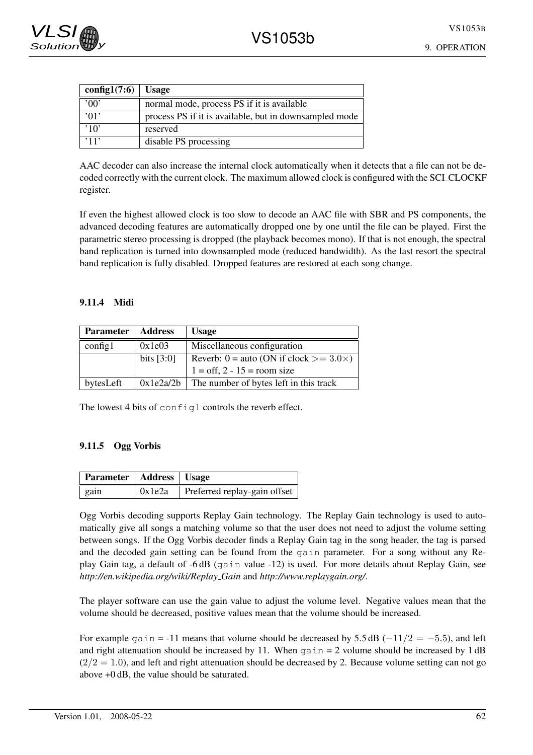| config1(7:6) | Usage |
|---|---|
| '00' | normal mode, process PS if it is available |
| '01' | process PS if it is available, but in downsampled mode |
| '10' | reserved |
| '11' | disable PS processing |

AAC decoder can also increase the internal clock automatically when it detects that a file can not be decoded correctly with the current clock. The maximum allowed clock is configured with the SCI_CLOCKF register.

If even the highest allowed clock is too slow to decode an AAC file with SBR and PS components, the advanced decoding features are automatically dropped one by one until the file can be played. First the parametric stereo processing is dropped (the playback becomes mono). If that is not enough, the spectral band replication is turned into downsampled mode (reduced bandwidth). As the last resort the spectral band replication is fully disabled. Dropped features are restored at each song change.

### 9.11.4 Midi

| Parameter | Address | Usage |
|---|---|---|
| config1 | 0x1e03 | Miscellaneous configuration |
| | bits [3:0] | Reverb: 0 = auto (ON if clock $>= 3.0\times$) <br> 1 = off, 2 - 15 = room size |
| bytesLeft | 0x1e2a/2b | The number of bytes left in this track |

The lowest 4 bits of `config1` controls the reverb effect.

### 9.11.5 Ogg Vorbis

| Parameter | Address | Usage |
|---|---|---|
| gain | 0x1e2a | Preferred replay-gain offset |

Ogg Vorbis decoding supports Replay Gain technology. The Replay Gain technology is used to automatically give all songs a matching volume so that the user does not need to adjust the volume setting between songs. If the Ogg Vorbis decoder finds a Replay Gain tag in the song header, the tag is parsed and the decoded gain setting can be found from the `gain` parameter. For a song without any Replay Gain tag, a default of -6 dB (`gain` value -12) is used. For more details about Replay Gain, see *http://en.wikipedia.org/wiki/Replay_Gain* and *http://www.replaygain.org/*.

The player software can use the gain value to adjust the volume level. Negative values mean that the volume should be decreased, positive values mean that the volume should be increased.

For example `gain` = -11 means that volume should be decreased by 5.5 dB ($-11/2 = -5.5$), and left and right attenuation should be increased by 11. When `gain` = 2 volume should be increased by 1 dB ($2/2 = 1.0$), and left and right attenuation should be decreased by 2. Because volume setting can not go above +0 dB, the value should be saturated.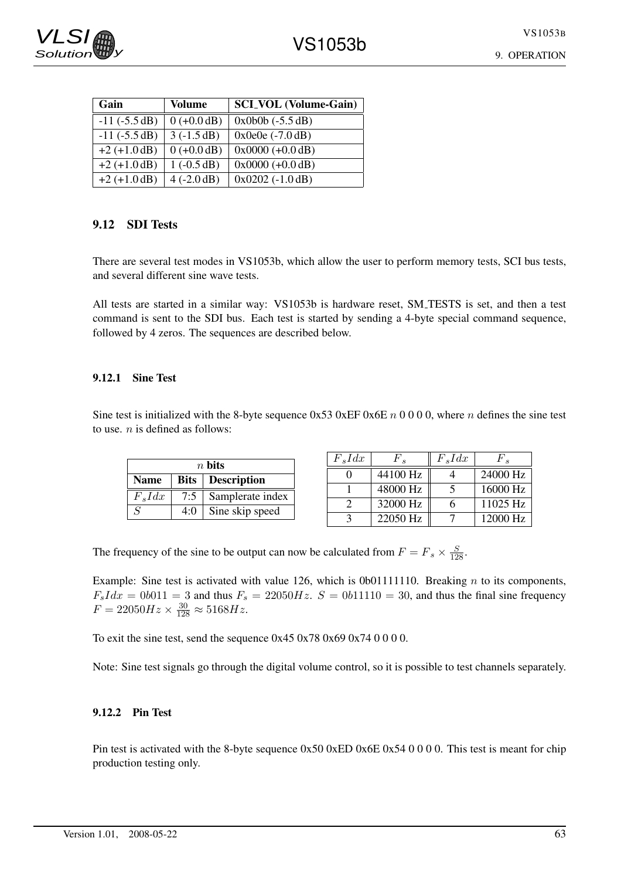| Gain | Volume | SCI_VOL (Volume-Gain) |
|---|---|---|
| -11 (-5.5 dB) | 0 (+0.0 dB) | 0x0b0b (-5.5 dB) |
| -11 (-5.5 dB) | 3 (-1.5 dB) | 0x0e0e (-7.0 dB) |
| +2 (+1.0 dB) | 0 (+0.0 dB) | 0x0000 (+0.0 dB) |
| +2 (+1.0 dB) | 1 (-0.5 dB) | 0x0000 (+0.0 dB) |
| +2 (+1.0 dB) | 4 (-2.0 dB) | 0x0202 (-1.0 dB) |

## 9.12 SDI Tests

There are several test modes in VS1053b, which allow the user to perform memory tests, SCI bus tests, and several different sine wave tests.

All tests are started in a similar way: VS1053b is hardware reset, SM_TESTS is set, and then a test command is sent to the SDI bus. Each test is started by sending a 4-byte special command sequence, followed by 4 zeros. The sequences are described below.

### 9.12.1 Sine Test

Sine test is initialized with the 8-byte sequence 0x53 0xEF 0x6E $n$ 0 0 0 0, where $n$ defines the sine test to use. $n$ is defined as follows:

| $n$ bits | | |
|---|---|---|
| **Name** | **Bits** | **Description** |
| $F_sIdx$ | 7:5 | Samplerate index |
| $S$ | 4:0 | Sine skip speed |

| $F_sIdx$ | $F_s$ | $F_sIdx$ | $F_s$ |
|---|---|---|---|
| 0 | 44100 Hz | 4 | 24000 Hz |
| 1 | 48000 Hz | 5 | 16000 Hz |
| 2 | 32000 Hz | 6 | 11025 Hz |
| 3 | 22050 Hz | 7 | 12000 Hz |

The frequency of the sine to be output can now be calculated from $F = F_s \times \frac{S}{128}$.

Example: Sine test is activated with value 126, which is 0b01111110. Breaking $n$ to its components, $F_sIdx = 0b011 = 3$ and thus $F_s = 22050Hz$. $S = 0b11110 = 30$, and thus the final sine frequency $F = 22050Hz \times \frac{30}{128} \approx 5168Hz$.

To exit the sine test, send the sequence 0x45 0x78 0x69 0x74 0 0 0 0.

Note: Sine test signals go through the digital volume control, so it is possible to test channels separately.

### 9.12.2 Pin Test

Pin test is activated with the 8-byte sequence 0x50 0xED 0x6E 0x54 0 0 0 0. This test is meant for chip production testing only.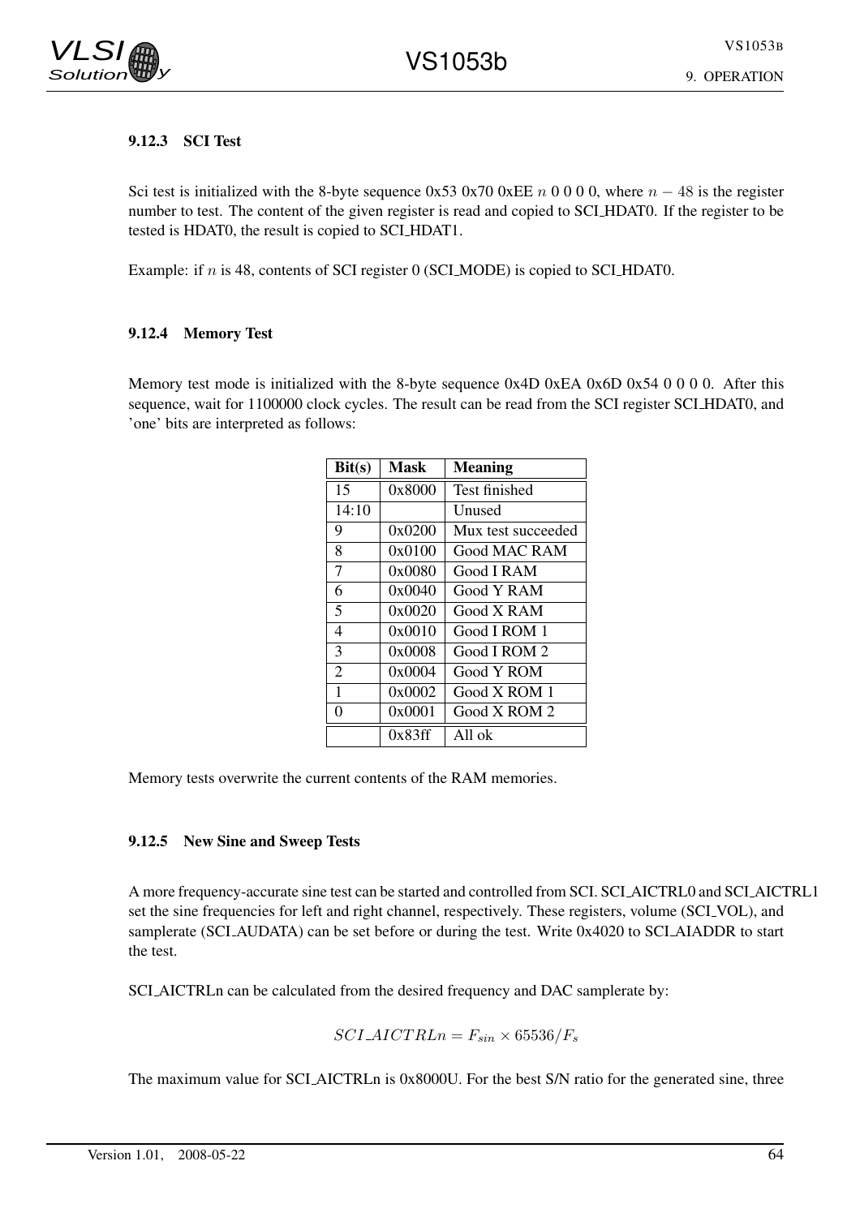### 9.12.3 SCI Test

Sci test is initialized with the 8-byte sequence 0x53 0x70 0xEE $n$ 0 0 0 0, where $n - 48$ is the register number to test. The content of the given register is read and copied to SCI_HDAT0. If the register to be tested is HDAT0, the result is copied to SCI_HDAT1.

Example: if $n$ is 48, contents of SCI register 0 (SCI_MODE) is copied to SCI_HDAT0.

### 9.12.4 Memory Test

Memory test mode is initialized with the 8-byte sequence 0x4D 0xEA 0x6D 0x54 0 0 0 0. After this sequence, wait for 1100000 clock cycles. The result can be read from the SCI register SCI_HDAT0, and 'one' bits are interpreted as follows:

| Bit(s) | Mask | Meaning |
|---|---|---|
| 15 | 0x8000 | Test finished |
| 14:10 | | Unused |
| 9 | 0x0200 | Mux test succeeded |
| 8 | 0x0100 | Good MAC RAM |
| 7 | 0x0080 | Good I RAM |
| 6 | 0x0040 | Good Y RAM |
| 5 | 0x0020 | Good X RAM |
| 4 | 0x0010 | Good I ROM 1 |
| 3 | 0x0008 | Good I ROM 2 |
| 2 | 0x0004 | Good Y ROM |
| 1 | 0x0002 | Good X ROM 1 |
| 0 | 0x0001 | Good X ROM 2 |
| | 0x83ff | All ok |

Memory tests overwrite the current contents of the RAM memories.

### 9.12.5 New Sine and Sweep Tests

A more frequency-accurate sine test can be started and controlled from SCI. SCI_AICTRL0 and SCI_AICTRL1 set the sine frequencies for left and right channel, respectively. These registers, volume (SCI_VOL), and samplerate (SCI_AUDATA) can be set before or during the test. Write 0x4020 to SCI_AIADDR to start the test.

SCI_AICTRLn can be calculated from the desired frequency and DAC samplerate by:

$$SCI\_AICTRLn = F_{sin} \times 65536/F_s$$

The maximum value for SCI_AICTRLn is 0x8000U. For the best S/N ratio for the generated sine, three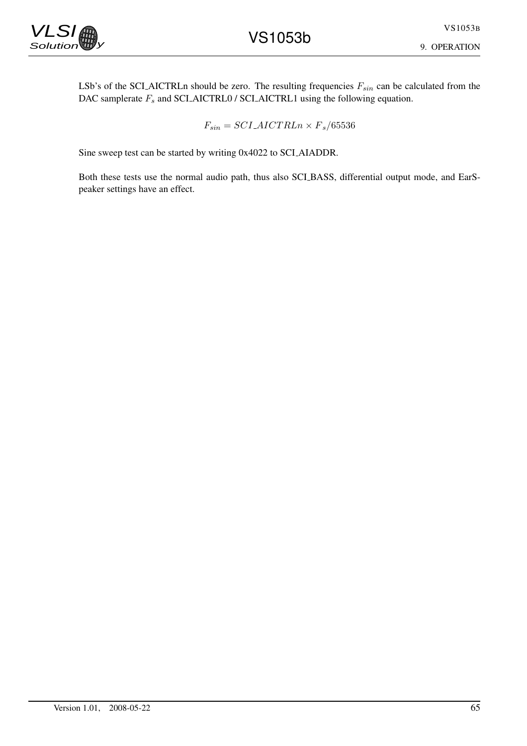LSb's of the SCI_AICTRLn should be zero. The resulting frequencies $F_{sin}$ can be calculated from the DAC samplerate $F_s$ and SCI_AICTRL0 / SCI_AICTRL1 using the following equation.

$$F_{sin} = SCI\_AICTRLn \times F_s / 65536$$

Sine sweep test can be started by writing 0x4022 to SCI_AIADDR.

Both these tests use the normal audio path, thus also SCI_BASS, differential output mode, and EarSpeaker settings have an effect.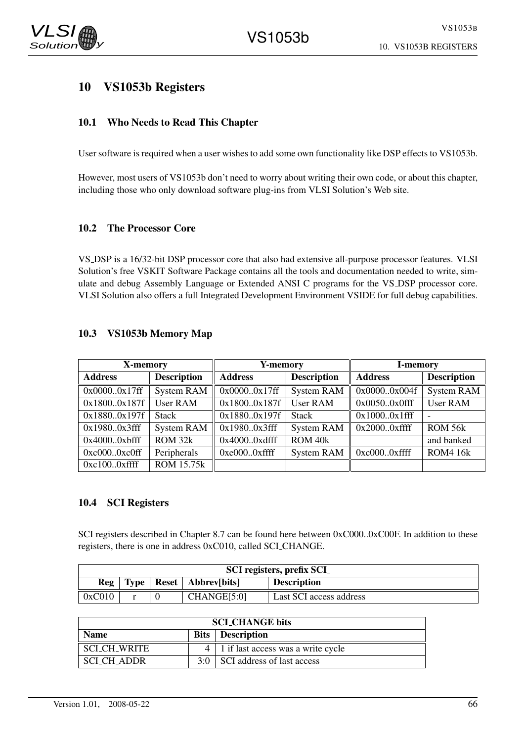# 10 VS1053b Registers

## 10.1 Who Needs to Read This Chapter

User software is required when a user wishes to add some own functionality like DSP effects to VS1053b.

However, most users of VS1053b don't need to worry about writing their own code, or about this chapter, including those who only download software plug-ins from VLSI Solution's Web site.

## 10.2 The Processor Core

VS_DSP is a 16/32-bit DSP processor core that also had extensive all-purpose processor features. VLSI Solution's free VSKIT Software Package contains all the tools and documentation needed to write, simulate and debug Assembly Language or Extended ANSI C programs for the VS_DSP processor core. VLSI Solution also offers a full Integrated Development Environment VSIDE for full debug capabilities.

## 10.3 VS1053b Memory Map

| X-memory | | Y-memory | | I-memory | |
|---|---|---|---|---|---|
| **Address** | **Description** | **Address** | **Description** | **Address** | **Description** |
| 0x0000..0x17ff | System RAM | 0x0000..0x17ff | System RAM | 0x0000..0x004f | System RAM |
| 0x1800..0x187f | User RAM | 0x1800..0x187f | User RAM | 0x0050..0x0fff | User RAM |
| 0x1880..0x197f | Stack | 0x1880..0x197f | Stack | 0x1000..0x1fff | - |
| 0x1980..0x3fff | System RAM | 0x1980..0x3fff | System RAM | 0x2000..0xffff | ROM 56k |
| 0x4000..0xbfff | ROM 32k | 0x4000..0xdfff | ROM 40k | | and banked |
| 0xc000..0xc0ff | Peripherals | 0xe000..0xffff | System RAM | 0xc000..0xffff | ROM4 16k |
| 0xc100..0xffff | ROM 15.75k | | | | |

## 10.4 SCI Registers

SCI registers described in Chapter 8.7 can be found here between 0xC000..0xC00F. In addition to these registers, there is one in address 0xC010, called SCI_CHANGE.

| SCI registers, prefix SCI_ | | | | |
|---|---|---|---|---|
| **Reg** | **Type** | **Reset** | **Abbrev[bits]** | **Description** |
| 0xC010 | r | 0 | CHANGE[5:0] | Last SCI access address |

| SCI_CHANGE bits | | |
|---|---|---|
| **Name** | **Bits** | **Description** |
| SCI_CH_WRITE | 4 | 1 if last access was a write cycle |
| SCI_CH_ADDR | 3:0 | SCI address of last access |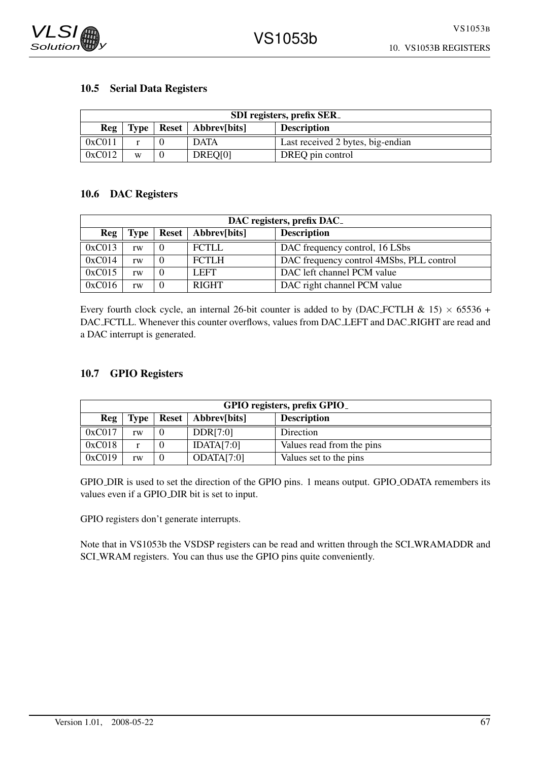### 10.5 Serial Data Registers

| SDI registers, prefix SER_ | | | | |
|---|---|---|---|---|
| **Reg** | **Type** | **Reset** | **Abbrev[bits]** | **Description** |
| 0xC011 | r | 0 | DATA | Last received 2 bytes, big-endian |
| 0xC012 | w | 0 | DREQ[0] | DREQ pin control |

### 10.6 DAC Registers

| DAC registers, prefix DAC_ | | | | |
|---|---|---|---|---|
| **Reg** | **Type** | **Reset** | **Abbrev[bits]** | **Description** |
| 0xC013 | rw | 0 | FCTLL | DAC frequency control, 16 LSbs |
| 0xC014 | rw | 0 | FCTLH | DAC frequency control 4MSbs, PLL control |
| 0xC015 | rw | 0 | LEFT | DAC left channel PCM value |
| 0xC016 | rw | 0 | RIGHT | DAC right channel PCM value |

Every fourth clock cycle, an internal 26-bit counter is added to by (DAC_FCTLH & 15) $\times$ 65536 + DAC_FCTLL. Whenever this counter overflows, values from DAC_LEFT and DAC_RIGHT are read and a DAC interrupt is generated.

### 10.7 GPIO Registers

| GPIO registers, prefix GPIO_ | | | | |
|---|---|---|---|---|
| **Reg** | **Type** | **Reset** | **Abbrev[bits]** | **Description** |
| 0xC017 | rw | 0 | DDR[7:0] | Direction |
| 0xC018 | r | 0 | IDATA[7:0] | Values read from the pins |
| 0xC019 | rw | 0 | ODATA[7:0] | Values set to the pins |

GPIO_DIR is used to set the direction of the GPIO pins. 1 means output. GPIO_ODATA remembers its values even if a GPIO_DIR bit is set to input.

GPIO registers don't generate interrupts.

Note that in VS1053b the VSDSP registers can be read and written through the SCI_WRAMADDR and SCI_WRAM registers. You can thus use the GPIO pins quite conveniently.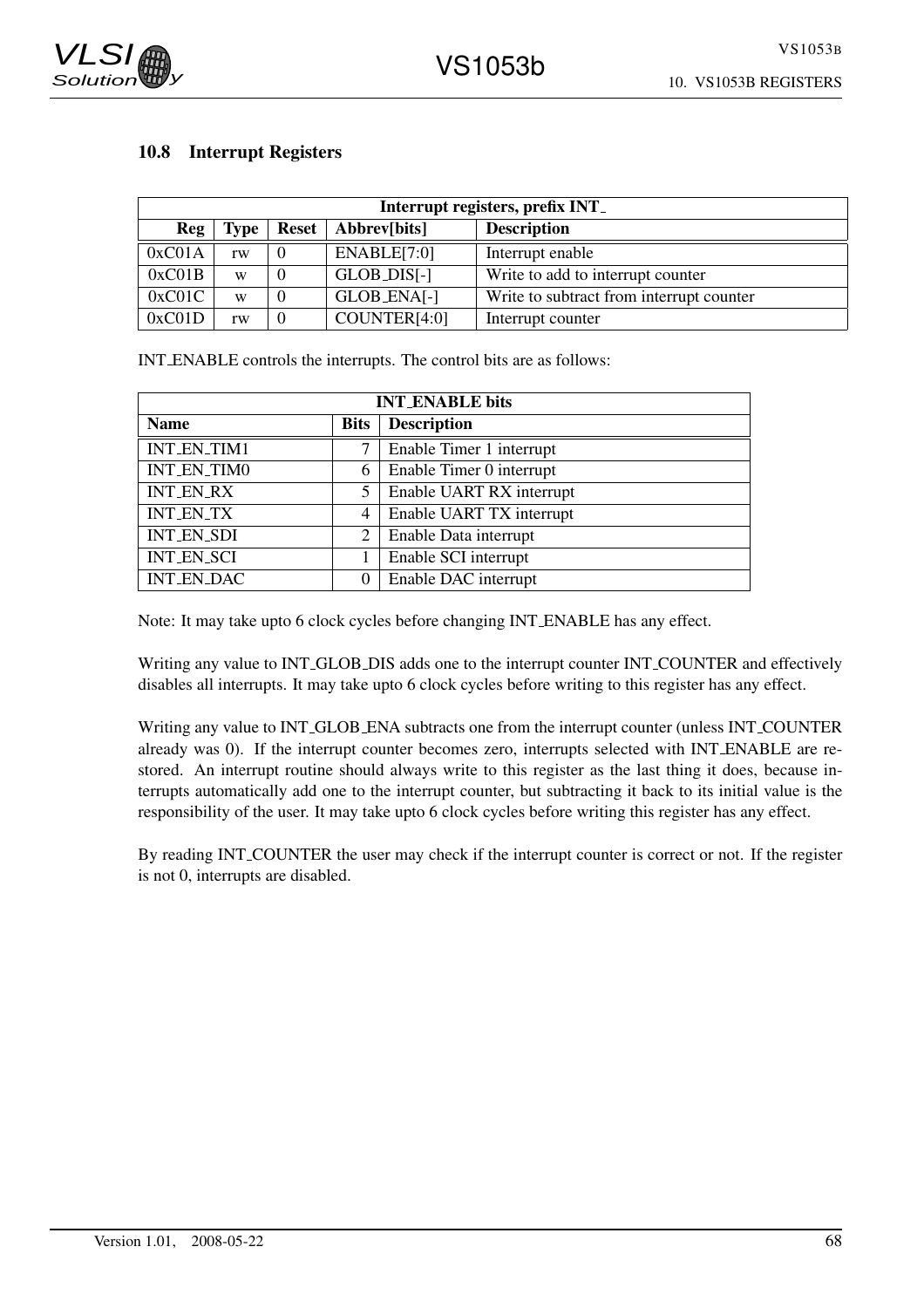### 10.8 Interrupt Registers

| Interrupt registers, prefix INT_ | | | | |
|---|---|---|---|---|
| **Reg** | **Type** | **Reset** | **Abbrev[bits]** | **Description** |
| 0xC01A | rw | 0 | ENABLE[7:0] | Interrupt enable |
| 0xC01B | w | 0 | GLOB_DIS[-] | Write to add to interrupt counter |
| 0xC01C | w | 0 | GLOB_ENA[-] | Write to subtract from interrupt counter |
| 0xC01D | rw | 0 | COUNTER[4:0] | Interrupt counter |

INT_ENABLE controls the interrupts. The control bits are as follows:

| INT_ENABLE bits | | |
|---|---|---|
| **Name** | **Bits** | **Description** |
| INT_EN_TIM1 | 7 | Enable Timer 1 interrupt |
| INT_EN_TIM0 | 6 | Enable Timer 0 interrupt |
| INT_EN_RX | 5 | Enable UART RX interrupt |
| INT_EN_TX | 4 | Enable UART TX interrupt |
| INT_EN_SDI | 2 | Enable Data interrupt |
| INT_EN_SCI | 1 | Enable SCI interrupt |
| INT_EN_DAC | 0 | Enable DAC interrupt |

Note: It may take upto 6 clock cycles before changing INT_ENABLE has any effect.

Writing any value to INT_GLOB_DIS adds one to the interrupt counter INT_COUNTER and effectively disables all interrupts. It may take upto 6 clock cycles before writing to this register has any effect.

Writing any value to INT_GLOB_ENA subtracts one from the interrupt counter (unless INT_COUNTER already was 0). If the interrupt counter becomes zero, interrupts selected with INT_ENABLE are restored. An interrupt routine should always write to this register as the last thing it does, because interrupts automatically add one to the interrupt counter, but subtracting it back to its initial value is the responsibility of the user. It may take upto 6 clock cycles before writing this register has any effect.

By reading INT_COUNTER the user may check if the interrupt counter is correct or not. If the register is not 0, interrupts are disabled.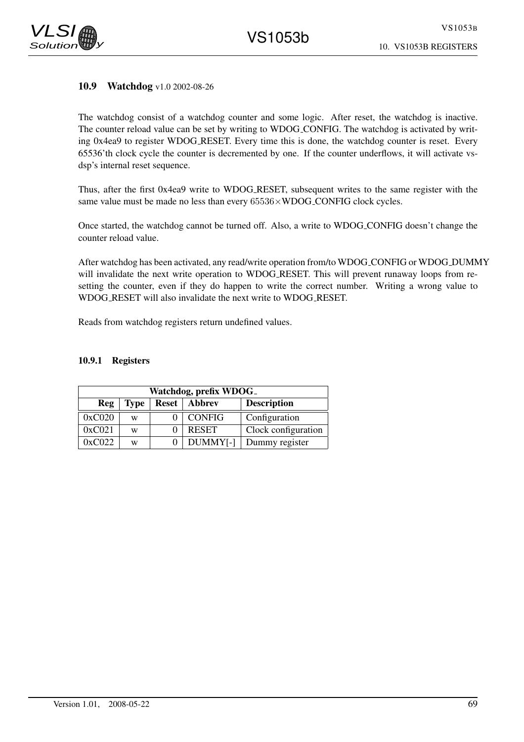## 10.9 Watchdog v1.0 2002-08-26

The watchdog consist of a watchdog counter and some logic. After reset, the watchdog is inactive. The counter reload value can be set by writing to WDOG_CONFIG. The watchdog is activated by writing 0x4ea9 to register WDOG_RESET. Every time this is done, the watchdog counter is reset. Every 65536'th clock cycle the counter is decremented by one. If the counter underflows, it will activate vsdsp's internal reset sequence.

Thus, after the first 0x4ea9 write to WDOG_RESET, subsequent writes to the same register with the same value must be made no less than every $65536 \times$ WDOG_CONFIG clock cycles.

Once started, the watchdog cannot be turned off. Also, a write to WDOG_CONFIG doesn't change the counter reload value.

After watchdog has been activated, any read/write operation from/to WDOG_CONFIG or WDOG_DUMMY will invalidate the next write operation to WDOG_RESET. This will prevent runaway loops from resetting the counter, even if they do happen to write the correct number. Writing a wrong value to WDOG_RESET will also invalidate the next write to WDOG_RESET.

Reads from watchdog registers return undefined values.

### 10.9.1 Registers

| Watchdog, prefix WDOG_ | | | | |
|---|---|---|---|---|
| **Reg** | **Type** | **Reset** | **Abbrev** | **Description** |
| 0xC020 | w | 0 | CONFIG | Configuration |
| 0xC021 | w | 0 | RESET | Clock configuration |
| 0xC022 | w | 0 | DUMMY[-] | Dummy register |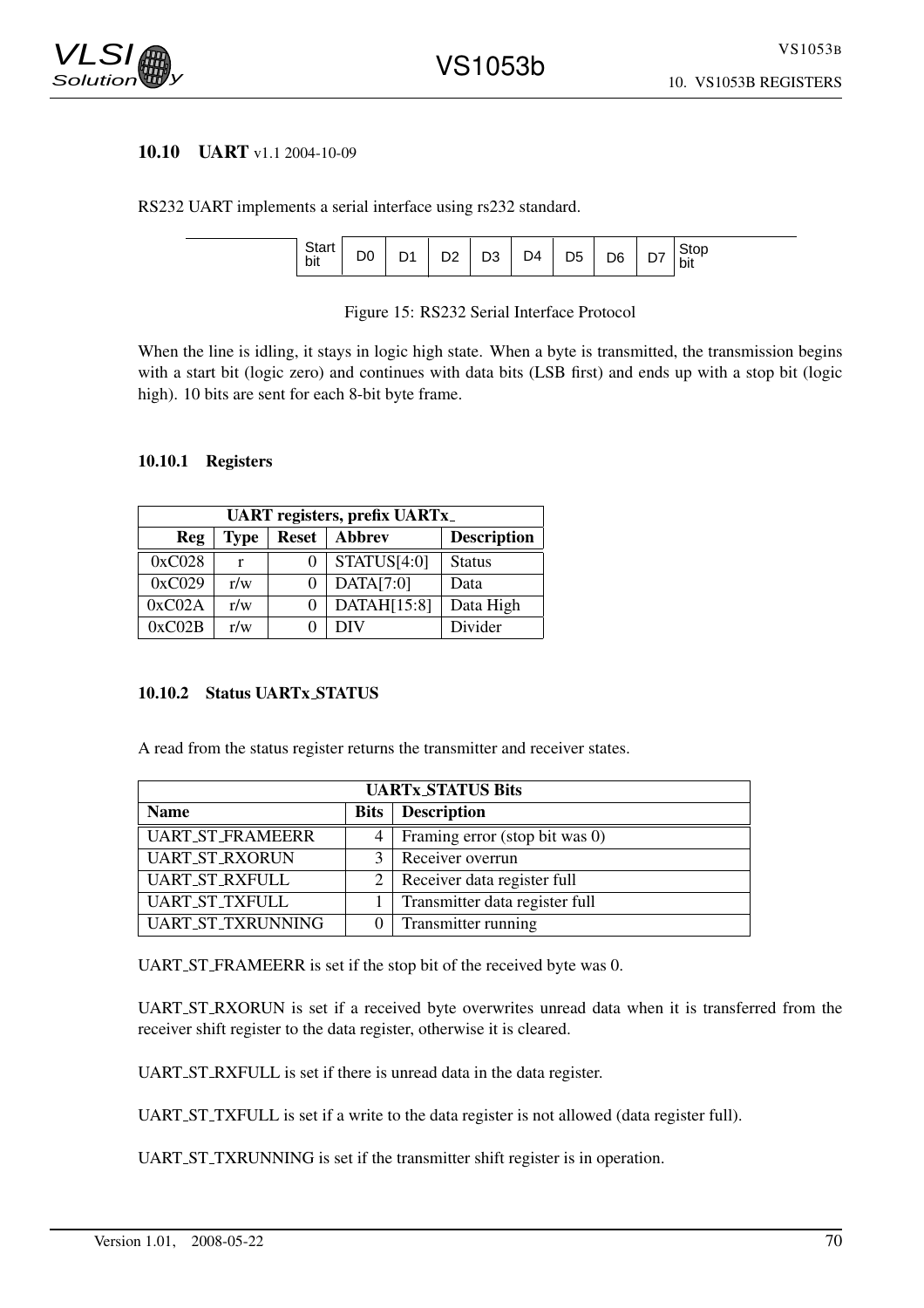## 10.10 UART v1.1 2004-10-09

RS232 UART implements a serial interface using rs232 standard.

| Start bit | D0 | D1 | D2 | D3 | D4 | D5 | D6 | D7 | Stop bit |
|---|---|---|---|---|---|---|---|---|---|

Figure 15: RS232 Serial Interface Protocol

When the line is idling, it stays in logic high state. When a byte is transmitted, the transmission begins with a start bit (logic zero) and continues with data bits (LSB first) and ends up with a stop bit (logic high). 10 bits are sent for each 8-bit byte frame.

### 10.10.1 Registers

| UART registers, prefix UARTx_ | | | | |
|---|---|---|---|---|
| **Reg** | **Type** | **Reset** | **Abbrev** | **Description** |
| 0xC028 | r | 0 | STATUS[4:0] | Status |
| 0xC029 | r/w | 0 | DATA[7:0] | Data |
| 0xC02A | r/w | 0 | DATAH[15:8] | Data High |
| 0xC02B | r/w | 0 | DIV | Divider |

### 10.10.2 Status UARTx_STATUS

A read from the status register returns the transmitter and receiver states.

| UARTx_STATUS Bits | | |
|---|---|---|
| **Name** | **Bits** | **Description** |
| UART_ST_FRAMEERR | 4 | Framing error (stop bit was 0) |
| UART_ST_RXORUN | 3 | Receiver overrun |
| UART_ST_RXFULL | 2 | Receiver data register full |
| UART_ST_TXFULL | 1 | Transmitter data register full |
| UART_ST_TXRUNNING | 0 | Transmitter running |

UART_ST_FRAMEERR is set if the stop bit of the received byte was 0.

UART_ST_RXORUN is set if a received byte overwrites unread data when it is transferred from the receiver shift register to the data register, otherwise it is cleared.

UART_ST_RXFULL is set if there is unread data in the data register.

UART_ST_TXFULL is set if a write to the data register is not allowed (data register full).

UART_ST_TXRUNNING is set if the transmitter shift register is in operation.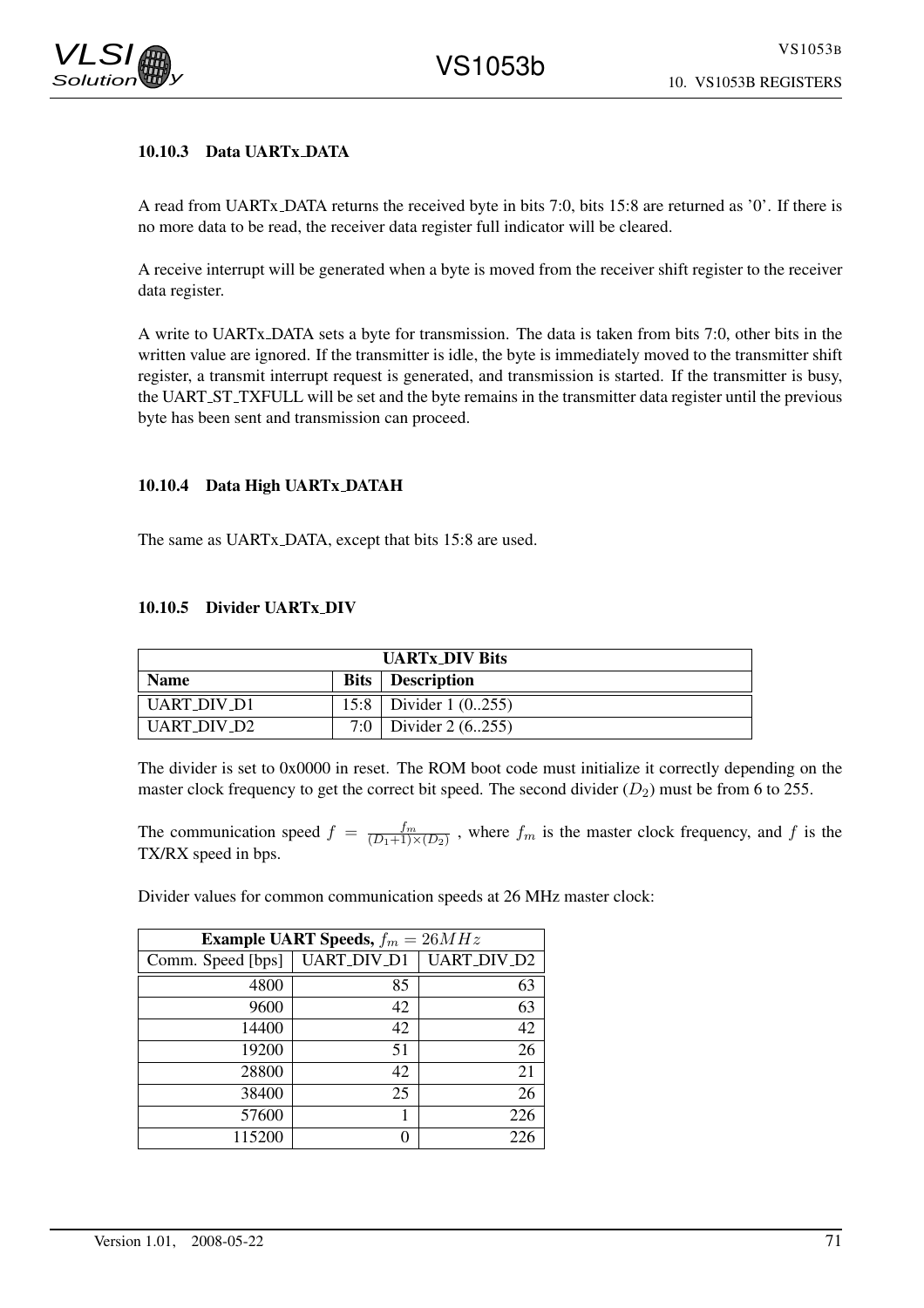#### 10.10.3 Data UARTx_DATA

A read from UARTx_DATA returns the received byte in bits 7:0, bits 15:8 are returned as '0'. If there is no more data to be read, the receiver data register full indicator will be cleared.

A receive interrupt will be generated when a byte is moved from the receiver shift register to the receiver data register.

A write to UARTx_DATA sets a byte for transmission. The data is taken from bits 7:0, other bits in the written value are ignored. If the transmitter is idle, the byte is immediately moved to the transmitter shift register, a transmit interrupt request is generated, and transmission is started. If the transmitter is busy, the UART_ST_TXFULL will be set and the byte remains in the transmitter data register until the previous byte has been sent and transmission can proceed.

#### 10.10.4 Data High UARTx_DATAH

The same as UARTx_DATA, except that bits 15:8 are used.

#### 10.10.5 Divider UARTx_DIV

| UARTx_DIV Bits | | |
|---|---|---|
| **Name** | **Bits** | **Description** |
| UART_DIV_D1 | 15:8 | Divider 1 (0..255) |
| UART_DIV_D2 | 7:0 | Divider 2 (6..255) |

The divider is set to 0x0000 in reset. The ROM boot code must initialize it correctly depending on the master clock frequency to get the correct bit speed. The second divider ($D_2$) must be from 6 to 255.

The communication speed $f = \frac{f_m}{(D_1+1)\times(D_2)}$ , where $f_m$ is the master clock frequency, and $f$ is the TX/RX speed in bps.

Divider values for common communication speeds at 26 MHz master clock:

| **Example UART Speeds,** $f_m = 26MHz$ | | |
|---|---|---|
| Comm. Speed [bps] | UART_DIV_D1 | UART_DIV_D2 |
| 4800 | 85 | 63 |
| 9600 | 42 | 63 |
| 14400 | 42 | 42 |
| 19200 | 51 | 26 |
| 28800 | 42 | 21 |
| 38400 | 25 | 26 |
| 57600 | 1 | 226 |
| 115200 | 0 | 226 |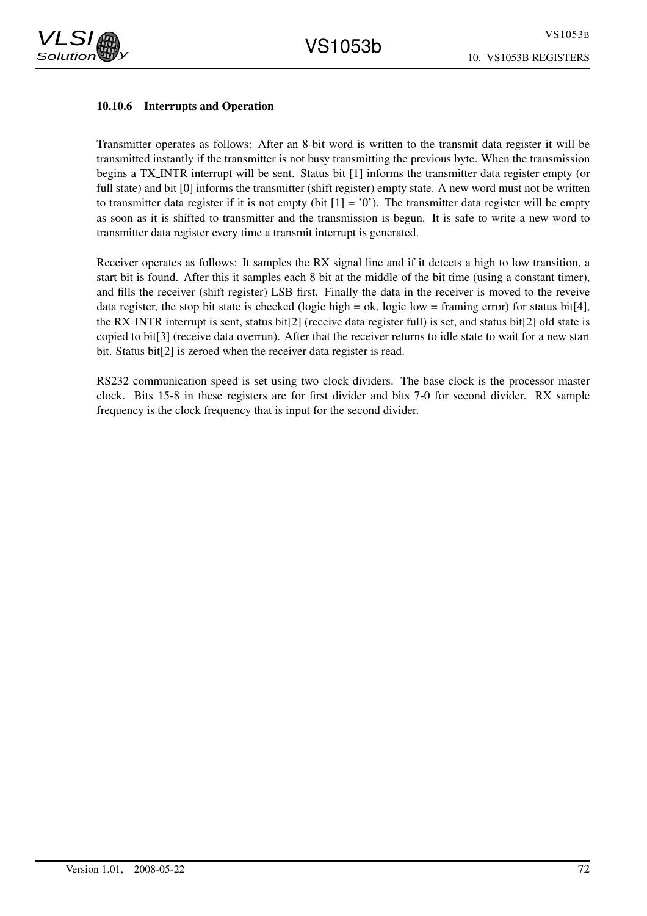#### 10.10.6 Interrupts and Operation

Transmitter operates as follows: After an 8-bit word is written to the transmit data register it will be transmitted instantly if the transmitter is not busy transmitting the previous byte. When the transmission begins a TX_INTR interrupt will be sent. Status bit [1] informs the transmitter data register empty (or full state) and bit [0] informs the transmitter (shift register) empty state. A new word must not be written to transmitter data register if it is not empty (bit [1] = '0'). The transmitter data register will be empty as soon as it is shifted to transmitter and the transmission is begun. It is safe to write a new word to transmitter data register every time a transmit interrupt is generated.

Receiver operates as follows: It samples the RX signal line and if it detects a high to low transition, a start bit is found. After this it samples each 8 bit at the middle of the bit time (using a constant timer), and fills the receiver (shift register) LSB first. Finally the data in the receiver is moved to the reveive data register, the stop bit state is checked (logic high = ok, logic low = framing error) for status bit[4], the RX_INTR interrupt is sent, status bit[2] (receive data register full) is set, and status bit[2] old state is copied to bit[3] (receive data overrun). After that the receiver returns to idle state to wait for a new start bit. Status bit[2] is zeroed when the receiver data register is read.

RS232 communication speed is set using two clock dividers. The base clock is the processor master clock. Bits 15-8 in these registers are for first divider and bits 7-0 for second divider. RX sample frequency is the clock frequency that is input for the second divider.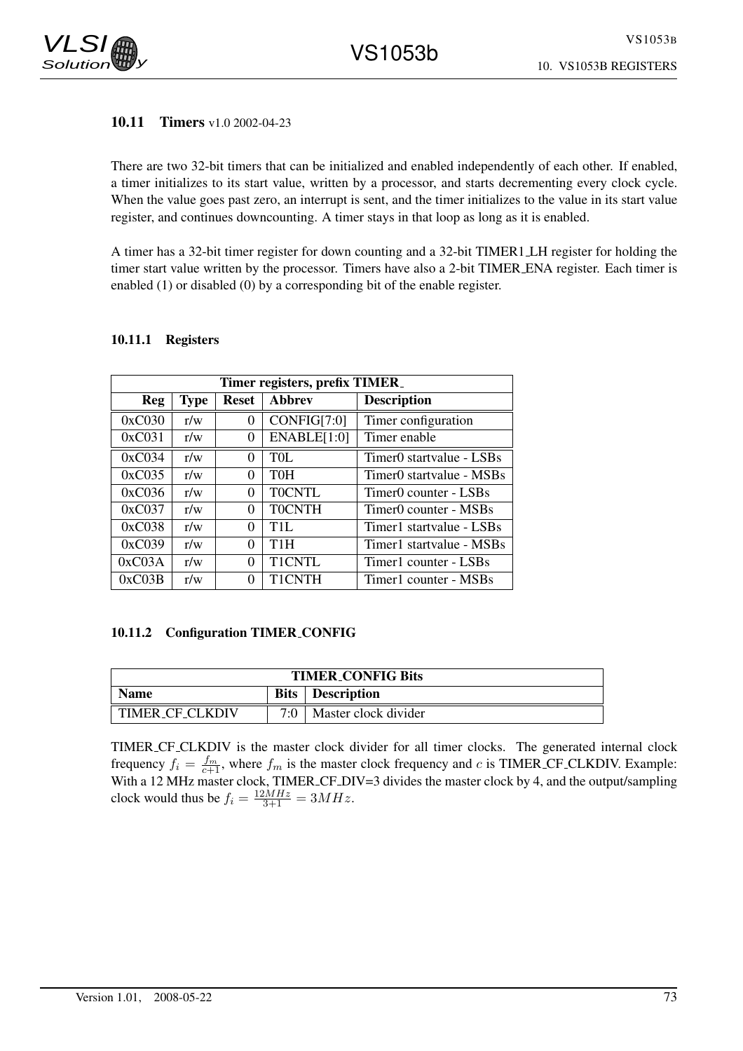### 10.11 Timers v1.0 2002-04-23

There are two 32-bit timers that can be initialized and enabled independently of each other. If enabled, a timer initializes to its start value, written by a processor, and starts decrementing every clock cycle. When the value goes past zero, an interrupt is sent, and the timer initializes to the value in its start value register, and continues downcounting. A timer stays in that loop as long as it is enabled.

A timer has a 32-bit timer register for down counting and a 32-bit TIMER1_LH register for holding the timer start value written by the processor. Timers have also a 2-bit TIMER_ENA register. Each timer is enabled (1) or disabled (0) by a corresponding bit of the enable register.

#### 10.11.1 Registers

| Timer registers, prefix TIMER_ | | | | |
|---|---|---|---|---|
| **Reg** | **Type** | **Reset** | **Abbrev** | **Description** |
| 0xC030 | r/w | 0 | CONFIG[7:0] | Timer configuration |
| 0xC031 | r/w | 0 | ENABLE[1:0] | Timer enable |
| 0xC034 | r/w | 0 | T0L | Timer0 startvalue - LSBs |
| 0xC035 | r/w | 0 | T0H | Timer0 startvalue - MSBs |
| 0xC036 | r/w | 0 | T0CNTL | Timer0 counter - LSBs |
| 0xC037 | r/w | 0 | T0CNTH | Timer0 counter - MSBs |
| 0xC038 | r/w | 0 | T1L | Timer1 startvalue - LSBs |
| 0xC039 | r/w | 0 | T1H | Timer1 startvalue - MSBs |
| 0xC03A | r/w | 0 | T1CNTL | Timer1 counter - LSBs |
| 0xC03B | r/w | 0 | T1CNTH | Timer1 counter - MSBs |

#### 10.11.2 Configuration TIMER_CONFIG

| TIMER_CONFIG Bits | | |
|---|---|---|
| **Name** | **Bits** | **Description** |
| TIMER_CF_CLKDIV | 7:0 | Master clock divider |

TIMER_CF_CLKDIV is the master clock divider for all timer clocks. The generated internal clock frequency $f_i = \frac{f_m}{c+1}$, where $f_m$ is the master clock frequency and $c$ is TIMER_CF_CLKDIV. Example: With a 12 MHz master clock, TIMER_CF_DIV=3 divides the master clock by 4, and the output/sampling clock would thus be $f_i = \frac{12MHz}{3+1} = 3MHz$.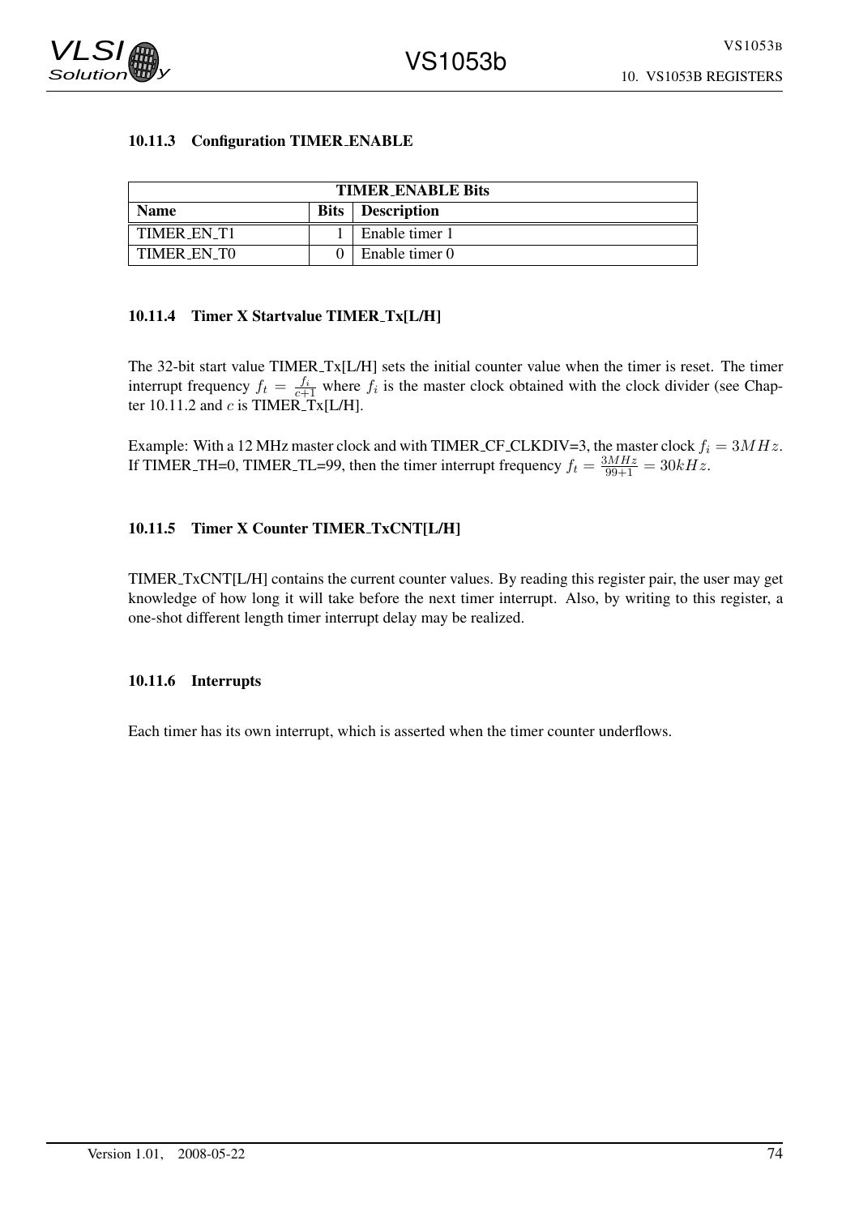#### 10.11.3 Configuration TIMER_ENABLE

| TIMER_ENABLE Bits | | |
|---|---|---|
| **Name** | **Bits** | **Description** |
| TIMER_EN_T1 | 1 | Enable timer 1 |
| TIMER_EN_T0 | 0 | Enable timer 0 |

#### 10.11.4 Timer X Startvalue TIMER_Tx[L/H]

The 32-bit start value TIMER_Tx[L/H] sets the initial counter value when the timer is reset. The timer interrupt frequency $f_t = \frac{f_i}{c+1}$ where $f_i$ is the master clock obtained with the clock divider (see Chapter 10.11.2 and $c$ is TIMER_Tx[L/H].

Example: With a 12 MHz master clock and with TIMER_CF_CLKDIV=3, the master clock $f_i = 3MHz$. If TIMER_TH=0, TIMER_TL=99, then the timer interrupt frequency $f_t = \frac{3MHz}{99+1} = 30kHz$.

#### 10.11.5 Timer X Counter TIMER_TxCNT[L/H]

TIMER_TxCNT[L/H] contains the current counter values. By reading this register pair, the user may get knowledge of how long it will take before the next timer interrupt. Also, by writing to this register, a one-shot different length timer interrupt delay may be realized.

#### 10.11.6 Interrupts

Each timer has its own interrupt, which is asserted when the timer counter underflows.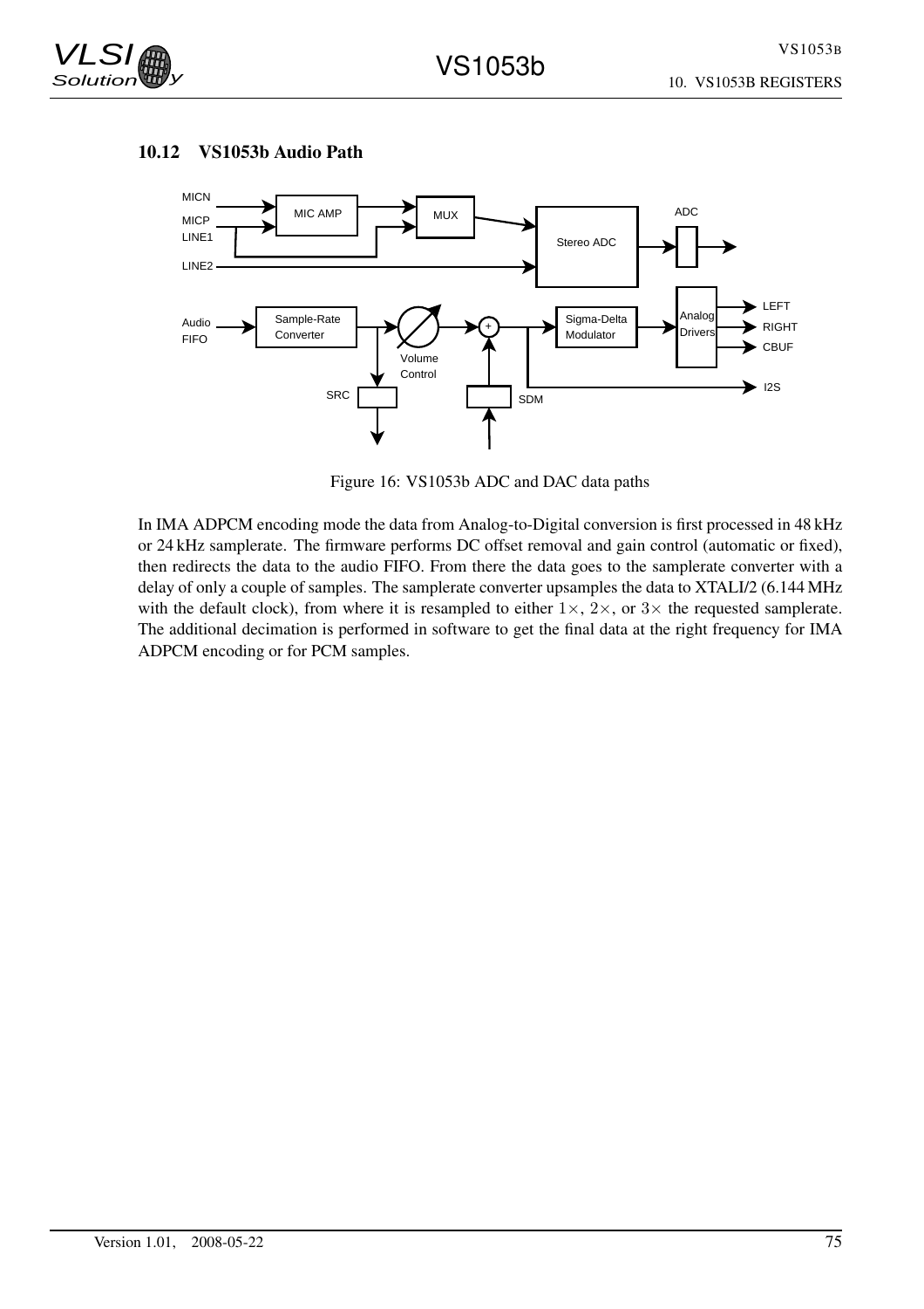### 10.12 VS1053b Audio Path

Figure 16: VS1053b ADC and DAC data paths

In IMA ADPCM encoding mode the data from Analog-to-Digital conversion is first processed in 48 kHz or 24 kHz samplerate. The firmware performs DC offset removal and gain control (automatic or fixed), then redirects the data to the audio FIFO. From there the data goes to the samplerate converter with a delay of only a couple of samples. The samplerate converter upsamples the data to XTALI/2 (6.144 MHz with the default clock), from where it is resampled to either $1\times$, $2\times$, or $3\times$ the requested samplerate. The additional decimation is performed in software to get the final data at the right frequency for IMA ADPCM encoding or for PCM samples.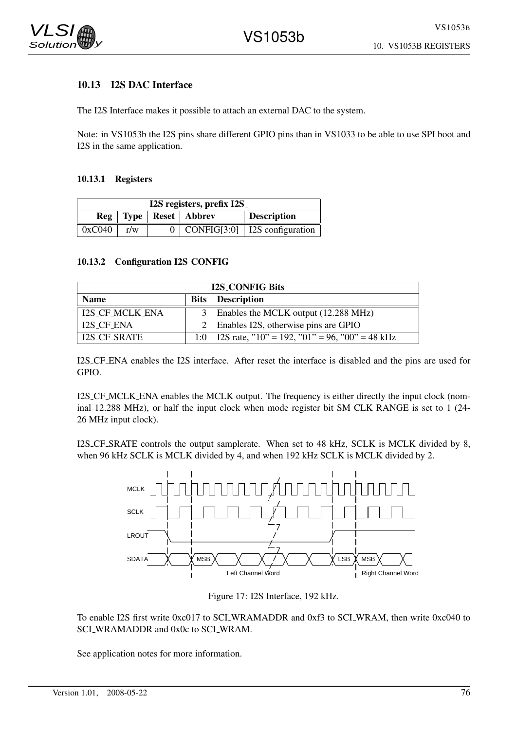### 10.13 I2S DAC Interface

The I2S Interface makes it possible to attach an external DAC to the system.

Note: in VS1053b the I2S pins share different GPIO pins than in VS1033 to be able to use SPI boot and I2S in the same application.

#### 10.13.1 Registers

| I2S registers, prefix I2S_ | | | | |
|---|---|---|---|---|
| **Reg** | **Type** | **Reset** | **Abbrev** | **Description** |
| 0xC040 | r/w | 0 | CONFIG[3:0] | I2S configuration |

#### 10.13.2 Configuration I2S_CONFIG

| I2S_CONFIG Bits | | |
|---|---|---|
| **Name** | **Bits** | **Description** |
| I2S_CF_MCLK_ENA | 3 | Enables the MCLK output (12.288 MHz) |
| I2S_CF_ENA | 2 | Enables I2S, otherwise pins are GPIO |
| I2S_CF_SRATE | 1:0 | I2S rate, "10" = 192, "01" = 96, "00" = 48 kHz |

I2S_CF_ENA enables the I2S interface. After reset the interface is disabled and the pins are used for GPIO.

I2S_CF_MCLK_ENA enables the MCLK output. The frequency is either directly the input clock (nominal 12.288 MHz), or half the input clock when mode register bit SM_CLK_RANGE is set to 1 (24-26 MHz input clock).

I2S_CF_SRATE controls the output samplerate. When set to 48 kHz, SCLK is MCLK divided by 8, when 96 kHz SCLK is MCLK divided by 4, and when 192 kHz SCLK is MCLK divided by 2.

Figure 17: I2S Interface, 192 kHz.

To enable I2S first write 0xc017 to SCI_WRAMADDR and 0xf3 to SCI_WRAM, then write 0xc040 to SCI_WRAMADDR and 0x0c to SCI_WRAM.

See application notes for more information.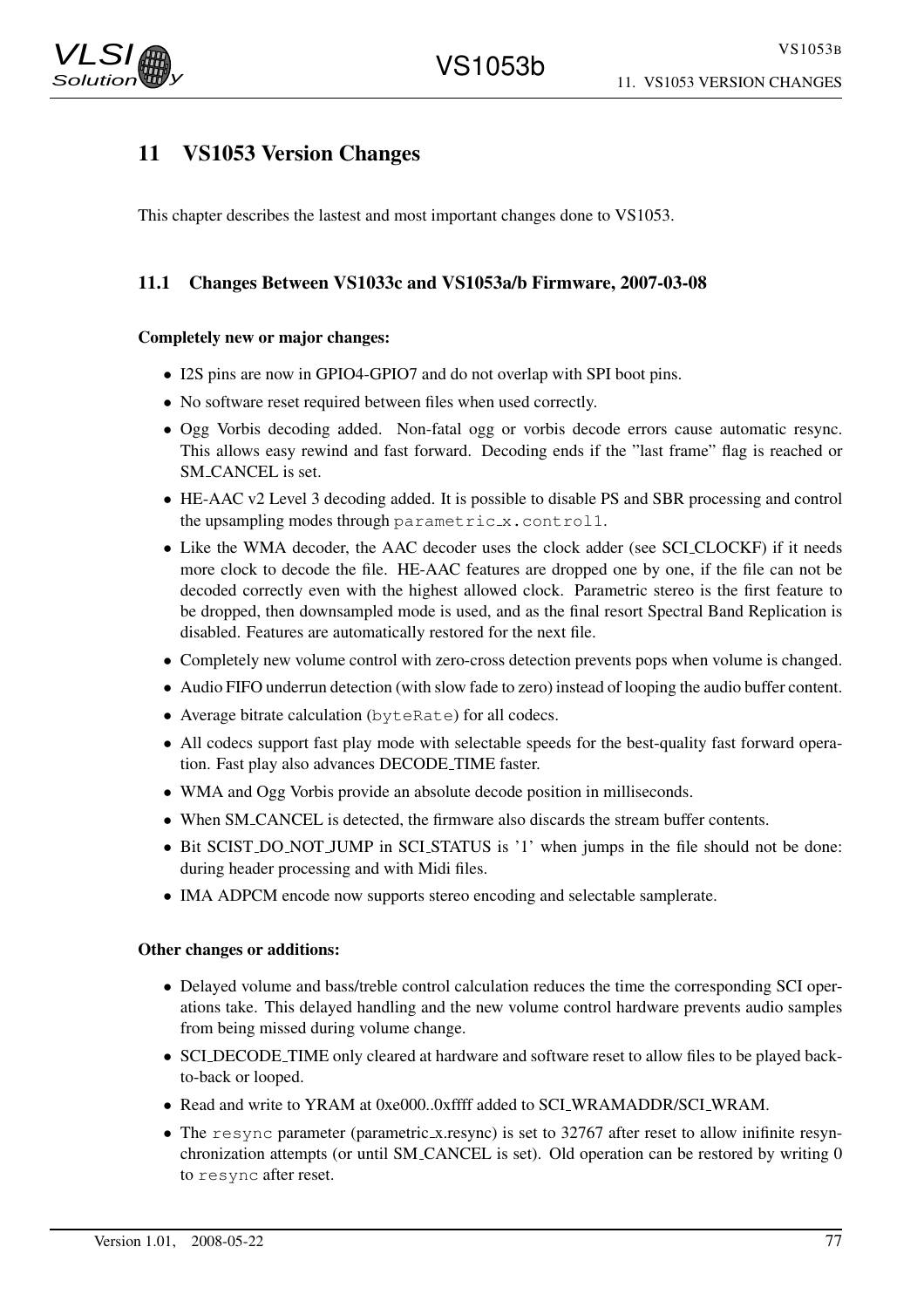# 11 VS1053 Version Changes

This chapter describes the lastest and most important changes done to VS1053.

## 11.1 Changes Between VS1033c and VS1053a/b Firmware, 2007-03-08

**Completely new or major changes:**

- I2S pins are now in GPIO4-GPIO7 and do not overlap with SPI boot pins.
- No software reset required between files when used correctly.
- Ogg Vorbis decoding added. Non-fatal ogg or vorbis decode errors cause automatic resync. This allows easy rewind and fast forward. Decoding ends if the "last frame" flag is reached or SM_CANCEL is set.
- HE-AAC v2 Level 3 decoding added. It is possible to disable PS and SBR processing and control the upsampling modes through `parametric_x.control1`.
- Like the WMA decoder, the AAC decoder uses the clock adder (see SCI_CLOCKF) if it needs more clock to decode the file. HE-AAC features are dropped one by one, if the file can not be decoded correctly even with the highest allowed clock. Parametric stereo is the first feature to be dropped, then downsampled mode is used, and as the final resort Spectral Band Replication is disabled. Features are automatically restored for the next file.
- Completely new volume control with zero-cross detection prevents pops when volume is changed.
- Audio FIFO underrun detection (with slow fade to zero) instead of looping the audio buffer content.
- Average bitrate calculation (`byteRate`) for all codecs.
- All codecs support fast play mode with selectable speeds for the best-quality fast forward operation. Fast play also advances DECODE_TIME faster.
- WMA and Ogg Vorbis provide an absolute decode position in milliseconds.
- When SM_CANCEL is detected, the firmware also discards the stream buffer contents.
- Bit SCIST_DO_NOT_JUMP in SCI_STATUS is '1' when jumps in the file should not be done: during header processing and with Midi files.
- IMA ADPCM encode now supports stereo encoding and selectable samplerate.

**Other changes or additions:**

- Delayed volume and bass/treble control calculation reduces the time the corresponding SCI operations take. This delayed handling and the new volume control hardware prevents audio samples from being missed during volume change.
- SCI_DECODE_TIME only cleared at hardware and software reset to allow files to be played back-to-back or looped.
- Read and write to YRAM at 0xe000..0xffff added to SCI_WRAMADDR/SCI_WRAM.
- The `resync` parameter (parametric_x.resync) is set to 32767 after reset to allow inifinite resynchronization attempts (or until SM_CANCEL is set). Old operation can be restored by writing 0 to `resync` after reset.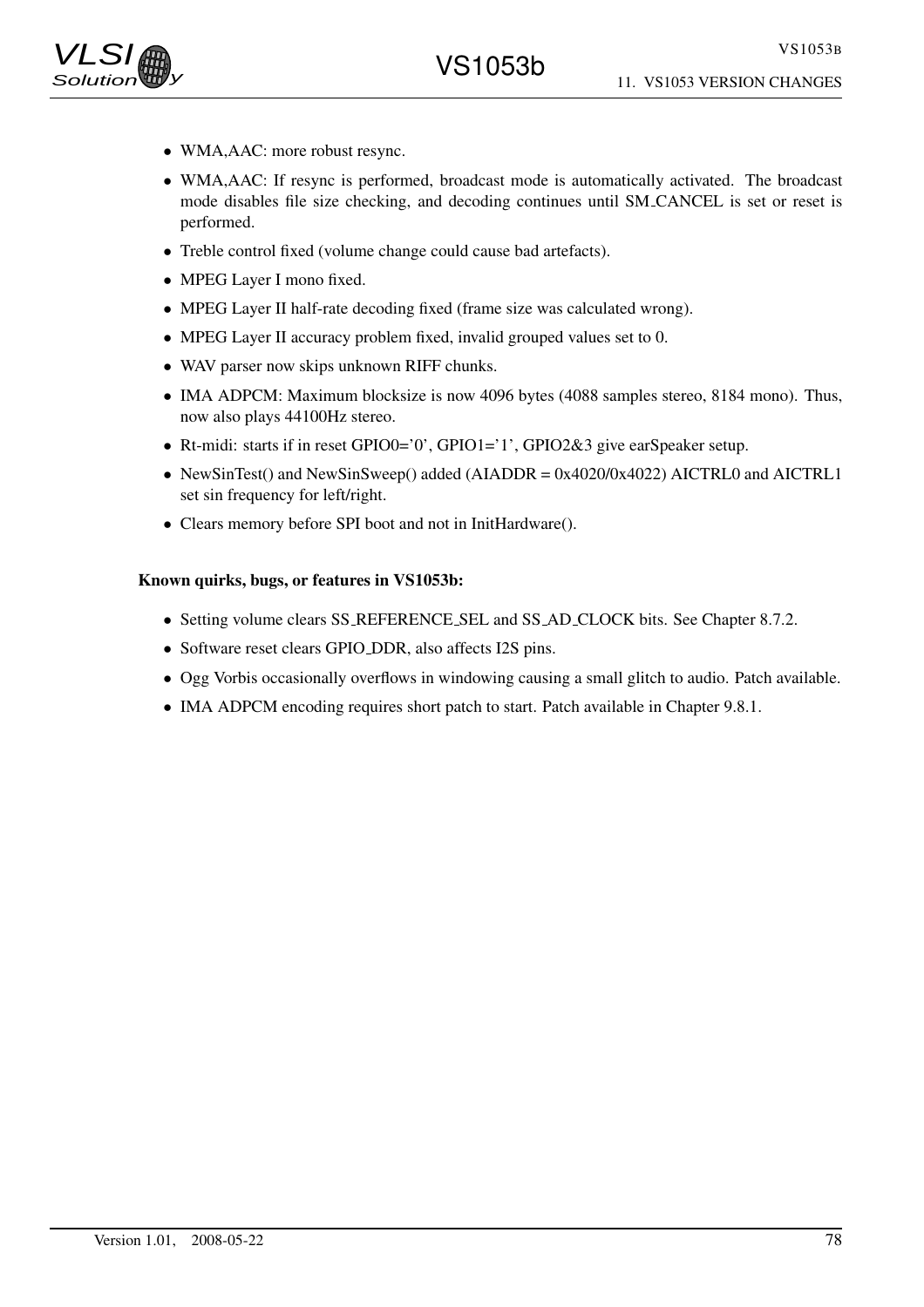- WMA,AAC: more robust resync.
- WMA,AAC: If resync is performed, broadcast mode is automatically activated. The broadcast mode disables file size checking, and decoding continues until SM_CANCEL is set or reset is performed.
- Treble control fixed (volume change could cause bad artefacts).
- MPEG Layer I mono fixed.
- MPEG Layer II half-rate decoding fixed (frame size was calculated wrong).
- MPEG Layer II accuracy problem fixed, invalid grouped values set to 0.
- WAV parser now skips unknown RIFF chunks.
- IMA ADPCM: Maximum blocksize is now 4096 bytes (4088 samples stereo, 8184 mono). Thus, now also plays 44100Hz stereo.
- Rt-midi: starts if in reset GPIO0='0', GPIO1='1', GPIO2&3 give earSpeaker setup.
- NewSinTest() and NewSinSweep() added (AIADDR = 0x4020/0x4022) AICTRL0 and AICTRL1 set sin frequency for left/right.
- Clears memory before SPI boot and not in InitHardware().

**Known quirks, bugs, or features in VS1053b:**

- Setting volume clears SS_REFERENCE_SEL and SS_AD_CLOCK bits. See Chapter 8.7.2.
- Software reset clears GPIO_DDR, also affects I2S pins.
- Ogg Vorbis occasionally overflows in windowing causing a small glitch to audio. Patch available.
- IMA ADPCM encoding requires short patch to start. Patch available in Chapter 9.8.1.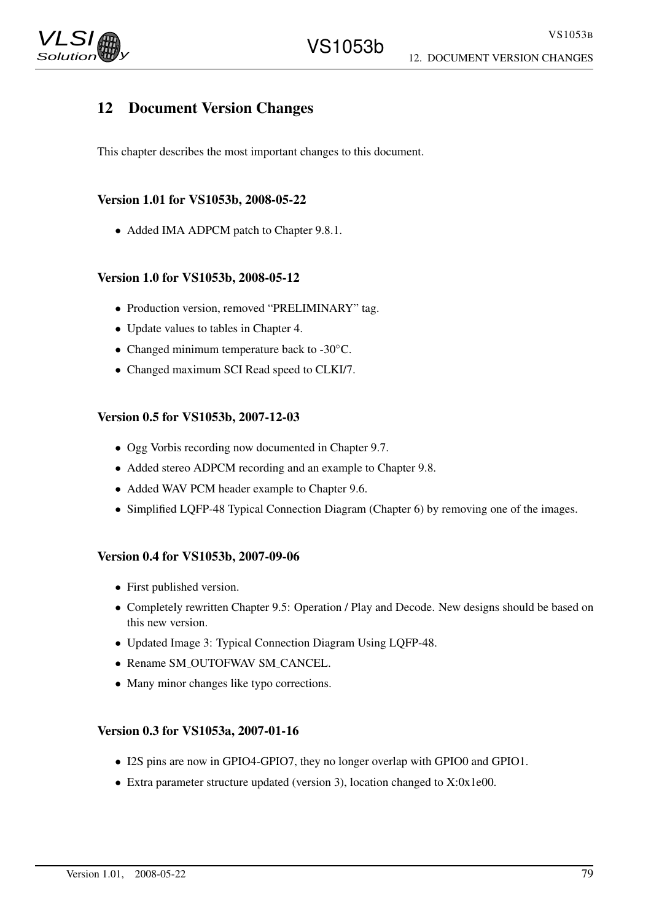## 12 Document Version Changes

This chapter describes the most important changes to this document.

### Version 1.01 for VS1053b, 2008-05-22

- Added IMA ADPCM patch to Chapter 9.8.1.

### Version 1.0 for VS1053b, 2008-05-12

- Production version, removed “PRELIMINARY” tag.
- Update values to tables in Chapter 4.
- Changed minimum temperature back to -30°C.
- Changed maximum SCI Read speed to CLKI/7.

### Version 0.5 for VS1053b, 2007-12-03

- Ogg Vorbis recording now documented in Chapter 9.7.
- Added stereo ADPCM recording and an example to Chapter 9.8.
- Added WAV PCM header example to Chapter 9.6.
- Simplified LQFP-48 Typical Connection Diagram (Chapter 6) by removing one of the images.

### Version 0.4 for VS1053b, 2007-09-06

- First published version.
- Completely rewritten Chapter 9.5: Operation / Play and Decode. New designs should be based on this new version.
- Updated Image 3: Typical Connection Diagram Using LQFP-48.
- Rename SM_OUTOFWAV SM_CANCEL.
- Many minor changes like typo corrections.

### Version 0.3 for VS1053a, 2007-01-16

- I2S pins are now in GPIO4-GPIO7, they no longer overlap with GPIO0 and GPIO1.
- Extra parameter structure updated (version 3), location changed to X:0x1e00.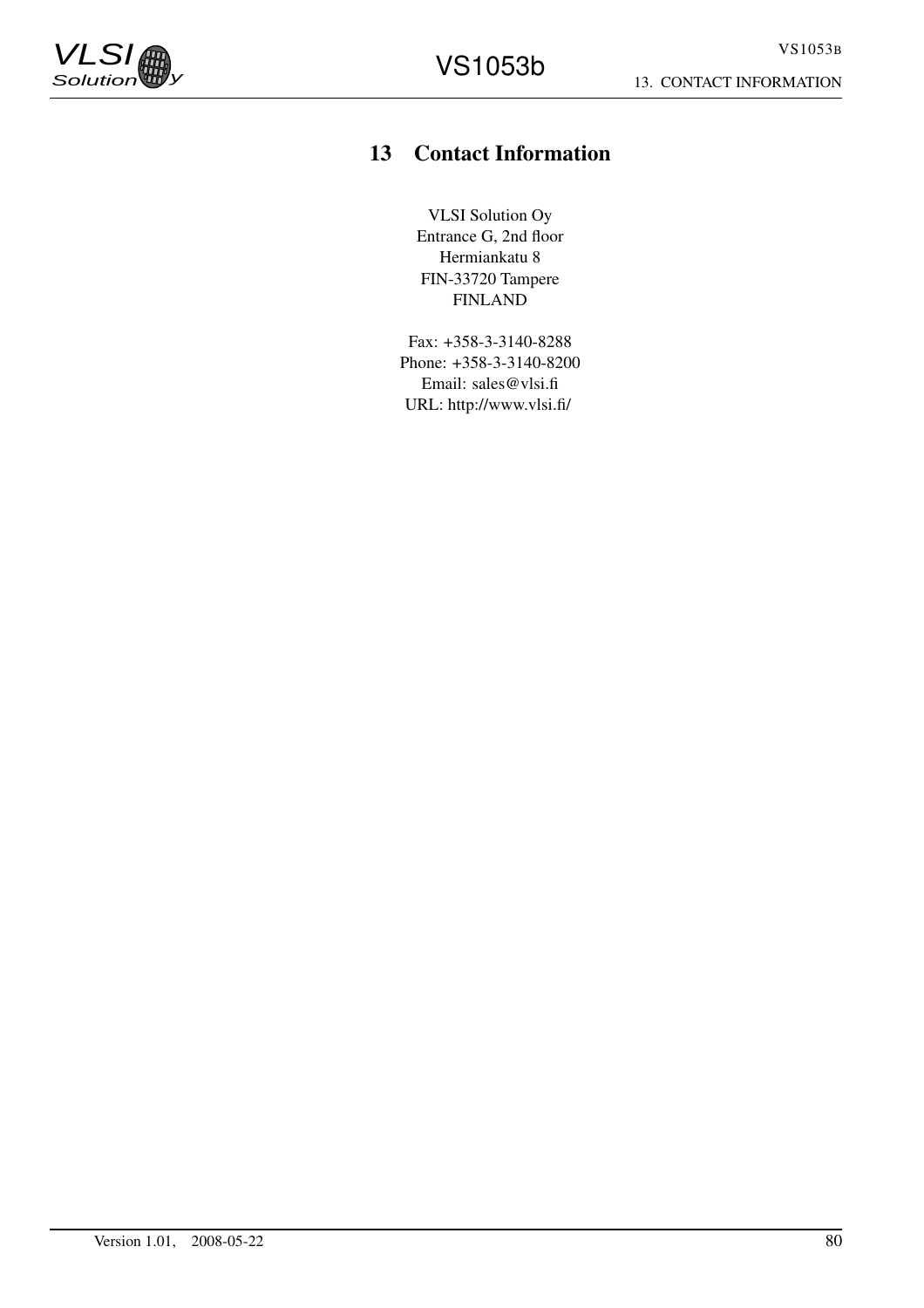# 13 Contact Information

VLSI Solution Oy
Entrance G, 2nd floor
Hermiankatu 8
FIN-33720 Tampere
FINLAND

Fax: +358-3-3140-8288
Phone: +358-3-3140-8200
Email: sales@vlsi.fi
URL: http://www.vlsi.fi/